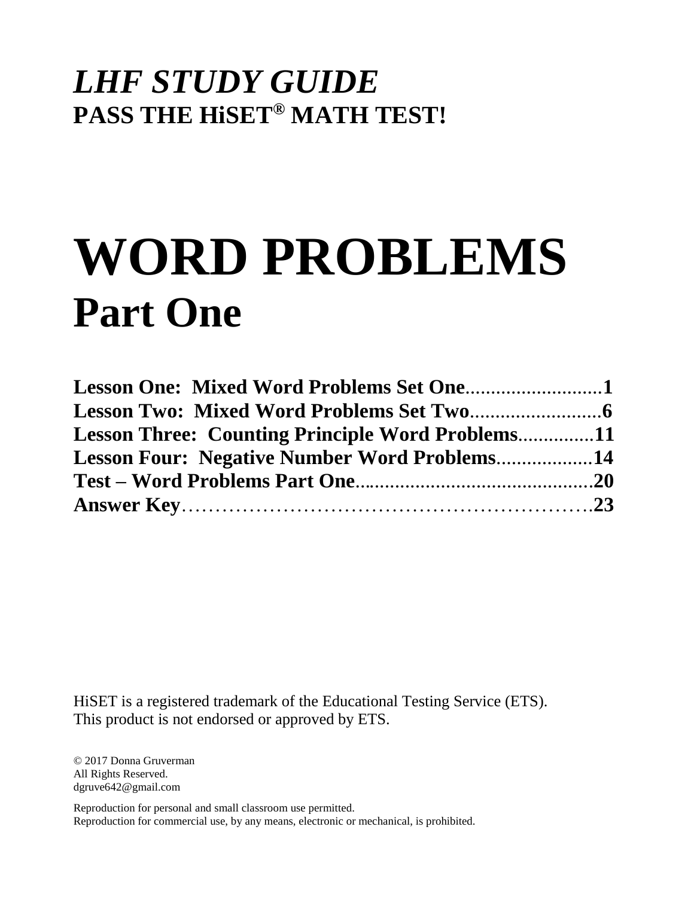*LHF STUDY GUIDE*

**PASS THE HiSET® MATH TEST!**

# WORD PROBLEMS

## Part One

**Lesson One: Mixed Word Problems Set One**...........................**1**
**Lesson Two: Mixed Word Problems Set Two**..........................**6**
**Lesson Three: Counting Principle Word Problems**...............**11**
**Lesson Four: Negative Number Word Problems**...................**14**
**Test – Word Problems Part One**.............................................**20**
**Answer Key**…………………………………………………….**23**

HiSET is a registered trademark of the Educational Testing Service (ETS).
This product is not endorsed or approved by ETS.

© 2017 Donna Gruverman
All Rights Reserved.
dgruve642@gmail.com

Reproduction for personal and small classroom use permitted.
Reproduction for commercial use, by any means, electronic or mechanical, is prohibited.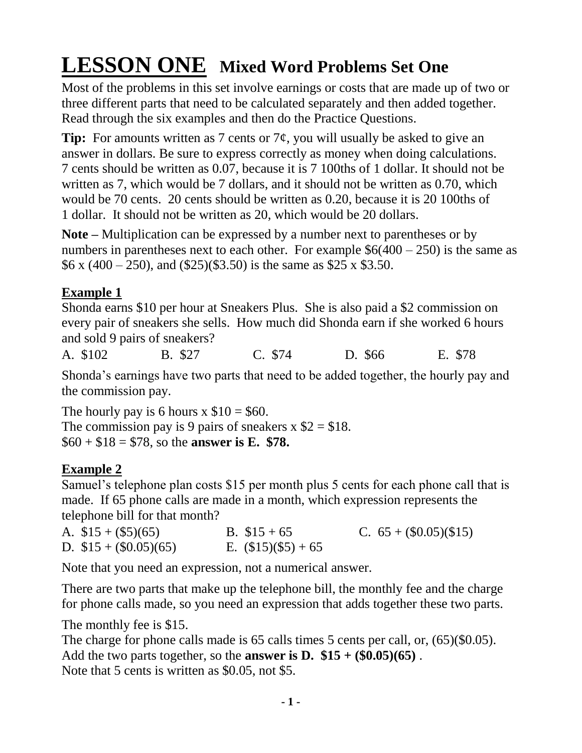# LESSON ONE Mixed Word Problems Set One

Most of the problems in this set involve earnings or costs that are made up of two or three different parts that need to be calculated separately and then added together. Read through the six examples and then do the Practice Questions.

**Tip:** For amounts written as 7 cents or 7¢, you will usually be asked to give an answer in dollars. Be sure to express correctly as money when doing calculations. 7 cents should be written as 0.07, because it is 7 100ths of 1 dollar. It should not be written as 7, which would be 7 dollars, and it should not be written as 0.70, which would be 70 cents. 20 cents should be written as 0.20, because it is 20 100ths of 1 dollar. It should not be written as 20, which would be 20 dollars.

**Note –** Multiplication can be expressed by a number next to parentheses or by numbers in parentheses next to each other. For example $6(400 – 250) is the same as $6 x (400 – 250), and ($25)($3.50) is the same as $25 x $3.50.

## Example 1

Shonda earns $10 per hour at Sneakers Plus. She is also paid a $2 commission on every pair of sneakers she sells. How much did Shonda earn if she worked 6 hours and sold 9 pairs of sneakers?

A. $102 B. $27 C. $74 D. $66 E. $78

Shonda's earnings have two parts that need to be added together, the hourly pay and the commission pay.

The hourly pay is 6 hours x $10 = $60.
The commission pay is 9 pairs of sneakers x $2 = $18.
$60 + $18 = $78, so the **answer is E. $78.**

## Example 2

Samuel's telephone plan costs $15 per month plus 5 cents for each phone call that is made. If 65 phone calls are made in a month, which expression represents the telephone bill for that month?

A. $15 + ($5)(65) B. $15 + 65 C. 65 + ($0.05)($15)
D. $15 + ($0.05)(65) E. ($15)($5) + 65

Note that you need an expression, not a numerical answer.

There are two parts that make up the telephone bill, the monthly fee and the charge for phone calls made, so you need an expression that adds together these two parts.

The monthly fee is $15.
The charge for phone calls made is 65 calls times 5 cents per call, or, (65)($0.05).
Add the two parts together, so the **answer is D. $15 + ($0.05)(65)** .
Note that 5 cents is written as $0.05, not $5.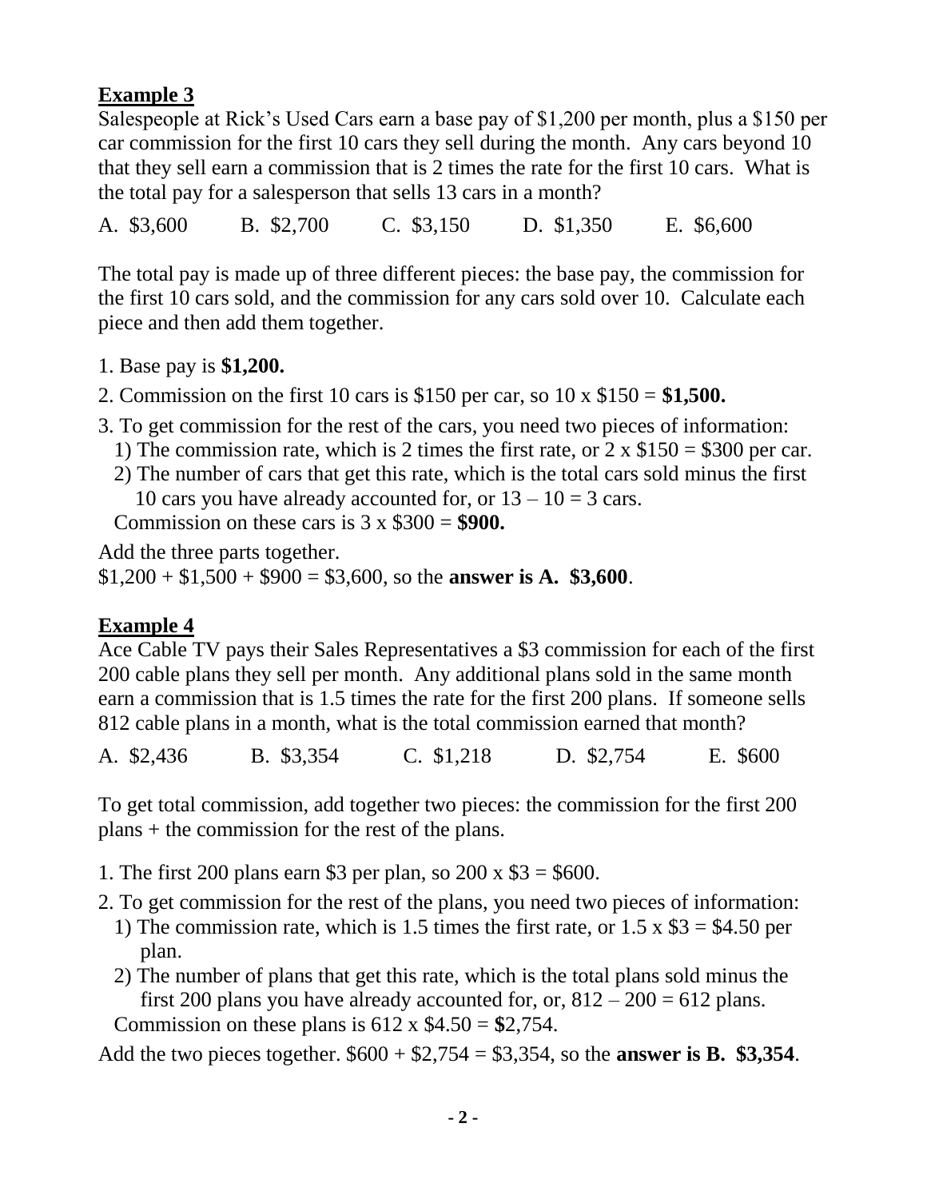**Example 3**

Salespeople at Rick's Used Cars earn a base pay of $1,200 per month, plus a $150 per car commission for the first 10 cars they sell during the month. Any cars beyond 10 that they sell earn a commission that is 2 times the rate for the first 10 cars. What is the total pay for a salesperson that sells 13 cars in a month?

A. $3,600 B. $2,700 C. $3,150 D. $1,350 E. $6,600

The total pay is made up of three different pieces: the base pay, the commission for the first 10 cars sold, and the commission for any cars sold over 10. Calculate each piece and then add them together.

1. Base pay is **$1,200.**
2. Commission on the first 10 cars is $150 per car, so 10 x $150 = **$1,500.**
3. To get commission for the rest of the cars, you need two pieces of information:
   1) The commission rate, which is 2 times the first rate, or 2 x $150 = $300 per car.
   2) The number of cars that get this rate, which is the total cars sold minus the first 10 cars you have already accounted for, or 13 – 10 = 3 cars.

   Commission on these cars is 3 x $300 = **$900.**

Add the three parts together.
$1,200 + $1,500 + $900 = $3,600, so the **answer is A. $3,600**.

**Example 4**

Ace Cable TV pays their Sales Representatives a $3 commission for each of the first 200 cable plans they sell per month. Any additional plans sold in the same month earn a commission that is 1.5 times the rate for the first 200 plans. If someone sells 812 cable plans in a month, what is the total commission earned that month?

A. $2,436 B. $3,354 C. $1,218 D. $2,754 E. $600

To get total commission, add together two pieces: the commission for the first 200 plans + the commission for the rest of the plans.

1. The first 200 plans earn $3 per plan, so 200 x $3 = $600.
2. To get commission for the rest of the plans, you need two pieces of information:
   1) The commission rate, which is 1.5 times the first rate, or 1.5 x $3 = $4.50 per plan.
   2) The number of plans that get this rate, which is the total plans sold minus the first 200 plans you have already accounted for, or, 812 – 200 = 612 plans.

   Commission on these plans is 612 x $4.50 = **$**2,754.

Add the two pieces together. $600 + $2,754 = $3,354, so the **answer is B. $3,354**.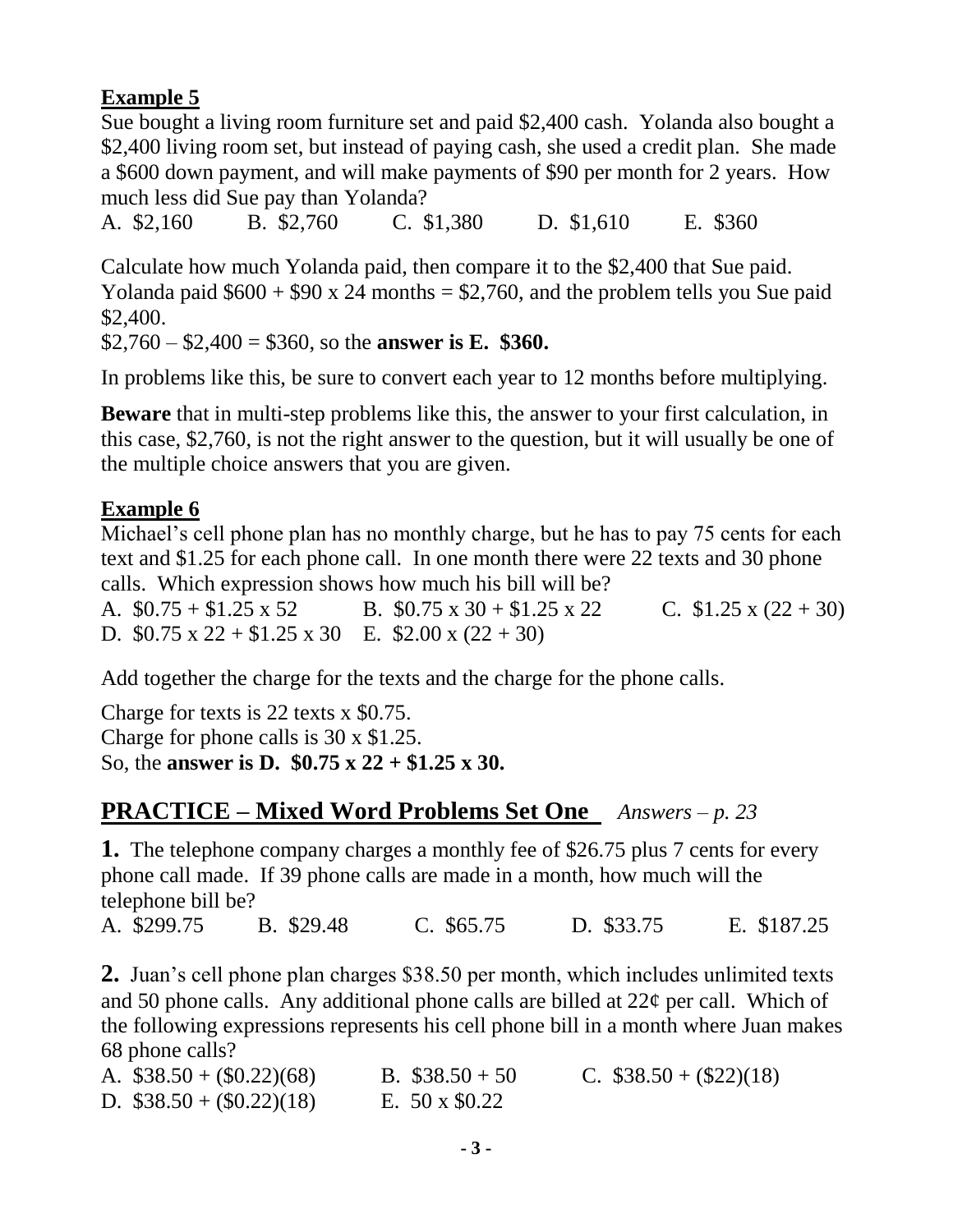## Example 5

Sue bought a living room furniture set and paid \$2,400 cash. Yolanda also bought a \$2,400 living room set, but instead of paying cash, she used a credit plan. She made a \$600 down payment, and will make payments of \$90 per month for 2 years. How much less did Sue pay than Yolanda?

A. \$2,160 B. \$2,760 C. \$1,380 D. \$1,610 E. \$360

Calculate how much Yolanda paid, then compare it to the \$2,400 that Sue paid. Yolanda paid \$600 + \$90 x 24 months = \$2,760, and the problem tells you Sue paid \$2,400.

\$2,760 – \$2,400 = \$360, so the **answer is E. \$360.**

In problems like this, be sure to convert each year to 12 months before multiplying.

**Beware** that in multi-step problems like this, the answer to your first calculation, in this case, \$2,760, is not the right answer to the question, but it will usually be one of the multiple choice answers that you are given.

## Example 6

Michael's cell phone plan has no monthly charge, but he has to pay 75 cents for each text and \$1.25 for each phone call. In one month there were 22 texts and 30 phone calls. Which expression shows how much his bill will be?

A. \$0.75 + \$1.25 x 52 B. \$0.75 x 30 + \$1.25 x 22 C. \$1.25 x (22 + 30)
D. \$0.75 x 22 + \$1.25 x 30 E. \$2.00 x (22 + 30)

Add together the charge for the texts and the charge for the phone calls.

Charge for texts is 22 texts x \$0.75.
Charge for phone calls is 30 x \$1.25.
So, the **answer is D. \$0.75 x 22 + \$1.25 x 30.**

## PRACTICE – Mixed Word Problems Set One *Answers – p. 23*

**1.** The telephone company charges a monthly fee of \$26.75 plus 7 cents for every phone call made. If 39 phone calls are made in a month, how much will the telephone bill be?

A. \$299.75 B. \$29.48 C. \$65.75 D. \$33.75 E. \$187.25

**2.** Juan's cell phone plan charges \$38.50 per month, which includes unlimited texts and 50 phone calls. Any additional phone calls are billed at 22¢ per call. Which of the following expressions represents his cell phone bill in a month where Juan makes 68 phone calls?

A. \$38.50 + (\$0.22)(68) B. \$38.50 + 50 C. \$38.50 + (\$22)(18)
D. \$38.50 + (\$0.22)(18) E. 50 x \$0.22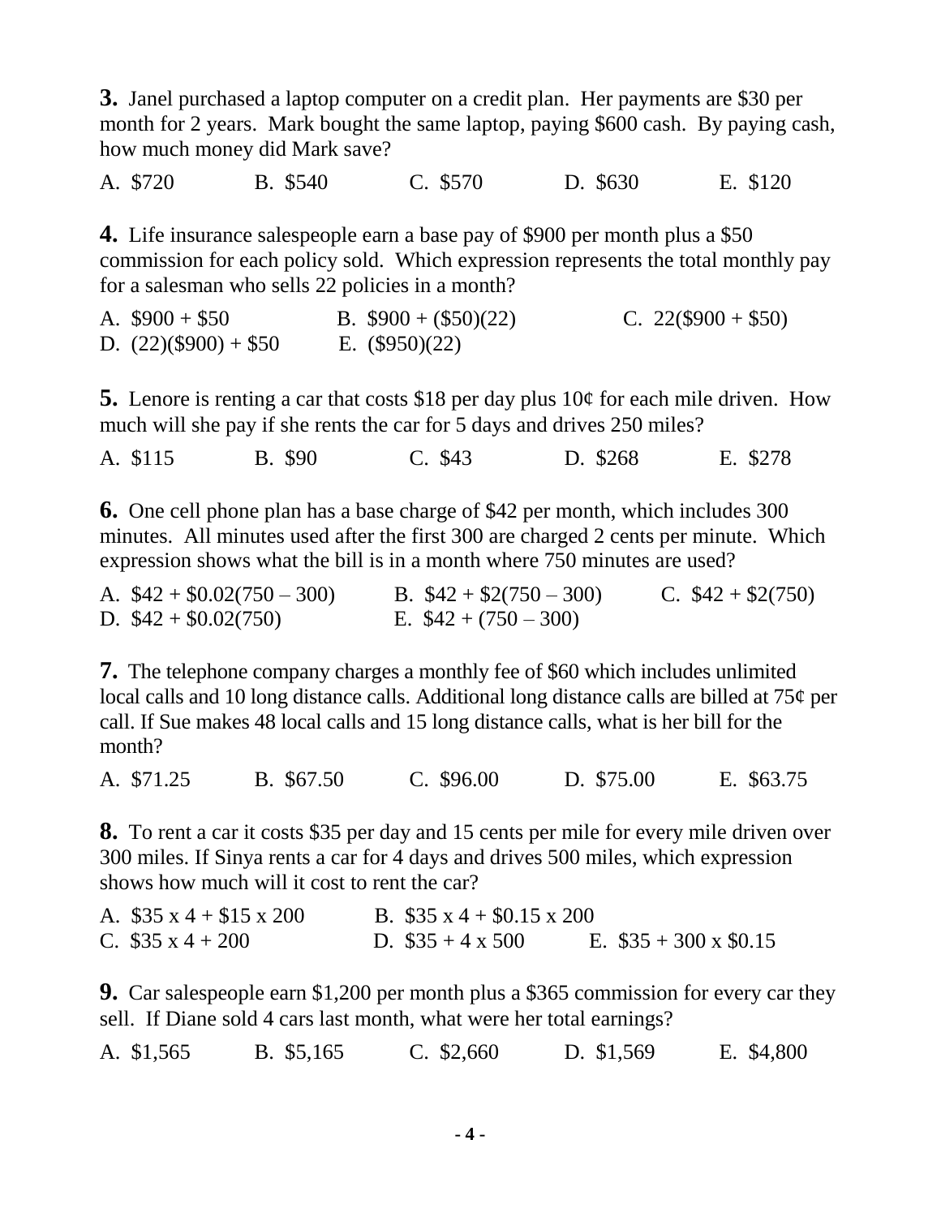**3.** Janel purchased a laptop computer on a credit plan. Her payments are \$30 per month for 2 years. Mark bought the same laptop, paying \$600 cash. By paying cash, how much money did Mark save?

A. \$720 B. \$540 C. \$570 D. \$630 E. \$120

**4.** Life insurance salespeople earn a base pay of \$900 per month plus a \$50 commission for each policy sold. Which expression represents the total monthly pay for a salesman who sells 22 policies in a month?

A. \$900 + \$50 B. \$900 + (\$50)(22) C. 22(\$900 + \$50)
D. (22)(\$900) + \$50 E. (\$950)(22)

**5.** Lenore is renting a car that costs \$18 per day plus 10¢ for each mile driven. How much will she pay if she rents the car for 5 days and drives 250 miles?

A. \$115 B. \$90 C. \$43 D. \$268 E. \$278

**6.** One cell phone plan has a base charge of \$42 per month, which includes 300 minutes. All minutes used after the first 300 are charged 2 cents per minute. Which expression shows what the bill is in a month where 750 minutes are used?

A. \$42 + \$0.02(750 – 300) B. \$42 + \$2(750 – 300) C. \$42 + \$2(750)
D. \$42 + \$0.02(750) E. \$42 + (750 – 300)

**7.** The telephone company charges a monthly fee of \$60 which includes unlimited local calls and 10 long distance calls. Additional long distance calls are billed at 75¢ per call. If Sue makes 48 local calls and 15 long distance calls, what is her bill for the month?

A. \$71.25 B. \$67.50 C. \$96.00 D. \$75.00 E. \$63.75

**8.** To rent a car it costs \$35 per day and 15 cents per mile for every mile driven over 300 miles. If Sinya rents a car for 4 days and drives 500 miles, which expression shows how much will it cost to rent the car?

A. \$35 x 4 + \$15 x 200 B. \$35 x 4 + \$0.15 x 200
C. \$35 x 4 + 200 D. \$35 + 4 x 500 E. \$35 + 300 x \$0.15

**9.** Car salespeople earn \$1,200 per month plus a \$365 commission for every car they sell. If Diane sold 4 cars last month, what were her total earnings?

A. \$1,565 B. \$5,165 C. \$2,660 D. \$1,569 E. \$4,800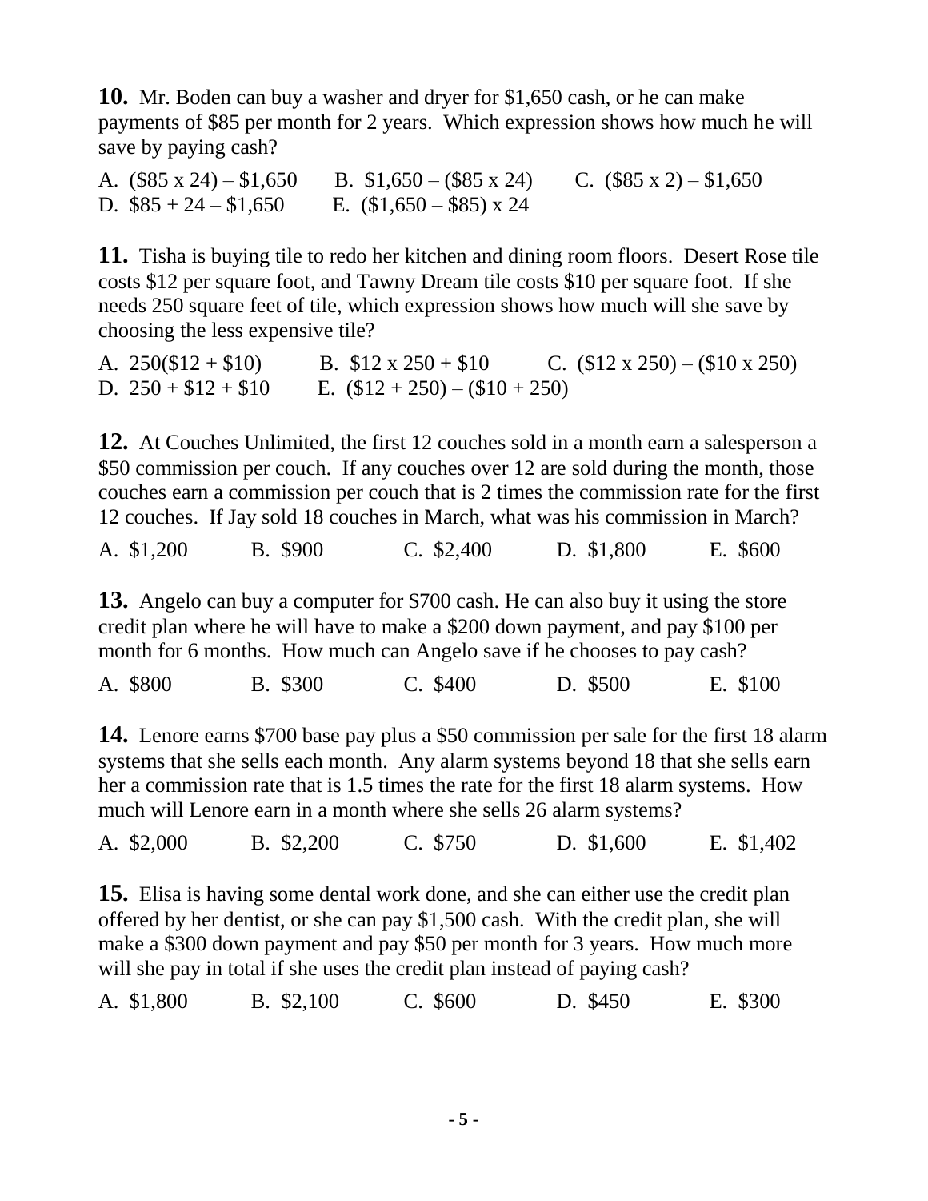**10.** Mr. Boden can buy a washer and dryer for $1,650 cash, or he can make payments of $85 per month for 2 years. Which expression shows how much he will save by paying cash?

A. ($85 x 24) – $1,650 B. $1,650 – ($85 x 24) C. ($85 x 2) – $1,650
D. $85 + 24 – $1,650 E. ($1,650 – $85) x 24

**11.** Tisha is buying tile to redo her kitchen and dining room floors. Desert Rose tile costs $12 per square foot, and Tawny Dream tile costs $10 per square foot. If she needs 250 square feet of tile, which expression shows how much will she save by choosing the less expensive tile?

A. 250($12 + $10) B. $12 x 250 + $10 C. ($12 x 250) – ($10 x 250)
D. 250 + $12 + $10 E. ($12 + 250) – ($10 + 250)

**12.** At Couches Unlimited, the first 12 couches sold in a month earn a salesperson a $50 commission per couch. If any couches over 12 are sold during the month, those couches earn a commission per couch that is 2 times the commission rate for the first 12 couches. If Jay sold 18 couches in March, what was his commission in March?

A. $1,200 B. $900 C. $2,400 D. $1,800 E. $600

**13.** Angelo can buy a computer for $700 cash. He can also buy it using the store credit plan where he will have to make a $200 down payment, and pay $100 per month for 6 months. How much can Angelo save if he chooses to pay cash?

A. $800 B. $300 C. $400 D. $500 E. $100

**14.** Lenore earns $700 base pay plus a $50 commission per sale for the first 18 alarm systems that she sells each month. Any alarm systems beyond 18 that she sells earn her a commission rate that is 1.5 times the rate for the first 18 alarm systems. How much will Lenore earn in a month where she sells 26 alarm systems?

A. $2,000 B. $2,200 C. $750 D. $1,600 E. $1,402

**15.** Elisa is having some dental work done, and she can either use the credit plan offered by her dentist, or she can pay $1,500 cash. With the credit plan, she will make a $300 down payment and pay $50 per month for 3 years. How much more will she pay in total if she uses the credit plan instead of paying cash?

A. $1,800 B. $2,100 C. $600 D. $450 E. $300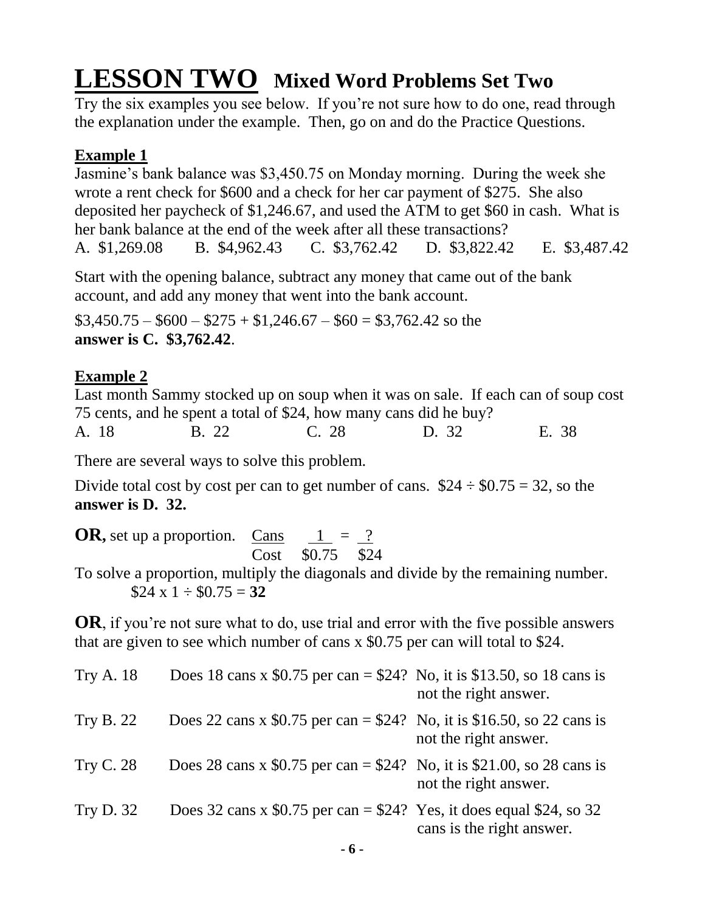# LESSON TWO Mixed Word Problems Set Two

Try the six examples you see below. If you're not sure how to do one, read through the explanation under the example. Then, go on and do the Practice Questions.

## Example 1

Jasmine's bank balance was $3,450.75 on Monday morning. During the week she wrote a rent check for $600 and a check for her car payment of $275. She also deposited her paycheck of $1,246.67, and used the ATM to get $60 in cash. What is her bank balance at the end of the week after all these transactions?

A. $1,269.08 B. $4,962.43 C. $3,762.42 D. $3,822.42 E. $3,487.42

Start with the opening balance, subtract any money that came out of the bank account, and add any money that went into the bank account.

$3,450.75 – $600 – $275 + $1,246.67 – $60 = $3,762.42 so the **answer is C. $3,762.42**.

## Example 2

Last month Sammy stocked up on soup when it was on sale. If each can of soup cost 75 cents, and he spent a total of $24, how many cans did he buy?

A. 18 B. 22 C. 28 D. 32 E. 38

There are several ways to solve this problem.

Divide total cost by cost per can to get number of cans. $24 ÷ $0.75 = 32, so the **answer is D. 32.**

**OR,** set up a proportion. $\frac{\text{Cans}}{\text{Cost}} \quad \frac{1}{\$0.75} = \frac{?}{\$24}$

To solve a proportion, multiply the diagonals and divide by the remaining number.
$24 x 1 ÷ $0.75 = **32**

**OR**, if you're not sure what to do, use trial and error with the five possible answers that are given to see which number of cans x $0.75 per can will total to $24.

Try A. 18 Does 18 cans x $0.75 per can = $24? No, it is $13.50, so 18 cans is not the right answer.

Try B. 22 Does 22 cans x $0.75 per can = $24? No, it is $16.50, so 22 cans is not the right answer.

Try C. 28 Does 28 cans x $0.75 per can = $24? No, it is $21.00, so 28 cans is not the right answer.

Try D. 32 Does 32 cans x $0.75 per can = $24? Yes, it does equal $24, so 32 cans is the right answer.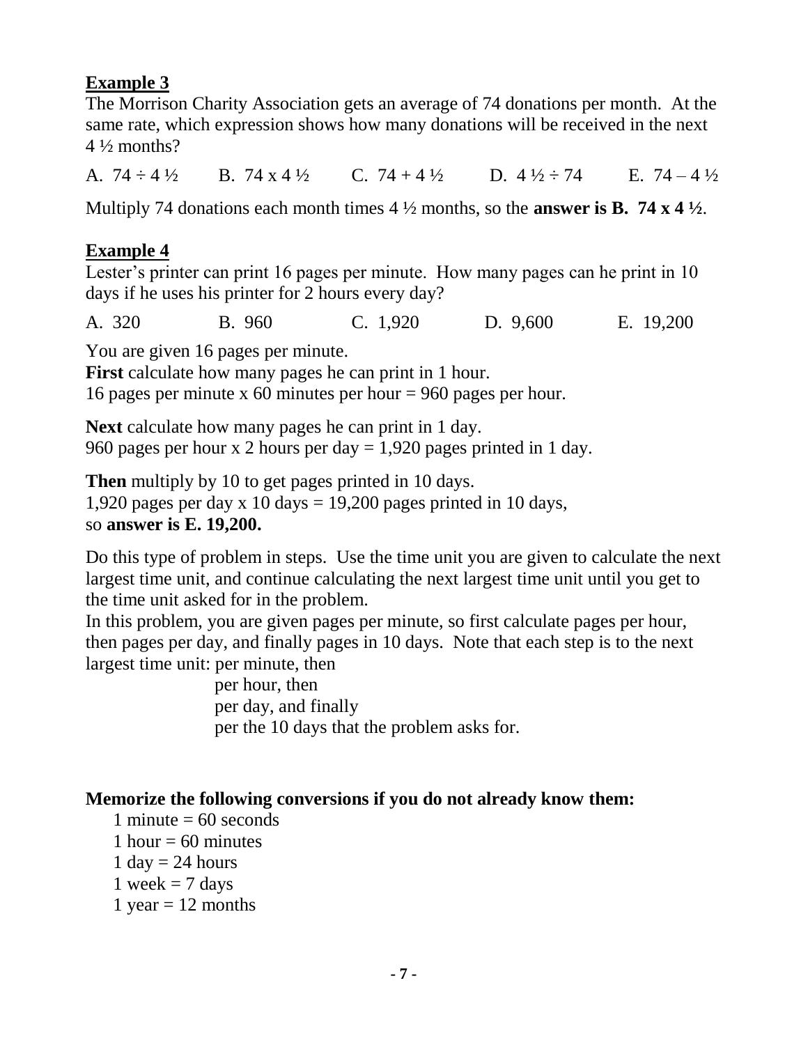## Example 3

The Morrison Charity Association gets an average of 74 donations per month. At the same rate, which expression shows how many donations will be received in the next 4 ½ months?

A. 74 ÷ 4 ½  B. 74 x 4 ½  C. 74 + 4 ½  D. 4 ½ ÷ 74  E. 74 – 4 ½

Multiply 74 donations each month times 4 ½ months, so the **answer is B. 74 x 4 ½**.

## Example 4

Lester's printer can print 16 pages per minute. How many pages can he print in 10 days if he uses his printer for 2 hours every day?

A. 320  B. 960  C. 1,920  D. 9,600  E. 19,200

You are given 16 pages per minute.
**First** calculate how many pages he can print in 1 hour.
16 pages per minute x 60 minutes per hour = 960 pages per hour.

**Next** calculate how many pages he can print in 1 day.
960 pages per hour x 2 hours per day = 1,920 pages printed in 1 day.

**Then** multiply by 10 to get pages printed in 10 days.
1,920 pages per day x 10 days = 19,200 pages printed in 10 days,
so **answer is E. 19,200.**

Do this type of problem in steps. Use the time unit you are given to calculate the next largest time unit, and continue calculating the next largest time unit until you get to the time unit asked for in the problem.
In this problem, you are given pages per minute, so first calculate pages per hour, then pages per day, and finally pages in 10 days. Note that each step is to the next largest time unit: per minute, then
per hour, then
per day, and finally
per the 10 days that the problem asks for.

**Memorize the following conversions if you do not already know them:**

1 minute = 60 seconds
1 hour = 60 minutes
1 day = 24 hours
1 week = 7 days
1 year = 12 months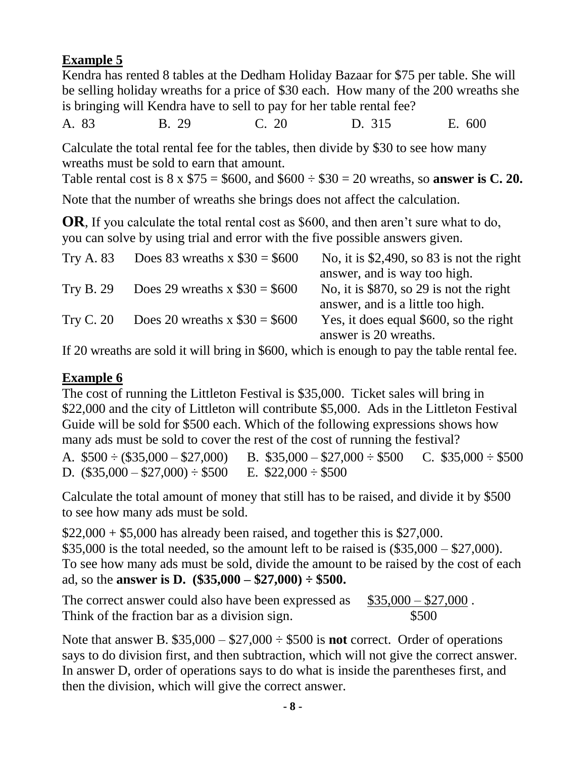**Example 5**

Kendra has rented 8 tables at the Dedham Holiday Bazaar for \$75 per table. She will be selling holiday wreaths for a price of \$30 each. How many of the 200 wreaths she is bringing will Kendra have to sell to pay for her table rental fee?

A. 83 B. 29 C. 20 D. 315 E. 600

Calculate the total rental fee for the tables, then divide by \$30 to see how many wreaths must be sold to earn that amount.

Table rental cost is 8 x \$75 = \$600, and \$600 ÷ \$30 = 20 wreaths, so **answer is C. 20.**

Note that the number of wreaths she brings does not affect the calculation.

**OR**, If you calculate the total rental cost as \$600, and then aren't sure what to do, you can solve by using trial and error with the five possible answers given.

| | | |
|---|---|---|
| Try A. 83 | Does 83 wreaths x \$30 = \$600 | No, it is \$2,490, so 83 is not the right answer, and is way too high. |
| Try B. 29 | Does 29 wreaths x \$30 = \$600 | No, it is \$870, so 29 is not the right answer, and is a little too high. |
| Try C. 20 | Does 20 wreaths x \$30 = \$600 | Yes, it does equal \$600, so the right answer is 20 wreaths. |

If 20 wreaths are sold it will bring in \$600, which is enough to pay the table rental fee.

**Example 6**

The cost of running the Littleton Festival is \$35,000. Ticket sales will bring in \$22,000 and the city of Littleton will contribute \$5,000. Ads in the Littleton Festival Guide will be sold for \$500 each. Which of the following expressions shows how many ads must be sold to cover the rest of the cost of running the festival?

A. \$500 ÷ (\$35,000 – \$27,000) B. \$35,000 – \$27,000 ÷ \$500 C. \$35,000 ÷ \$500
D. (\$35,000 – \$27,000) ÷ \$500 E. \$22,000 ÷ \$500

Calculate the total amount of money that still has to be raised, and divide it by \$500 to see how many ads must be sold.

\$22,000 + \$5,000 has already been raised, and together this is \$27,000.
\$35,000 is the total needed, so the amount left to be raised is (\$35,000 – \$27,000).
To see how many ads must be sold, divide the amount to be raised by the cost of each ad, so the **answer is D. (\$35,000 – \$27,000) ÷ \$500.**

The correct answer could also have been expressed as $\frac{\$35{,}000 - \$27{,}000}{\$500}$.
Think of the fraction bar as a division sign.

Note that answer B. \$35,000 – \$27,000 ÷ \$500 is **not** correct. Order of operations says to do division first, and then subtraction, which will not give the correct answer. In answer D, order of operations says to do what is inside the parentheses first, and then the division, which will give the correct answer.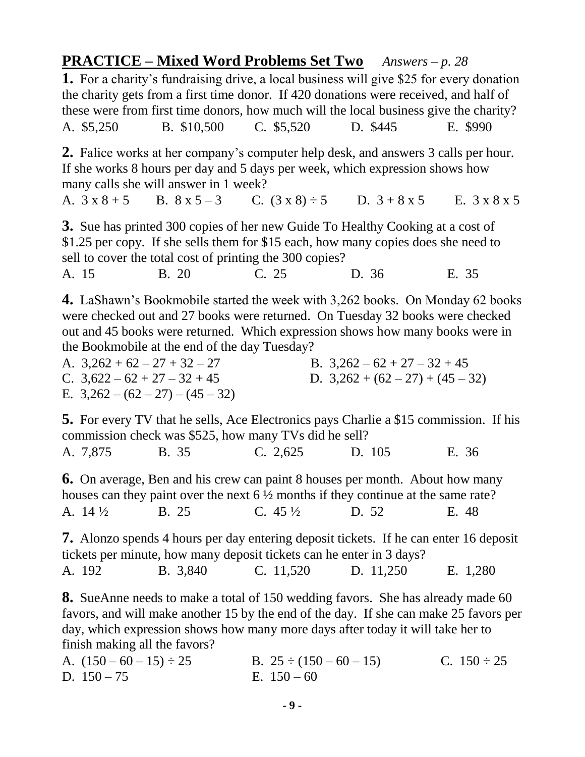## **PRACTICE – Mixed Word Problems Set Two** *Answers – p. 28*

**1.** For a charity's fundraising drive, a local business will give \$25 for every donation the charity gets from a first time donor. If 420 donations were received, and half of these were from first time donors, how much will the local business give the charity?

A. \$5,250 B. \$10,500 C. \$5,520 D. \$445 E. \$990

**2.** Falice works at her company's computer help desk, and answers 3 calls per hour. If she works 8 hours per day and 5 days per week, which expression shows how many calls she will answer in 1 week?

A. 3 x 8 + 5 B. 8 x 5 – 3 C. (3 x 8) ÷ 5 D. 3 + 8 x 5 E. 3 x 8 x 5

**3.** Sue has printed 300 copies of her new Guide To Healthy Cooking at a cost of \$1.25 per copy. If she sells them for \$15 each, how many copies does she need to sell to cover the total cost of printing the 300 copies?

A. 15 B. 20 C. 25 D. 36 E. 35

**4.** LaShawn's Bookmobile started the week with 3,262 books. On Monday 62 books were checked out and 27 books were returned. On Tuesday 32 books were checked out and 45 books were returned. Which expression shows how many books were in the Bookmobile at the end of the day Tuesday?

A. 3,262 + 62 – 27 + 32 – 27
B. 3,262 – 62 + 27 – 32 + 45
C. 3,622 – 62 + 27 – 32 + 45
D. 3,262 + (62 – 27) + (45 – 32)
E. 3,262 – (62 – 27) – (45 – 32)

**5.** For every TV that he sells, Ace Electronics pays Charlie a \$15 commission. If his commission check was \$525, how many TVs did he sell?

A. 7,875 B. 35 C. 2,625 D. 105 E. 36

**6.** On average, Ben and his crew can paint 8 houses per month. About how many houses can they paint over the next 6 ½ months if they continue at the same rate?

A. 14 ½ B. 25 C. 45 ½ D. 52 E. 48

**7.** Alonzo spends 4 hours per day entering deposit tickets. If he can enter 16 deposit tickets per minute, how many deposit tickets can he enter in 3 days?

A. 192 B. 3,840 C. 11,520 D. 11,250 E. 1,280

**8.** SueAnne needs to make a total of 150 wedding favors. She has already made 60 favors, and will make another 15 by the end of the day. If she can make 25 favors per day, which expression shows how many more days after today it will take her to finish making all the favors?

A. (150 – 60 – 15) ÷ 25
B. 25 ÷ (150 – 60 – 15)
C. 150 ÷ 25
D. 150 – 75
E. 150 – 60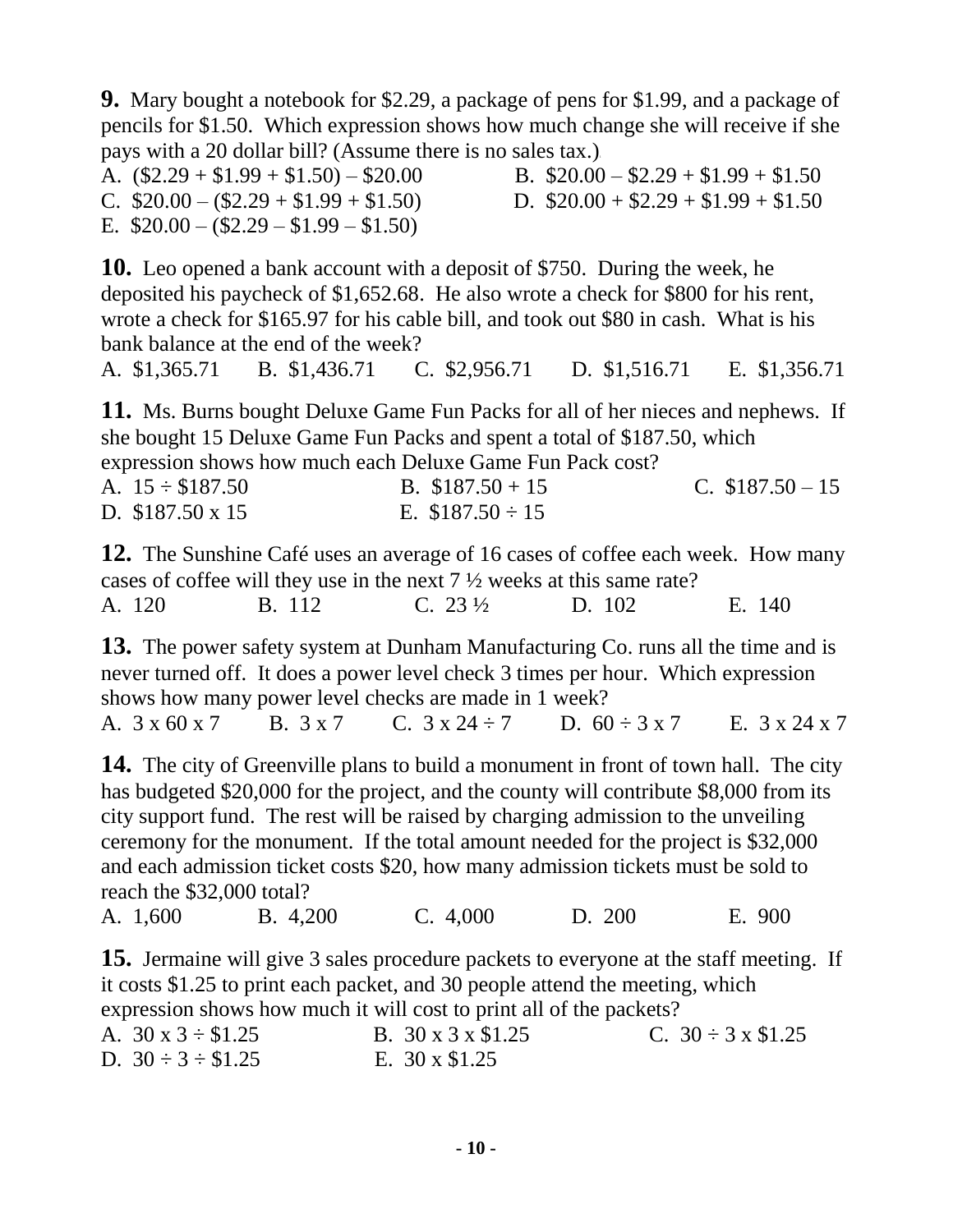**9.** Mary bought a notebook for \$2.29, a package of pens for \$1.99, and a package of pencils for \$1.50. Which expression shows how much change she will receive if she pays with a 20 dollar bill? (Assume there is no sales tax.)

A. (\$2.29 + \$1.99 + \$1.50) – \$20.00
B. \$20.00 – \$2.29 + \$1.99 + \$1.50
C. \$20.00 – (\$2.29 + \$1.99 + \$1.50)
D. \$20.00 + \$2.29 + \$1.99 + \$1.50
E. \$20.00 – (\$2.29 – \$1.99 – \$1.50)

**10.** Leo opened a bank account with a deposit of \$750. During the week, he deposited his paycheck of \$1,652.68. He also wrote a check for \$800 for his rent, wrote a check for \$165.97 for his cable bill, and took out \$80 in cash. What is his bank balance at the end of the week?

A. \$1,365.71 B. \$1,436.71 C. \$2,956.71 D. \$1,516.71 E. \$1,356.71

**11.** Ms. Burns bought Deluxe Game Fun Packs for all of her nieces and nephews. If she bought 15 Deluxe Game Fun Packs and spent a total of \$187.50, which expression shows how much each Deluxe Game Fun Pack cost?

A. 15 ÷ \$187.50
B. \$187.50 + 15
C. \$187.50 – 15
D. \$187.50 x 15
E. \$187.50 ÷ 15

**12.** The Sunshine Café uses an average of 16 cases of coffee each week. How many cases of coffee will they use in the next 7 ½ weeks at this same rate?

A. 120 B. 112 C. 23 ½ D. 102 E. 140

**13.** The power safety system at Dunham Manufacturing Co. runs all the time and is never turned off. It does a power level check 3 times per hour. Which expression shows how many power level checks are made in 1 week?

A. 3 x 60 x 7 B. 3 x 7 C. 3 x 24 ÷ 7 D. 60 ÷ 3 x 7 E. 3 x 24 x 7

**14.** The city of Greenville plans to build a monument in front of town hall. The city has budgeted \$20,000 for the project, and the county will contribute \$8,000 from its city support fund. The rest will be raised by charging admission to the unveiling ceremony for the monument. If the total amount needed for the project is \$32,000 and each admission ticket costs \$20, how many admission tickets must be sold to reach the \$32,000 total?

A. 1,600 B. 4,200 C. 4,000 D. 200 E. 900

**15.** Jermaine will give 3 sales procedure packets to everyone at the staff meeting. If it costs \$1.25 to print each packet, and 30 people attend the meeting, which expression shows how much it will cost to print all of the packets?

A. 30 x 3 ÷ \$1.25
B. 30 x 3 x \$1.25
C. 30 ÷ 3 x \$1.25
D. 30 ÷ 3 ÷ \$1.25
E. 30 x \$1.25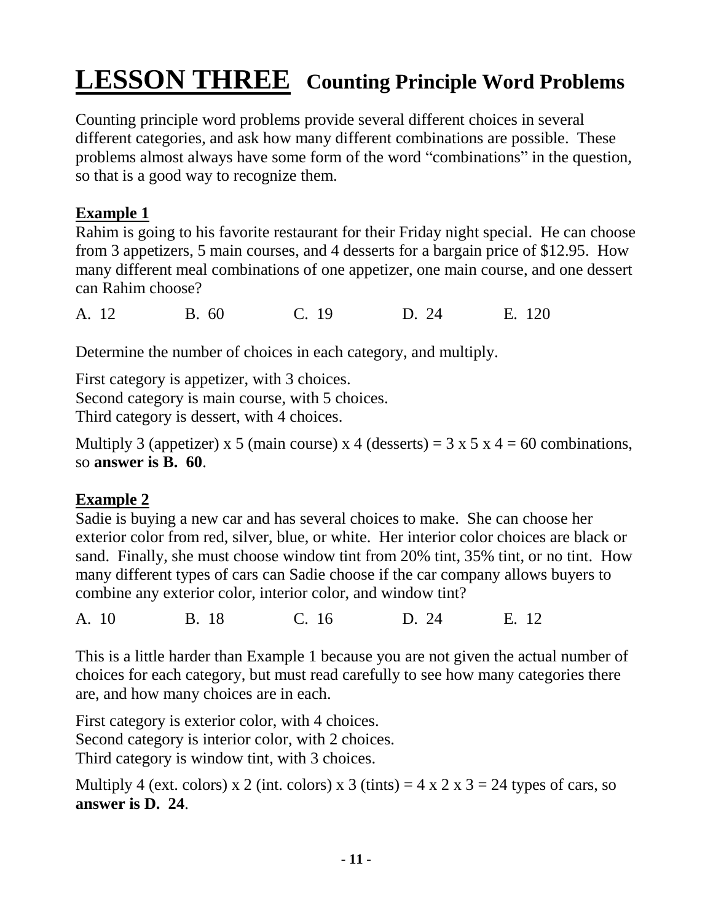# LESSON THREE Counting Principle Word Problems

Counting principle word problems provide several different choices in several different categories, and ask how many different combinations are possible. These problems almost always have some form of the word "combinations" in the question, so that is a good way to recognize them.

## Example 1

Rahim is going to his favorite restaurant for their Friday night special. He can choose from 3 appetizers, 5 main courses, and 4 desserts for a bargain price of $12.95. How many different meal combinations of one appetizer, one main course, and one dessert can Rahim choose?

A. 12 B. 60 C. 19 D. 24 E. 120

Determine the number of choices in each category, and multiply.

First category is appetizer, with 3 choices.
Second category is main course, with 5 choices.
Third category is dessert, with 4 choices.

Multiply 3 (appetizer) x 5 (main course) x 4 (desserts) = $3 \times 5 \times 4 = 60$ combinations, so **answer is B. 60**.

## Example 2

Sadie is buying a new car and has several choices to make. She can choose her exterior color from red, silver, blue, or white. Her interior color choices are black or sand. Finally, she must choose window tint from 20% tint, 35% tint, or no tint. How many different types of cars can Sadie choose if the car company allows buyers to combine any exterior color, interior color, and window tint?

A. 10 B. 18 C. 16 D. 24 E. 12

This is a little harder than Example 1 because you are not given the actual number of choices for each category, but must read carefully to see how many categories there are, and how many choices are in each.

First category is exterior color, with 4 choices.
Second category is interior color, with 2 choices.
Third category is window tint, with 3 choices.

Multiply 4 (ext. colors) x 2 (int. colors) x 3 (tints) = $4 \times 2 \times 3 = 24$ types of cars, so **answer is D. 24**.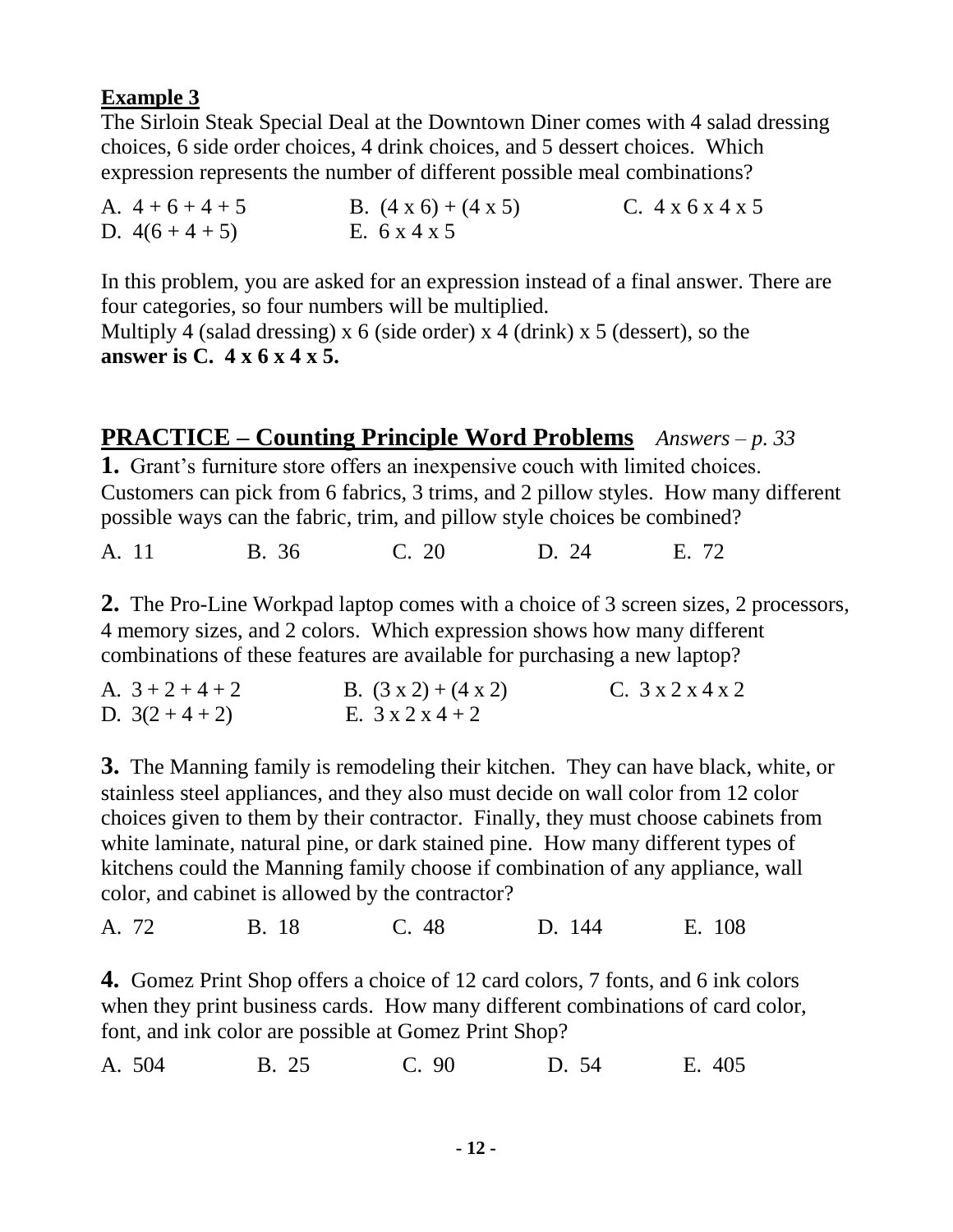**Example 3**

The Sirloin Steak Special Deal at the Downtown Diner comes with 4 salad dressing choices, 6 side order choices, 4 drink choices, and 5 dessert choices. Which expression represents the number of different possible meal combinations?

A. $4 + 6 + 4 + 5$ B. $(4 \times 6) + (4 \times 5)$ C. $4 \times 6 \times 4 \times 5$
D. $4(6 + 4 + 5)$ E. $6 \times 4 \times 5$

In this problem, you are asked for an expression instead of a final answer. There are four categories, so four numbers will be multiplied.
Multiply 4 (salad dressing) x 6 (side order) x 4 (drink) x 5 (dessert), so the **answer is C. 4 x 6 x 4 x 5.**

## PRACTICE – Counting Principle Word Problems *Answers – p. 33*

**1.** Grant's furniture store offers an inexpensive couch with limited choices. Customers can pick from 6 fabrics, 3 trims, and 2 pillow styles. How many different possible ways can the fabric, trim, and pillow style choices be combined?

A. 11 B. 36 C. 20 D. 24 E. 72

**2.** The Pro-Line Workpad laptop comes with a choice of 3 screen sizes, 2 processors, 4 memory sizes, and 2 colors. Which expression shows how many different combinations of these features are available for purchasing a new laptop?

A. $3 + 2 + 4 + 2$ B. $(3 \times 2) + (4 \times 2)$ C. $3 \times 2 \times 4 \times 2$
D. $3(2 + 4 + 2)$ E. $3 \times 2 \times 4 + 2$

**3.** The Manning family is remodeling their kitchen. They can have black, white, or stainless steel appliances, and they also must decide on wall color from 12 color choices given to them by their contractor. Finally, they must choose cabinets from white laminate, natural pine, or dark stained pine. How many different types of kitchens could the Manning family choose if combination of any appliance, wall color, and cabinet is allowed by the contractor?

A. 72 B. 18 C. 48 D. 144 E. 108

**4.** Gomez Print Shop offers a choice of 12 card colors, 7 fonts, and 6 ink colors when they print business cards. How many different combinations of card color, font, and ink color are possible at Gomez Print Shop?

A. 504 B. 25 C. 90 D. 54 E. 405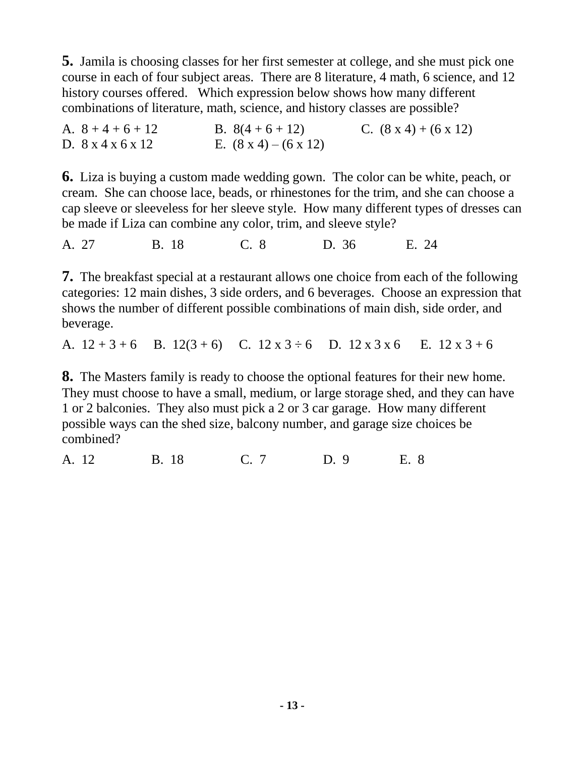**5.** Jamila is choosing classes for her first semester at college, and she must pick one course in each of four subject areas. There are 8 literature, 4 math, 6 science, and 12 history courses offered. Which expression below shows how many different combinations of literature, math, science, and history classes are possible?

A. $8 + 4 + 6 + 12$ B. $8(4 + 6 + 12)$ C. $(8 \times 4) + (6 \times 12)$
D. $8 \times 4 \times 6 \times 12$ E. $(8 \times 4) - (6 \times 12)$

**6.** Liza is buying a custom made wedding gown. The color can be white, peach, or cream. She can choose lace, beads, or rhinestones for the trim, and she can choose a cap sleeve or sleeveless for her sleeve style. How many different types of dresses can be made if Liza can combine any color, trim, and sleeve style?

A. 27 B. 18 C. 8 D. 36 E. 24

**7.** The breakfast special at a restaurant allows one choice from each of the following categories: 12 main dishes, 3 side orders, and 6 beverages. Choose an expression that shows the number of different possible combinations of main dish, side order, and beverage.

A. $12 + 3 + 6$ B. $12(3 + 6)$ C. $12 \times 3 \div 6$ D. $12 \times 3 \times 6$ E. $12 \times 3 + 6$

**8.** The Masters family is ready to choose the optional features for their new home. They must choose to have a small, medium, or large storage shed, and they can have 1 or 2 balconies. They also must pick a 2 or 3 car garage. How many different possible ways can the shed size, balcony number, and garage size choices be combined?

A. 12 B. 18 C. 7 D. 9 E. 8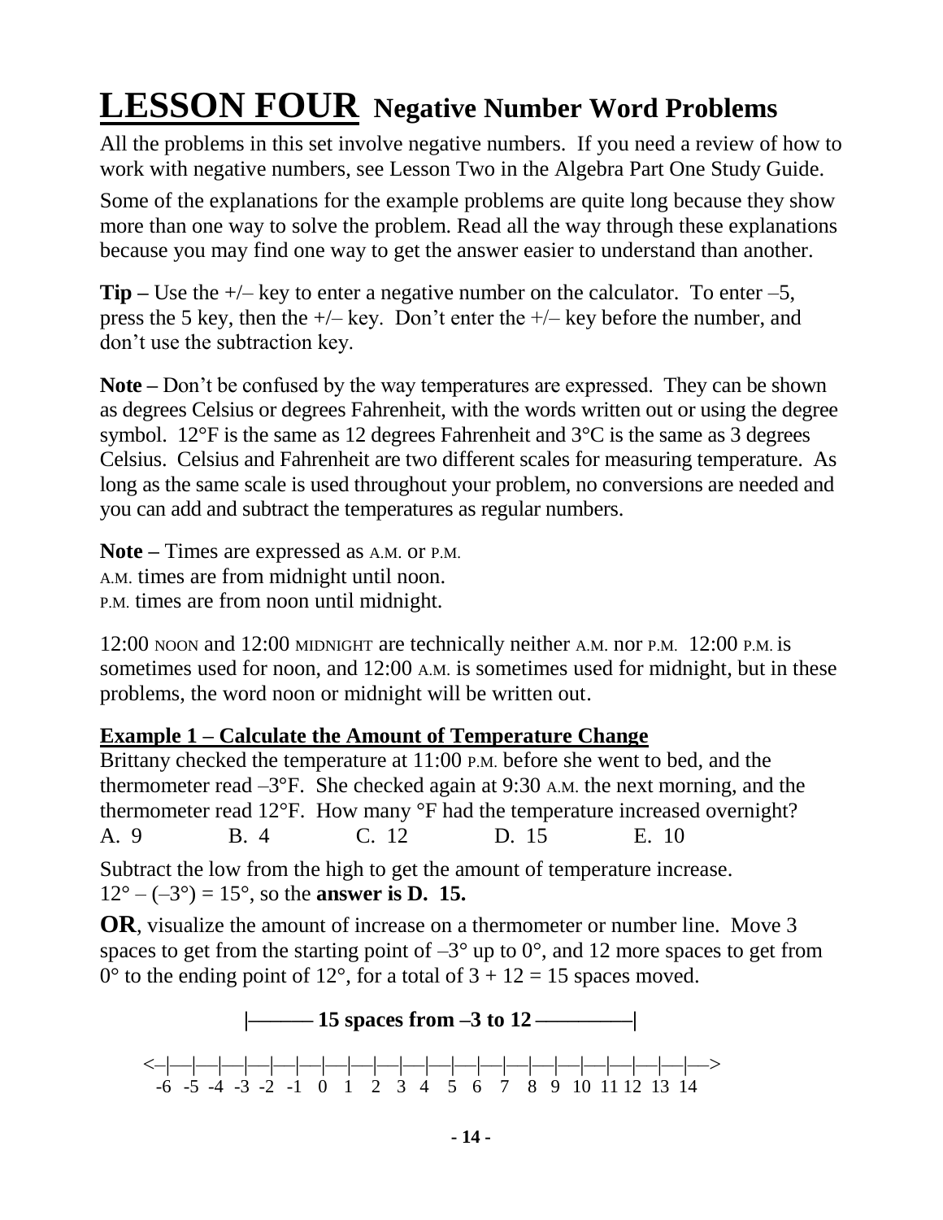# LESSON FOUR Negative Number Word Problems

All the problems in this set involve negative numbers. If you need a review of how to work with negative numbers, see Lesson Two in the Algebra Part One Study Guide.

Some of the explanations for the example problems are quite long because they show more than one way to solve the problem. Read all the way through these explanations because you may find one way to get the answer easier to understand than another.

**Tip –** Use the +/– key to enter a negative number on the calculator. To enter –5, press the 5 key, then the +/– key. Don't enter the +/– key before the number, and don't use the subtraction key.

**Note –** Don't be confused by the way temperatures are expressed. They can be shown as degrees Celsius or degrees Fahrenheit, with the words written out or using the degree symbol. 12°F is the same as 12 degrees Fahrenheit and 3°C is the same as 3 degrees Celsius. Celsius and Fahrenheit are two different scales for measuring temperature. As long as the same scale is used throughout your problem, no conversions are needed and you can add and subtract the temperatures as regular numbers.

**Note –** Times are expressed as A.M. or P.M.
A.M. times are from midnight until noon.
P.M. times are from noon until midnight.

12:00 NOON and 12:00 MIDNIGHT are technically neither A.M. nor P.M. 12:00 P.M. is sometimes used for noon, and 12:00 A.M. is sometimes used for midnight, but in these problems, the word noon or midnight will be written out.

## Example 1 – Calculate the Amount of Temperature Change

Brittany checked the temperature at 11:00 P.M. before she went to bed, and the thermometer read –3°F. She checked again at 9:30 A.M. the next morning, and the thermometer read 12°F. How many °F had the temperature increased overnight?

A. 9 B. 4 C. 12 D. 15 E. 10

Subtract the low from the high to get the amount of temperature increase.
$12° - (-3°) = 15°$, so the **answer is D. 15.**

**OR**, visualize the amount of increase on a thermometer or number line. Move 3 spaces to get from the starting point of –3° up to 0°, and 12 more spaces to get from 0° to the ending point of 12°, for a total of $3 + 12 = 15$ spaces moved.

**|——— 15 spaces from –3 to 12 —————|**

```
<–|—|—|—|—|—|—|—|—|—|—|—|—|—|—|—|—|—|—|—|—|—>
 -6 -5 -4 -3 -2 -1  0  1  2  3  4  5  6  7  8  9 10 11 12 13 14
```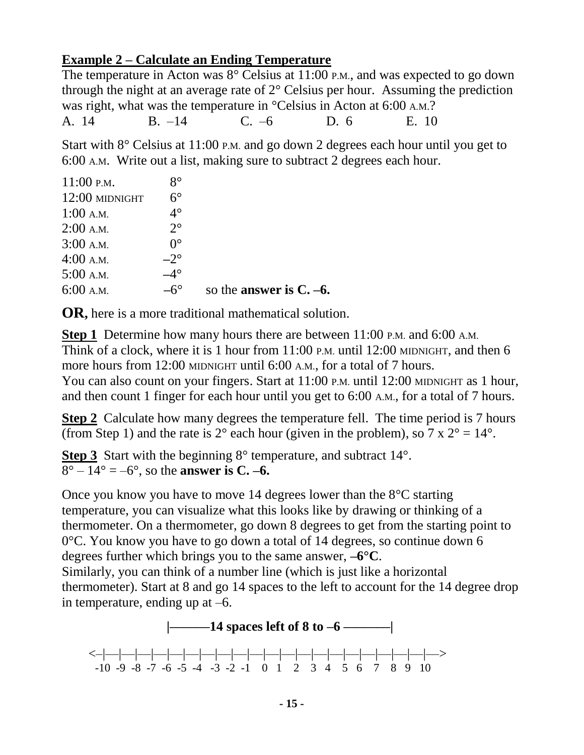**Example 2 – Calculate an Ending Temperature**

The temperature in Acton was 8° Celsius at 11:00 P.M., and was expected to go down through the night at an average rate of 2° Celsius per hour. Assuming the prediction was right, what was the temperature in °Celsius in Acton at 6:00 A.M.?

A. 14 B. –14 C. –6 D. 6 E. 10

Start with 8° Celsius at 11:00 P.M. and go down 2 degrees each hour until you get to 6:00 A.M. Write out a list, making sure to subtract 2 degrees each hour.

| | | |
|---|---|---|
| 11:00 P.M. | 8° | |
| 12:00 MIDNIGHT | 6° | |
| 1:00 A.M. | 4° | |
| 2:00 A.M. | 2° | |
| 3:00 A.M. | 0° | |
| 4:00 A.M. | –2° | |
| 5:00 A.M. | –4° | |
| 6:00 A.M. | –6° | so the **answer is C. –6.** |

**OR,** here is a more traditional mathematical solution.

**Step 1** Determine how many hours there are between 11:00 P.M. and 6:00 A.M. Think of a clock, where it is 1 hour from 11:00 P.M. until 12:00 MIDNIGHT, and then 6 more hours from 12:00 MIDNIGHT until 6:00 A.M., for a total of 7 hours. You can also count on your fingers. Start at 11:00 P.M. until 12:00 MIDNIGHT as 1 hour, and then count 1 finger for each hour until you get to 6:00 A.M., for a total of 7 hours.

**Step 2** Calculate how many degrees the temperature fell. The time period is 7 hours (from Step 1) and the rate is 2° each hour (given in the problem), so $7 \times 2° = 14°$.

**Step 3** Start with the beginning 8° temperature, and subtract 14°. $8° – 14° = –6°$, so the **answer is C. –6.**

Once you know you have to move 14 degrees lower than the 8°C starting temperature, you can visualize what this looks like by drawing or thinking of a thermometer. On a thermometer, go down 8 degrees to get from the starting point to 0°C. You know you have to go down a total of 14 degrees, so continue down 6 degrees further which brings you to the same answer, **–6°C**.

Similarly, you can think of a number line (which is just like a horizontal thermometer). Start at 8 and go 14 spaces to the left to account for the 14 degree drop in temperature, ending up at –6.

```
          |———14 spaces left of 8 to –6 ———|

<–|—|—|—|—|—|—|—|—|—|—|—|—|—|—|—|—|—|—|—|—>
 -10 -9 -8 -7 -6 -5 -4 -3 -2 -1  0  1  2  3  4  5  6  7  8  9  10
```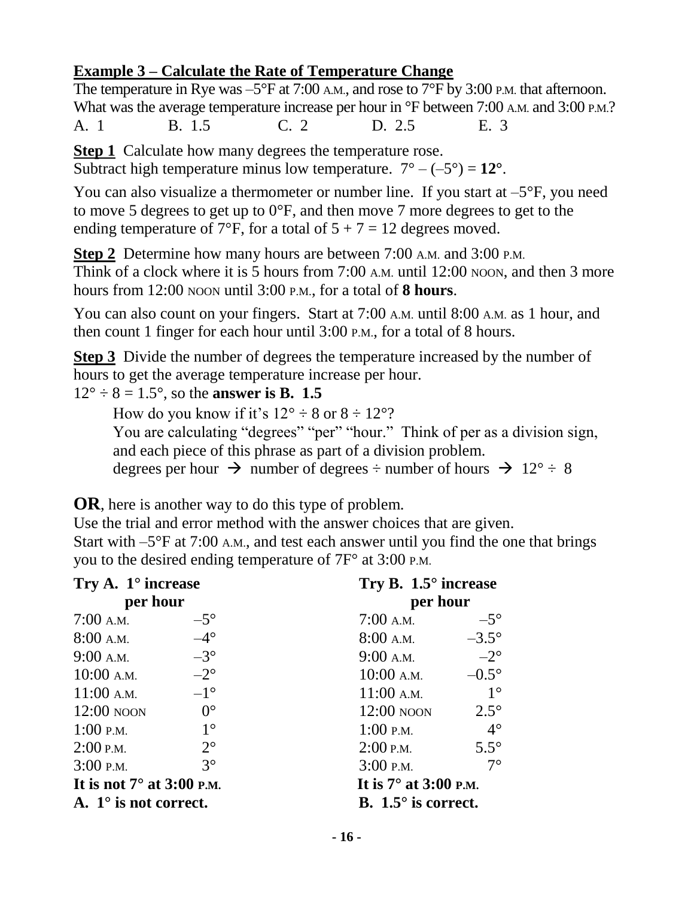## Example 3 – Calculate the Rate of Temperature Change

The temperature in Rye was –5°F at 7:00 A.M., and rose to 7°F by 3:00 P.M. that afternoon. What was the average temperature increase per hour in °F between 7:00 A.M. and 3:00 P.M.?

A. 1 B. 1.5 C. 2 D. 2.5 E. 3

**Step 1** Calculate how many degrees the temperature rose.
Subtract high temperature minus low temperature. 7° – (–5°) = **12°**.

You can also visualize a thermometer or number line. If you start at –5°F, you need to move 5 degrees to get up to 0°F, and then move 7 more degrees to get to the ending temperature of 7°F, for a total of 5 + 7 = 12 degrees moved.

**Step 2** Determine how many hours are between 7:00 A.M. and 3:00 P.M.
Think of a clock where it is 5 hours from 7:00 A.M. until 12:00 NOON, and then 3 more hours from 12:00 NOON until 3:00 P.M., for a total of **8 hours**.

You can also count on your fingers. Start at 7:00 A.M. until 8:00 A.M. as 1 hour, and then count 1 finger for each hour until 3:00 P.M., for a total of 8 hours.

**Step 3** Divide the number of degrees the temperature increased by the number of hours to get the average temperature increase per hour.
12° ÷ 8 = 1.5°, so the **answer is B. 1.5**

How do you know if it's 12° ÷ 8 or 8 ÷ 12°?
You are calculating "degrees" "per" "hour." Think of per as a division sign, and each piece of this phrase as part of a division problem.
degrees per hour → number of degrees ÷ number of hours → 12° ÷ 8

**OR**, here is another way to do this type of problem.
Use the trial and error method with the answer choices that are given.
Start with –5°F at 7:00 A.M., and test each answer until you find the one that brings you to the desired ending temperature of 7F° at 3:00 P.M.

| **Try A. 1° increase per hour** | | **Try B. 1.5° increase per hour** | |
|---|---|---|---|
| 7:00 A.M. | –5° | 7:00 A.M. | –5° |
| 8:00 A.M. | –4° | 8:00 A.M. | –3.5° |
| 9:00 A.M. | –3° | 9:00 A.M. | –2° |
| 10:00 A.M. | –2° | 10:00 A.M. | –0.5° |
| 11:00 A.M. | –1° | 11:00 A.M. | 1° |
| 12:00 NOON | 0° | 12:00 NOON | 2.5° |
| 1:00 P.M. | 1° | 1:00 P.M. | 4° |
| 2:00 P.M. | 2° | 2:00 P.M. | 5.5° |
| 3:00 P.M. | 3° | 3:00 P.M. | 7° |
| **It is not 7° at 3:00 P.M.** | | **It is 7° at 3:00 P.M.** | |
| **A. 1° is not correct.** | | **B. 1.5° is correct.** | |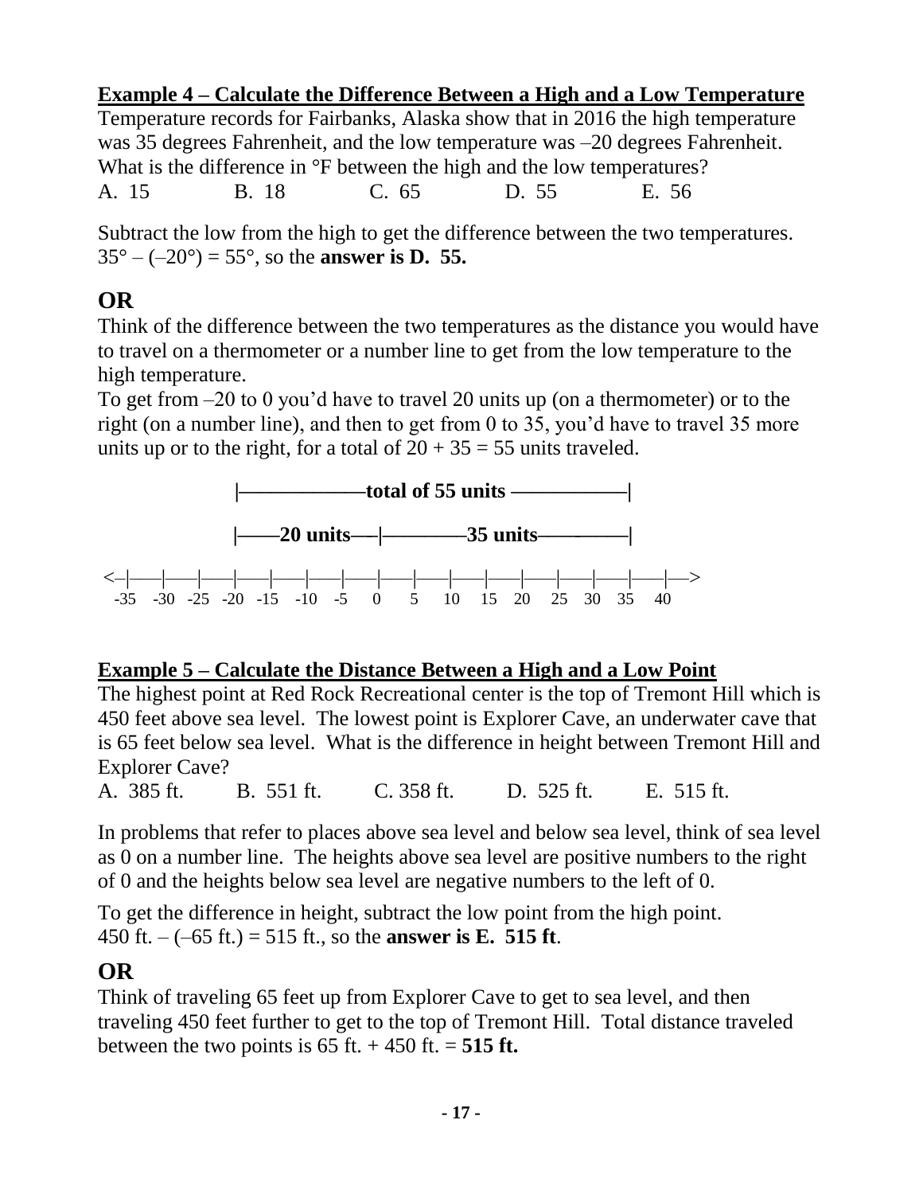**Example 4 – Calculate the Difference Between a High and a Low Temperature**

Temperature records for Fairbanks, Alaska show that in 2016 the high temperature was 35 degrees Fahrenheit, and the low temperature was –20 degrees Fahrenheit. What is the difference in °F between the high and the low temperatures?

A. 15 B. 18 C. 65 D. 55 E. 56

Subtract the low from the high to get the difference between the two temperatures. $35° – (–20°) = 55°$, so the **answer is D. 55.**

## OR

Think of the difference between the two temperatures as the distance you would have to travel on a thermometer or a number line to get from the low temperature to the high temperature.

To get from –20 to 0 you'd have to travel 20 units up (on a thermometer) or to the right (on a number line), and then to get from 0 to 35, you'd have to travel 35 more units up or to the right, for a total of $20 + 35 = 55$ units traveled.

```
                |————————total of 55 units ————————|

                |——20 units——|————————35 units——————|

<–|——|——|——|——|——|——|——|——|——|——|——|——|——|——|——|—>
 -35 -30 -25 -20 -15 -10 -5  0   5  10  15  20  25  30  35  40
```

**Example 5 – Calculate the Distance Between a High and a Low Point**

The highest point at Red Rock Recreational center is the top of Tremont Hill which is 450 feet above sea level. The lowest point is Explorer Cave, an underwater cave that is 65 feet below sea level. What is the difference in height between Tremont Hill and Explorer Cave?

A. 385 ft. B. 551 ft. C. 358 ft. D. 525 ft. E. 515 ft.

In problems that refer to places above sea level and below sea level, think of sea level as 0 on a number line. The heights above sea level are positive numbers to the right of 0 and the heights below sea level are negative numbers to the left of 0.

To get the difference in height, subtract the low point from the high point.
450 ft. – (–65 ft.) = 515 ft., so the **answer is E. 515 ft**.

## OR

Think of traveling 65 feet up from Explorer Cave to get to sea level, and then traveling 450 feet further to get to the top of Tremont Hill. Total distance traveled between the two points is 65 ft. + 450 ft. = **515 ft.**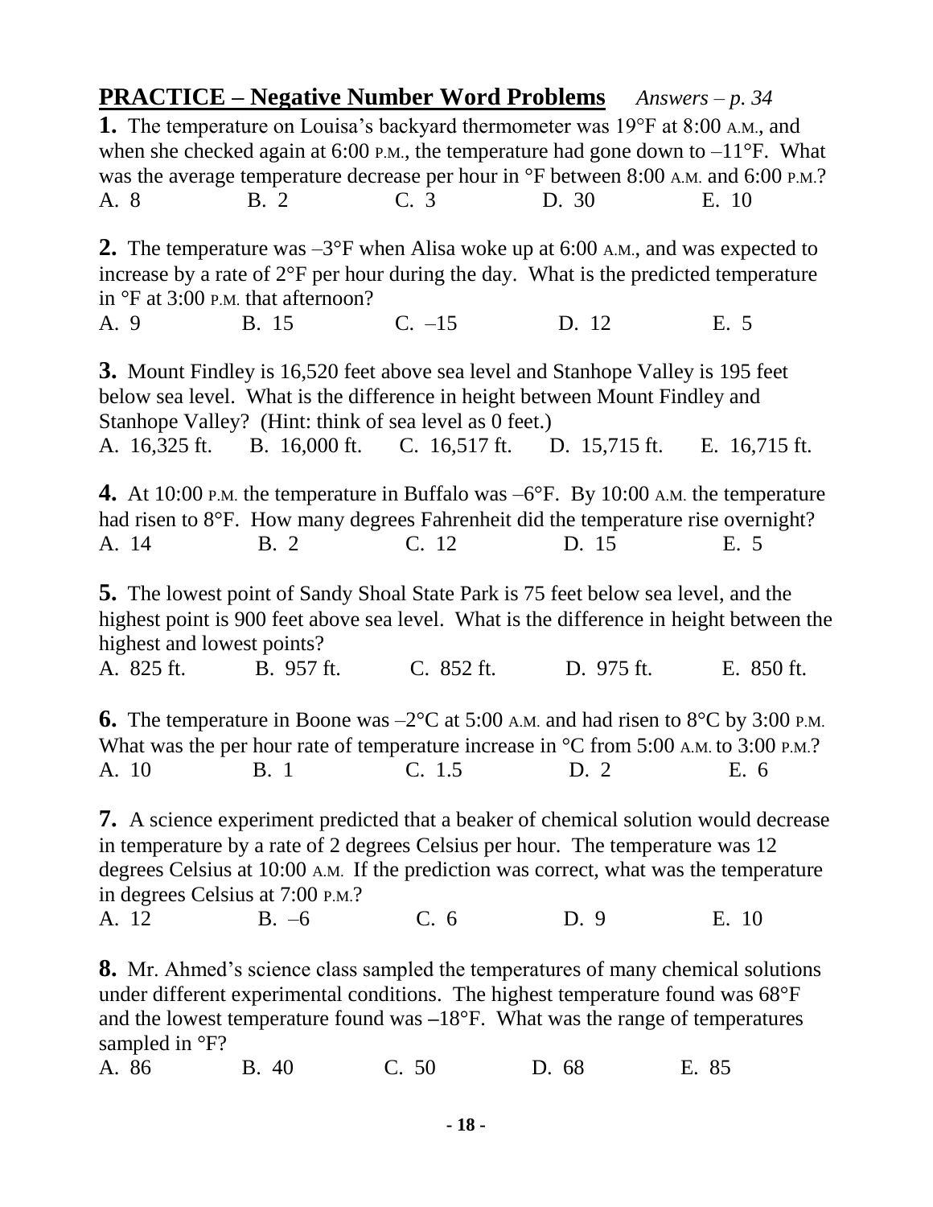## PRACTICE – Negative Number Word Problems *Answers – p. 34*

**1.** The temperature on Louisa's backyard thermometer was 19°F at 8:00 A.M., and when she checked again at 6:00 P.M., the temperature had gone down to –11°F. What was the average temperature decrease per hour in °F between 8:00 A.M. and 6:00 P.M.?

A. 8 B. 2 C. 3 D. 30 E. 10

**2.** The temperature was –3°F when Alisa woke up at 6:00 A.M., and was expected to increase by a rate of 2°F per hour during the day. What is the predicted temperature in °F at 3:00 P.M. that afternoon?

A. 9 B. 15 C. –15 D. 12 E. 5

**3.** Mount Findley is 16,520 feet above sea level and Stanhope Valley is 195 feet below sea level. What is the difference in height between Mount Findley and Stanhope Valley? (Hint: think of sea level as 0 feet.)

A. 16,325 ft. B. 16,000 ft. C. 16,517 ft. D. 15,715 ft. E. 16,715 ft.

**4.** At 10:00 P.M. the temperature in Buffalo was –6°F. By 10:00 A.M. the temperature had risen to 8°F. How many degrees Fahrenheit did the temperature rise overnight?

A. 14 B. 2 C. 12 D. 15 E. 5

**5.** The lowest point of Sandy Shoal State Park is 75 feet below sea level, and the highest point is 900 feet above sea level. What is the difference in height between the highest and lowest points?

A. 825 ft. B. 957 ft. C. 852 ft. D. 975 ft. E. 850 ft.

**6.** The temperature in Boone was –2°C at 5:00 A.M. and had risen to 8°C by 3:00 P.M. What was the per hour rate of temperature increase in °C from 5:00 A.M. to 3:00 P.M.?

A. 10 B. 1 C. 1.5 D. 2 E. 6

**7.** A science experiment predicted that a beaker of chemical solution would decrease in temperature by a rate of 2 degrees Celsius per hour. The temperature was 12 degrees Celsius at 10:00 A.M. If the prediction was correct, what was the temperature in degrees Celsius at 7:00 P.M.?

A. 12 B. –6 C. 6 D. 9 E. 10

**8.** Mr. Ahmed's science class sampled the temperatures of many chemical solutions under different experimental conditions. The highest temperature found was 68°F and the lowest temperature found was –18°F. What was the range of temperatures sampled in °F?

A. 86 B. 40 C. 50 D. 68 E. 85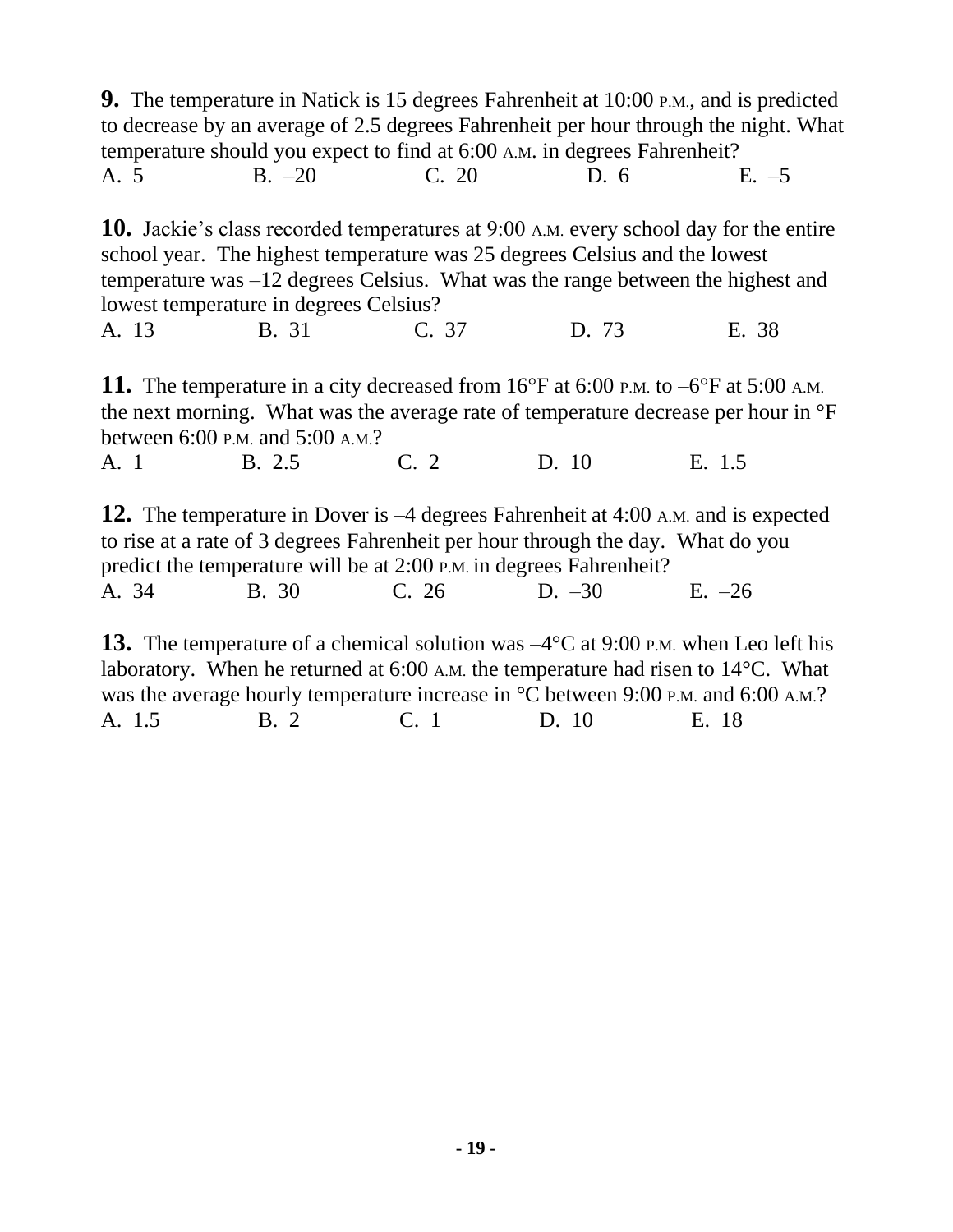**9.** The temperature in Natick is 15 degrees Fahrenheit at 10:00 P.M., and is predicted to decrease by an average of 2.5 degrees Fahrenheit per hour through the night. What temperature should you expect to find at 6:00 A.M. in degrees Fahrenheit?

A. 5 B. –20 C. 20 D. 6 E. –5

**10.** Jackie's class recorded temperatures at 9:00 A.M. every school day for the entire school year. The highest temperature was 25 degrees Celsius and the lowest temperature was –12 degrees Celsius. What was the range between the highest and lowest temperature in degrees Celsius?

A. 13 B. 31 C. 37 D. 73 E. 38

**11.** The temperature in a city decreased from 16°F at 6:00 P.M. to –6°F at 5:00 A.M. the next morning. What was the average rate of temperature decrease per hour in °F between 6:00 P.M. and 5:00 A.M.?

A. 1 B. 2.5 C. 2 D. 10 E. 1.5

**12.** The temperature in Dover is –4 degrees Fahrenheit at 4:00 A.M. and is expected to rise at a rate of 3 degrees Fahrenheit per hour through the day. What do you predict the temperature will be at 2:00 P.M. in degrees Fahrenheit?

A. 34 B. 30 C. 26 D. –30 E. –26

**13.** The temperature of a chemical solution was –4°C at 9:00 P.M. when Leo left his laboratory. When he returned at 6:00 A.M. the temperature had risen to 14°C. What was the average hourly temperature increase in °C between 9:00 P.M. and 6:00 A.M.?

A. 1.5 B. 2 C. 1 D. 10 E. 18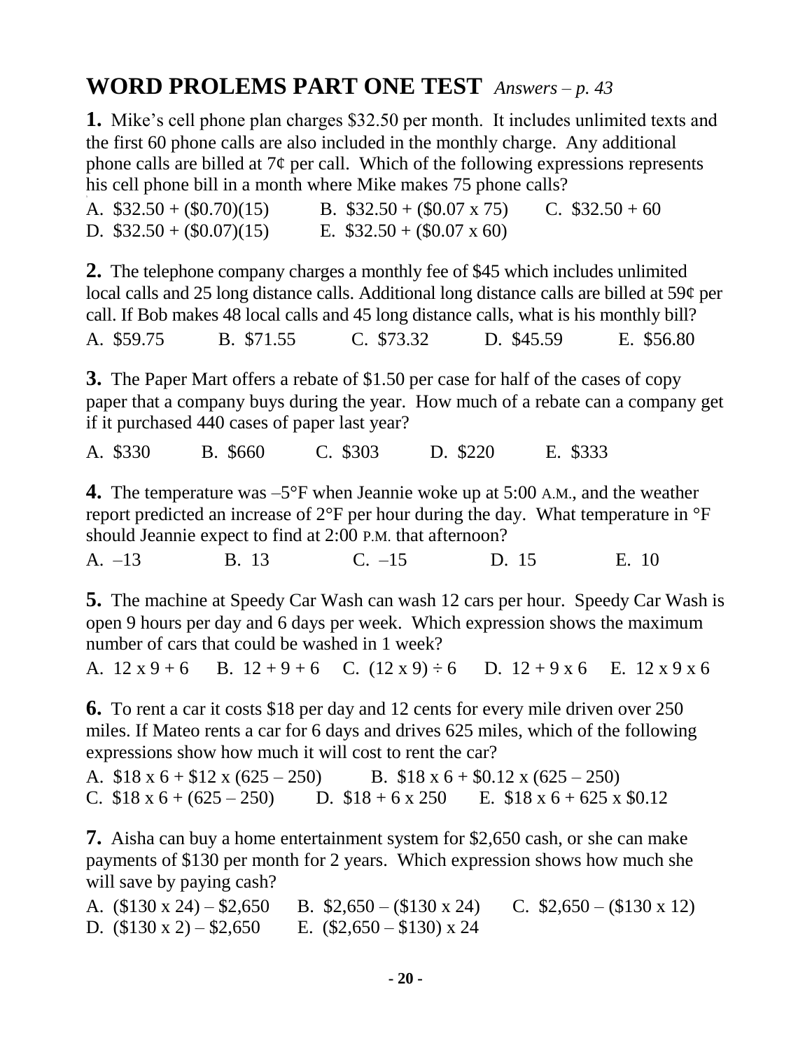## WORD PROLEMS PART ONE TEST *Answers – p. 43*

**1.** Mike's cell phone plan charges $32.50 per month. It includes unlimited texts and the first 60 phone calls are also included in the monthly charge. Any additional phone calls are billed at 7¢ per call. Which of the following expressions represents his cell phone bill in a month where Mike makes 75 phone calls?

A. $32.50 + ($0.70)(15) B. $32.50 + ($0.07 x 75) C. $32.50 + 60
D. $32.50 + ($0.07)(15) E. $32.50 + ($0.07 x 60)

**2.** The telephone company charges a monthly fee of $45 which includes unlimited local calls and 25 long distance calls. Additional long distance calls are billed at 59¢ per call. If Bob makes 48 local calls and 45 long distance calls, what is his monthly bill?

A. $59.75 B. $71.55 C. $73.32 D. $45.59 E. $56.80

**3.** The Paper Mart offers a rebate of $1.50 per case for half of the cases of copy paper that a company buys during the year. How much of a rebate can a company get if it purchased 440 cases of paper last year?

A. $330 B. $660 C. $303 D. $220 E. $333

**4.** The temperature was –5°F when Jeannie woke up at 5:00 A.M., and the weather report predicted an increase of 2°F per hour during the day. What temperature in °F should Jeannie expect to find at 2:00 P.M. that afternoon?

A. –13 B. 13 C. –15 D. 15 E. 10

**5.** The machine at Speedy Car Wash can wash 12 cars per hour. Speedy Car Wash is open 9 hours per day and 6 days per week. Which expression shows the maximum number of cars that could be washed in 1 week?

A. 12 x 9 + 6 B. 12 + 9 + 6 C. (12 x 9) ÷ 6 D. 12 + 9 x 6 E. 12 x 9 x 6

**6.** To rent a car it costs $18 per day and 12 cents for every mile driven over 250 miles. If Mateo rents a car for 6 days and drives 625 miles, which of the following expressions show how much it will cost to rent the car?

A. $18 x 6 + $12 x (625 – 250) B. $18 x 6 + $0.12 x (625 – 250)
C. $18 x 6 + (625 – 250) D. $18 + 6 x 250 E. $18 x 6 + 625 x $0.12

**7.** Aisha can buy a home entertainment system for $2,650 cash, or she can make payments of $130 per month for 2 years. Which expression shows how much she will save by paying cash?

A. ($130 x 24) – $2,650 B. $2,650 – ($130 x 24) C. $2,650 – ($130 x 12)
D. ($130 x 2) – $2,650 E. ($2,650 – $130) x 24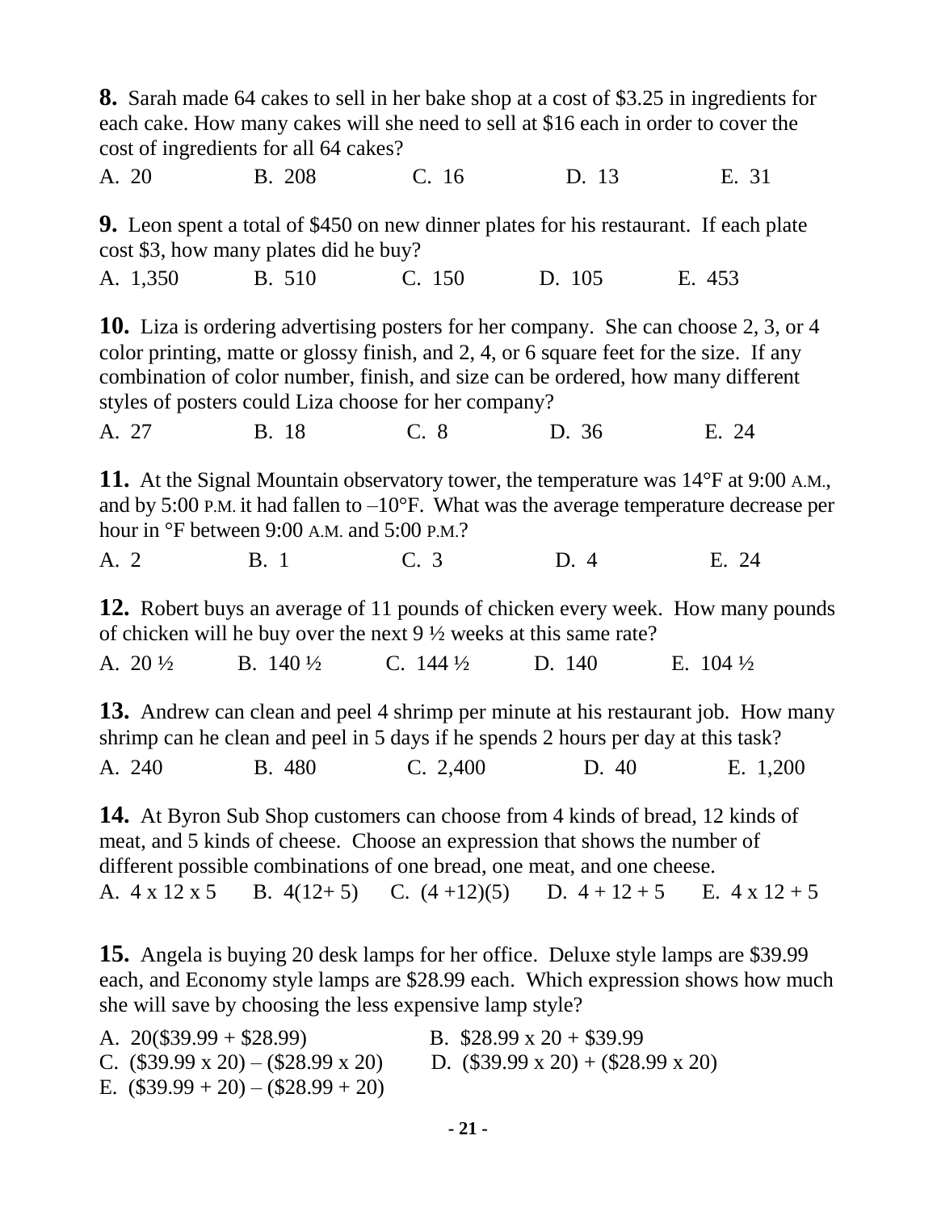**8.** Sarah made 64 cakes to sell in her bake shop at a cost of $3.25 in ingredients for each cake. How many cakes will she need to sell at $16 each in order to cover the cost of ingredients for all 64 cakes?

A. 20 B. 208 C. 16 D. 13 E. 31

**9.** Leon spent a total of $450 on new dinner plates for his restaurant. If each plate cost $3, how many plates did he buy?

A. 1,350 B. 510 C. 150 D. 105 E. 453

**10.** Liza is ordering advertising posters for her company. She can choose 2, 3, or 4 color printing, matte or glossy finish, and 2, 4, or 6 square feet for the size. If any combination of color number, finish, and size can be ordered, how many different styles of posters could Liza choose for her company?

A. 27 B. 18 C. 8 D. 36 E. 24

**11.** At the Signal Mountain observatory tower, the temperature was 14°F at 9:00 A.M., and by 5:00 P.M. it had fallen to –10°F. What was the average temperature decrease per hour in °F between 9:00 A.M. and 5:00 P.M.?

A. 2 B. 1 C. 3 D. 4 E. 24

**12.** Robert buys an average of 11 pounds of chicken every week. How many pounds of chicken will he buy over the next 9 ½ weeks at this same rate?

A. 20 ½ B. 140 ½ C. 144 ½ D. 140 E. 104 ½

**13.** Andrew can clean and peel 4 shrimp per minute at his restaurant job. How many shrimp can he clean and peel in 5 days if he spends 2 hours per day at this task?

A. 240 B. 480 C. 2,400 D. 40 E. 1,200

**14.** At Byron Sub Shop customers can choose from 4 kinds of bread, 12 kinds of meat, and 5 kinds of cheese. Choose an expression that shows the number of different possible combinations of one bread, one meat, and one cheese.

A. 4 x 12 x 5 B. 4(12+ 5) C. (4 +12)(5) D. 4 + 12 + 5 E. 4 x 12 + 5

**15.** Angela is buying 20 desk lamps for her office. Deluxe style lamps are $39.99 each, and Economy style lamps are $28.99 each. Which expression shows how much she will save by choosing the less expensive lamp style?

A. 20($39.99 + $28.99)
B. $28.99 x 20 + $39.99
C. ($39.99 x 20) – ($28.99 x 20)
D. ($39.99 x 20) + ($28.99 x 20)
E. ($39.99 + 20) – ($28.99 + 20)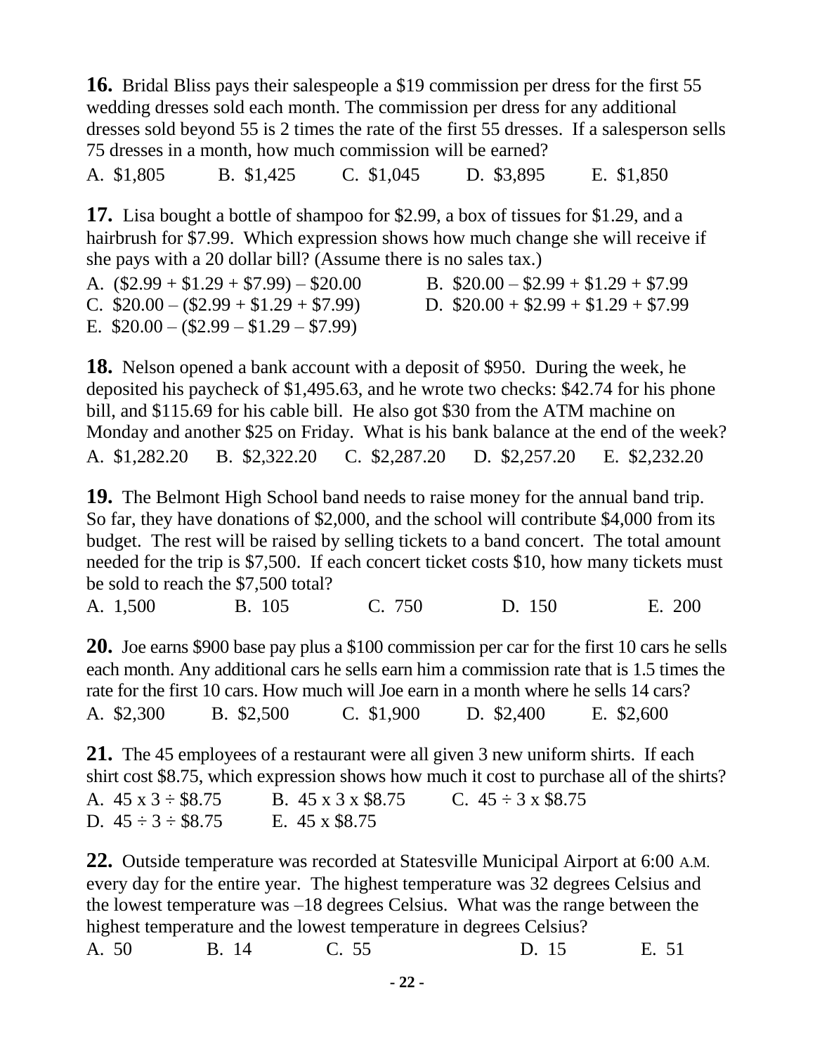**16.** Bridal Bliss pays their salespeople a \$19 commission per dress for the first 55 wedding dresses sold each month. The commission per dress for any additional dresses sold beyond 55 is 2 times the rate of the first 55 dresses. If a salesperson sells 75 dresses in a month, how much commission will be earned?

A. \$1,805 B. \$1,425 C. \$1,045 D. \$3,895 E. \$1,850

**17.** Lisa bought a bottle of shampoo for \$2.99, a box of tissues for \$1.29, and a hairbrush for \$7.99. Which expression shows how much change she will receive if she pays with a 20 dollar bill? (Assume there is no sales tax.)

A. (\$2.99 + \$1.29 + \$7.99) – \$20.00
B. \$20.00 – \$2.99 + \$1.29 + \$7.99
C. \$20.00 – (\$2.99 + \$1.29 + \$7.99)
D. \$20.00 + \$2.99 + \$1.29 + \$7.99
E. \$20.00 – (\$2.99 – \$1.29 – \$7.99)

**18.** Nelson opened a bank account with a deposit of \$950. During the week, he deposited his paycheck of \$1,495.63, and he wrote two checks: \$42.74 for his phone bill, and \$115.69 for his cable bill. He also got \$30 from the ATM machine on Monday and another \$25 on Friday. What is his bank balance at the end of the week?

A. \$1,282.20 B. \$2,322.20 C. \$2,287.20 D. \$2,257.20 E. \$2,232.20

**19.** The Belmont High School band needs to raise money for the annual band trip. So far, they have donations of \$2,000, and the school will contribute \$4,000 from its budget. The rest will be raised by selling tickets to a band concert. The total amount needed for the trip is \$7,500. If each concert ticket costs \$10, how many tickets must be sold to reach the \$7,500 total?

A. 1,500 B. 105 C. 750 D. 150 E. 200

**20.** Joe earns \$900 base pay plus a \$100 commission per car for the first 10 cars he sells each month. Any additional cars he sells earn him a commission rate that is 1.5 times the rate for the first 10 cars. How much will Joe earn in a month where he sells 14 cars?

A. \$2,300 B. \$2,500 C. \$1,900 D. \$2,400 E. \$2,600

**21.** The 45 employees of a restaurant were all given 3 new uniform shirts. If each shirt cost \$8.75, which expression shows how much it cost to purchase all of the shirts?

A. 45 x 3 ÷ \$8.75
B. 45 x 3 x \$8.75
C. 45 ÷ 3 x \$8.75
D. 45 ÷ 3 ÷ \$8.75
E. 45 x \$8.75

**22.** Outside temperature was recorded at Statesville Municipal Airport at 6:00 A.M. every day for the entire year. The highest temperature was 32 degrees Celsius and the lowest temperature was –18 degrees Celsius. What was the range between the highest temperature and the lowest temperature in degrees Celsius?

A. 50 B. 14 C. 55 D. 15 E. 51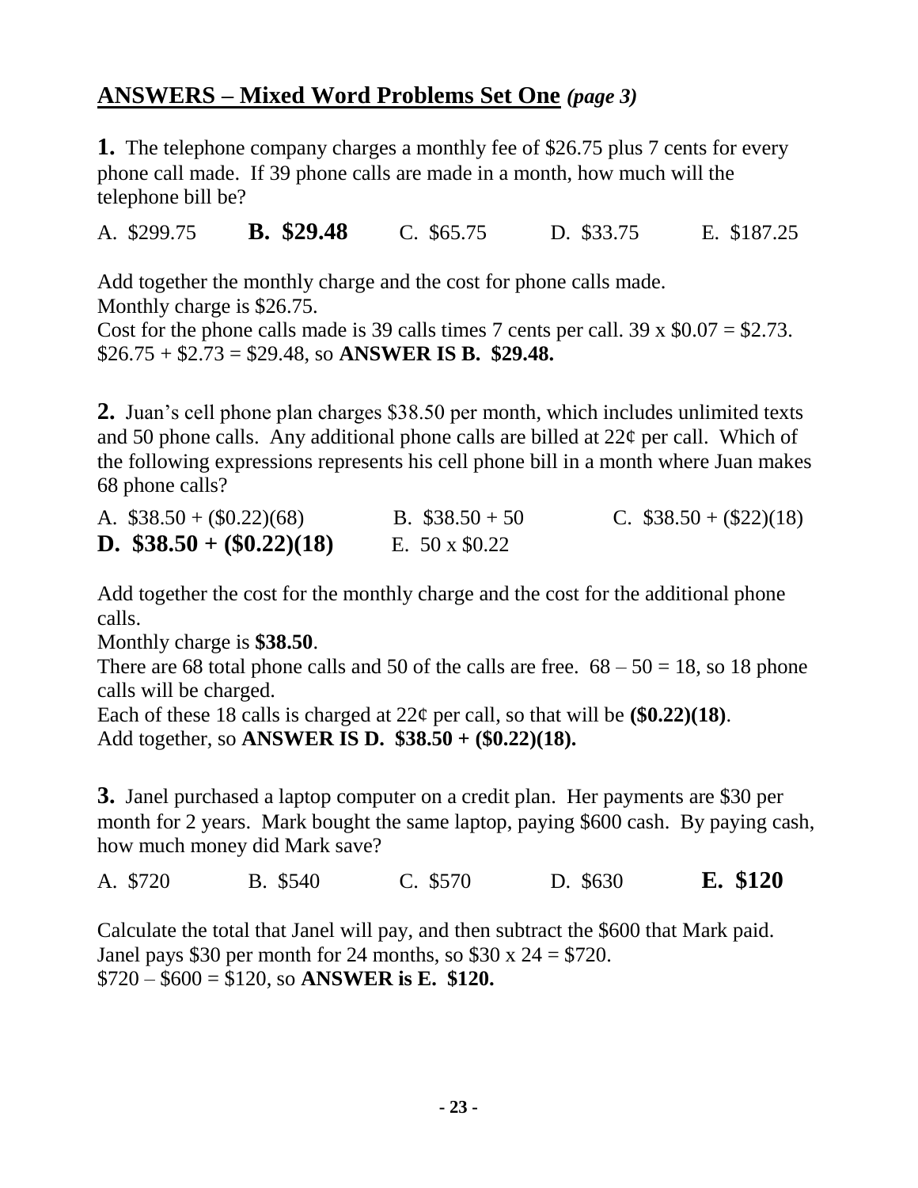## ANSWERS – Mixed Word Problems Set One *(page 3)*

**1.** The telephone company charges a monthly fee of \$26.75 plus 7 cents for every phone call made. If 39 phone calls are made in a month, how much will the telephone bill be?

A. \$299.75 &nbsp;&nbsp;&nbsp; **B. \$29.48** &nbsp;&nbsp;&nbsp; C. \$65.75 &nbsp;&nbsp;&nbsp; D. \$33.75 &nbsp;&nbsp;&nbsp; E. \$187.25

Add together the monthly charge and the cost for phone calls made.
Monthly charge is \$26.75.
Cost for the phone calls made is 39 calls times 7 cents per call. 39 x \$0.07 = \$2.73.
\$26.75 + \$2.73 = \$29.48, so **ANSWER IS B. \$29.48.**

**2.** Juan's cell phone plan charges \$38.50 per month, which includes unlimited texts and 50 phone calls. Any additional phone calls are billed at 22¢ per call. Which of the following expressions represents his cell phone bill in a month where Juan makes 68 phone calls?

A. \$38.50 + (\$0.22)(68) &nbsp;&nbsp;&nbsp; B. \$38.50 + 50 &nbsp;&nbsp;&nbsp; C. \$38.50 + (\$22)(18)
**D. \$38.50 + (\$0.22)(18)** &nbsp;&nbsp;&nbsp; E. 50 x \$0.22

Add together the cost for the monthly charge and the cost for the additional phone calls.
Monthly charge is **\$38.50**.
There are 68 total phone calls and 50 of the calls are free. 68 – 50 = 18, so 18 phone calls will be charged.
Each of these 18 calls is charged at 22¢ per call, so that will be **(\$0.22)(18)**.
Add together, so **ANSWER IS D. \$38.50 + (\$0.22)(18).**

**3.** Janel purchased a laptop computer on a credit plan. Her payments are \$30 per month for 2 years. Mark bought the same laptop, paying \$600 cash. By paying cash, how much money did Mark save?

A. \$720 &nbsp;&nbsp;&nbsp; B. \$540 &nbsp;&nbsp;&nbsp; C. \$570 &nbsp;&nbsp;&nbsp; D. \$630 &nbsp;&nbsp;&nbsp; **E. \$120**

Calculate the total that Janel will pay, and then subtract the \$600 that Mark paid.
Janel pays \$30 per month for 24 months, so \$30 x 24 = \$720.
\$720 – \$600 = \$120, so **ANSWER is E. \$120.**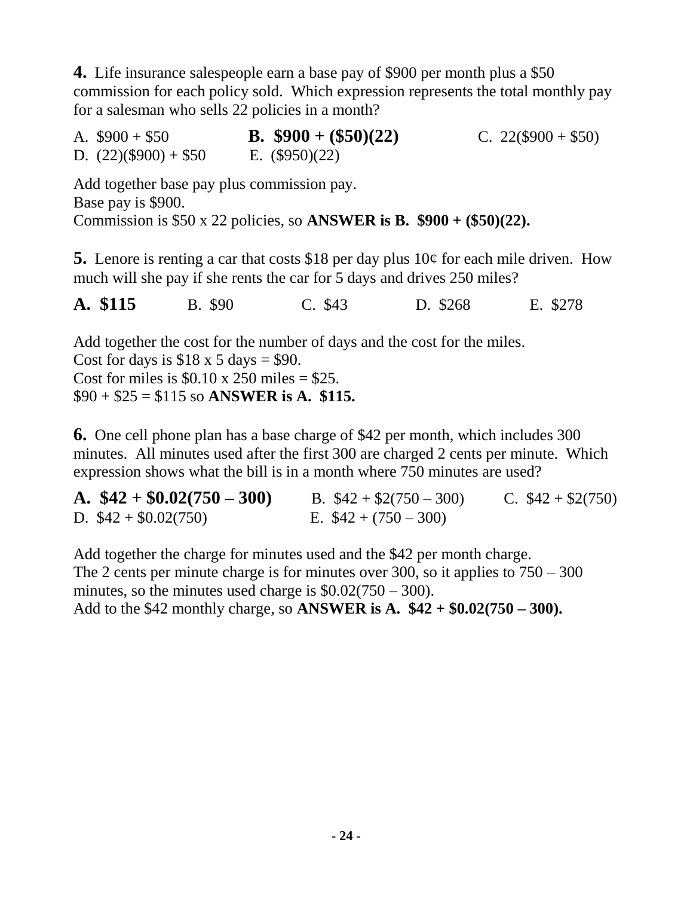**4.** Life insurance salespeople earn a base pay of \$900 per month plus a \$50 commission for each policy sold. Which expression represents the total monthly pay for a salesman who sells 22 policies in a month?

A. \$900 + \$50 **B. \$900 + (\$50)(22)** C. 22(\$900 + \$50)
D. (22)(\$900) + \$50 E. (\$950)(22)

Add together base pay plus commission pay.
Base pay is \$900.
Commission is \$50 x 22 policies, so **ANSWER is B. \$900 + (\$50)(22).**

**5.** Lenore is renting a car that costs \$18 per day plus 10¢ for each mile driven. How much will she pay if she rents the car for 5 days and drives 250 miles?

**A. \$115** B. \$90 C. \$43 D. \$268 E. \$278

Add together the cost for the number of days and the cost for the miles.
Cost for days is \$18 x 5 days = \$90.
Cost for miles is \$0.10 x 250 miles = \$25.
\$90 + \$25 = \$115 so **ANSWER is A. \$115.**

**6.** One cell phone plan has a base charge of \$42 per month, which includes 300 minutes. All minutes used after the first 300 are charged 2 cents per minute. Which expression shows what the bill is in a month where 750 minutes are used?

**A. \$42 + \$0.02(750 – 300)** B. \$42 + \$2(750 – 300) C. \$42 + \$2(750)
D. \$42 + \$0.02(750) E. \$42 + (750 – 300)

Add together the charge for minutes used and the \$42 per month charge.
The 2 cents per minute charge is for minutes over 300, so it applies to 750 – 300 minutes, so the minutes used charge is \$0.02(750 – 300).
Add to the \$42 monthly charge, so **ANSWER is A. \$42 + \$0.02(750 – 300).**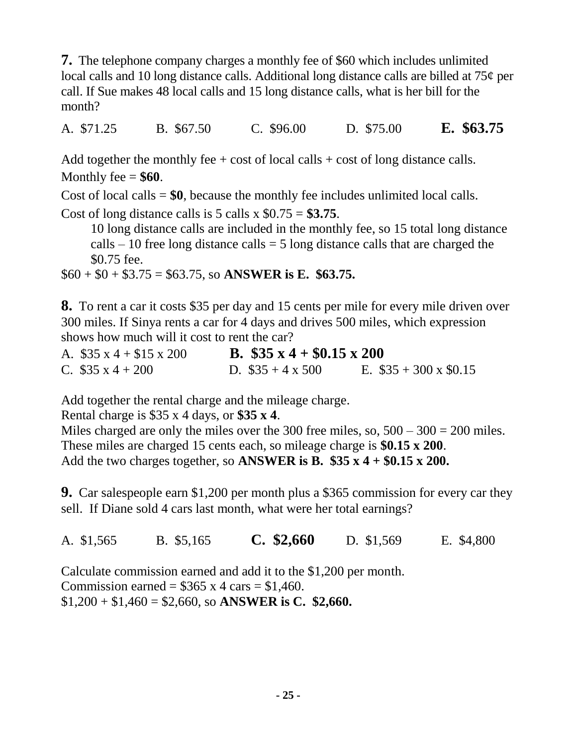**7.** The telephone company charges a monthly fee of $60 which includes unlimited local calls and 10 long distance calls. Additional long distance calls are billed at 75¢ per call. If Sue makes 48 local calls and 15 long distance calls, what is her bill for the month?

A. $71.25 B. $67.50 C. $96.00 D. $75.00 **E. $63.75**

Add together the monthly fee + cost of local calls + cost of long distance calls.
Monthly fee = **$60**.

Cost of local calls = **$0**, because the monthly fee includes unlimited local calls.

Cost of long distance calls is 5 calls x $0.75 = **$3.75**.

10 long distance calls are included in the monthly fee, so 15 total long distance calls – 10 free long distance calls = 5 long distance calls that are charged the $0.75 fee.

$60 + $0 + $3.75 = $63.75, so **ANSWER is E. $63.75.**

**8.** To rent a car it costs $35 per day and 15 cents per mile for every mile driven over 300 miles. If Sinya rents a car for 4 days and drives 500 miles, which expression shows how much will it cost to rent the car?

A. $35 x 4 + $15 x 200 **B. $35 x 4 + $0.15 x 200**
C. $35 x 4 + 200 D. $35 + 4 x 500 E. $35 + 300 x $0.15

Add together the rental charge and the mileage charge.
Rental charge is $35 x 4 days, or **$35 x 4**.
Miles charged are only the miles over the 300 free miles, so, 500 – 300 = 200 miles.
These miles are charged 15 cents each, so mileage charge is **$0.15 x 200**.
Add the two charges together, so **ANSWER is B. $35 x 4 + $0.15 x 200.**

**9.** Car salespeople earn $1,200 per month plus a $365 commission for every car they sell. If Diane sold 4 cars last month, what were her total earnings?

A. $1,565 B. $5,165 **C. $2,660** D. $1,569 E. $4,800

Calculate commission earned and add it to the $1,200 per month.
Commission earned = $365 x 4 cars = $1,460.
$1,200 + $1,460 = $2,660, so **ANSWER is C. $2,660.**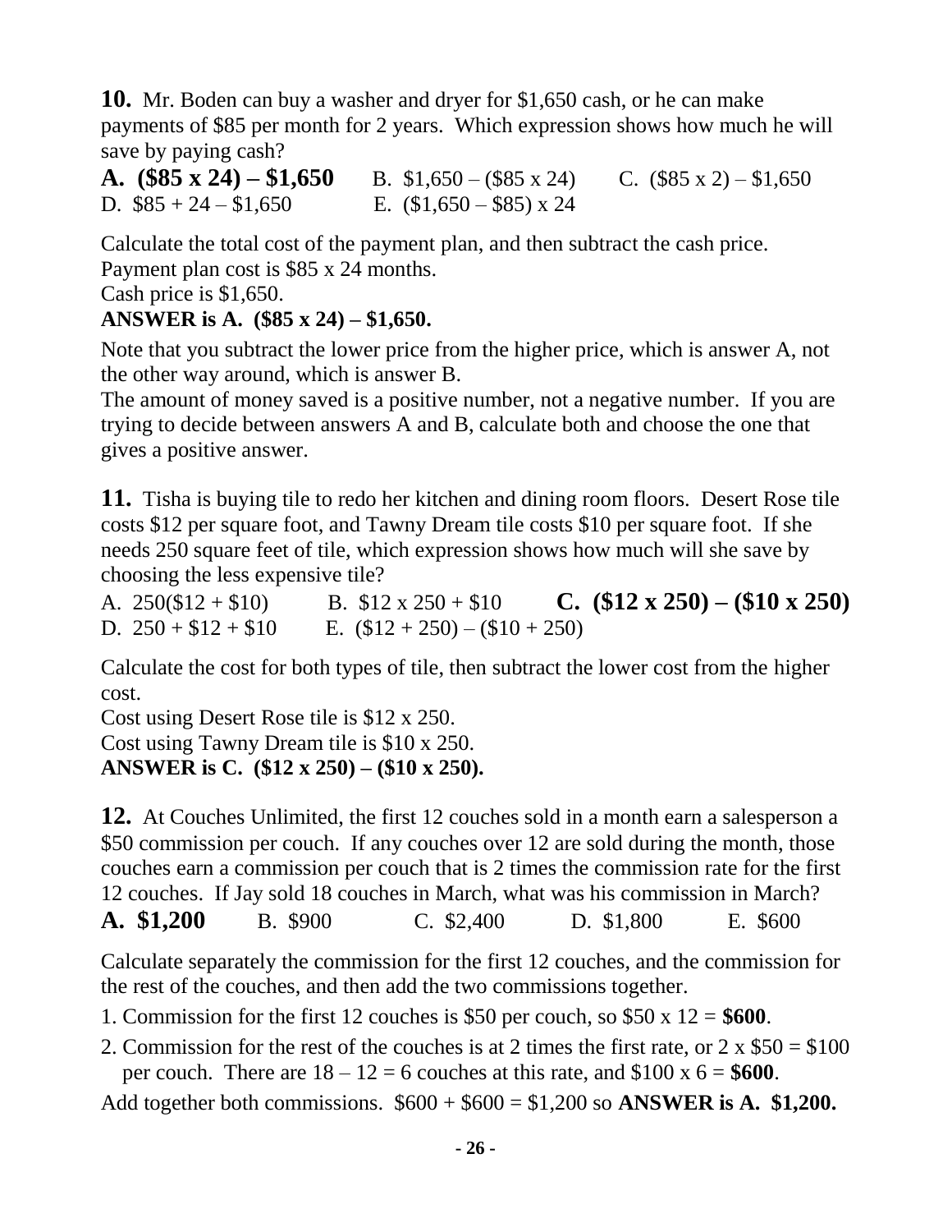**10.** Mr. Boden can buy a washer and dryer for \$1,650 cash, or he can make payments of \$85 per month for 2 years. Which expression shows how much he will save by paying cash?

**A. (\$85 x 24) – \$1,650** B. \$1,650 – (\$85 x 24) C. (\$85 x 2) – \$1,650
D. \$85 + 24 – \$1,650 E. (\$1,650 – \$85) x 24

Calculate the total cost of the payment plan, and then subtract the cash price.
Payment plan cost is \$85 x 24 months.
Cash price is \$1,650.
**ANSWER is A. (\$85 x 24) – \$1,650.**

Note that you subtract the lower price from the higher price, which is answer A, not the other way around, which is answer B.
The amount of money saved is a positive number, not a negative number. If you are trying to decide between answers A and B, calculate both and choose the one that gives a positive answer.

**11.** Tisha is buying tile to redo her kitchen and dining room floors. Desert Rose tile costs \$12 per square foot, and Tawny Dream tile costs \$10 per square foot. If she needs 250 square feet of tile, which expression shows how much will she save by choosing the less expensive tile?

A. 250(\$12 + \$10) B. \$12 x 250 + \$10 **C. (\$12 x 250) – (\$10 x 250)**
D. 250 + \$12 + \$10 E. (\$12 + 250) – (\$10 + 250)

Calculate the cost for both types of tile, then subtract the lower cost from the higher cost.
Cost using Desert Rose tile is \$12 x 250.
Cost using Tawny Dream tile is \$10 x 250.
**ANSWER is C. (\$12 x 250) – (\$10 x 250).**

**12.** At Couches Unlimited, the first 12 couches sold in a month earn a salesperson a \$50 commission per couch. If any couches over 12 are sold during the month, those couches earn a commission per couch that is 2 times the commission rate for the first 12 couches. If Jay sold 18 couches in March, what was his commission in March?

**A. \$1,200** B. \$900 C. \$2,400 D. \$1,800 E. \$600

Calculate separately the commission for the first 12 couches, and the commission for the rest of the couches, and then add the two commissions together.

1. Commission for the first 12 couches is \$50 per couch, so \$50 x 12 = **\$600**.
2. Commission for the rest of the couches is at 2 times the first rate, or 2 x \$50 = \$100 per couch. There are 18 – 12 = 6 couches at this rate, and \$100 x 6 = **\$600**.

Add together both commissions. \$600 + \$600 = \$1,200 so **ANSWER is A. \$1,200.**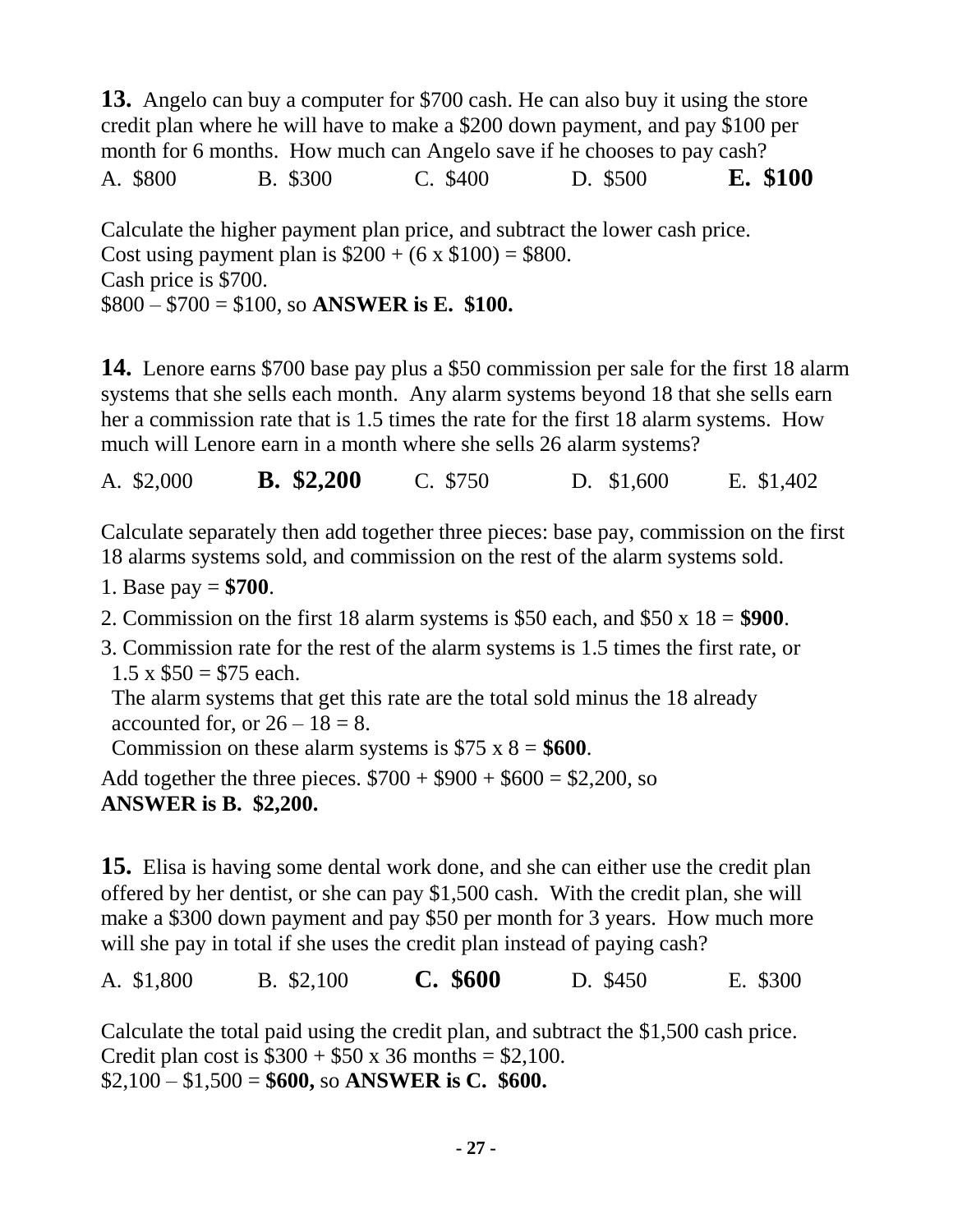**13.** Angelo can buy a computer for \$700 cash. He can also buy it using the store credit plan where he will have to make a \$200 down payment, and pay \$100 per month for 6 months. How much can Angelo save if he chooses to pay cash?

A. \$800 B. \$300 C. \$400 D. \$500 **E. \$100**

Calculate the higher payment plan price, and subtract the lower cash price.
Cost using payment plan is \$200 + (6 x \$100) = \$800.
Cash price is \$700.
\$800 – \$700 = \$100, so **ANSWER is E. \$100.**

**14.** Lenore earns \$700 base pay plus a \$50 commission per sale for the first 18 alarm systems that she sells each month. Any alarm systems beyond 18 that she sells earn her a commission rate that is 1.5 times the rate for the first 18 alarm systems. How much will Lenore earn in a month where she sells 26 alarm systems?

A. \$2,000 **B. \$2,200** C. \$750 D. \$1,600 E. \$1,402

Calculate separately then add together three pieces: base pay, commission on the first 18 alarms systems sold, and commission on the rest of the alarm systems sold.

1. Base pay = **\$700**.
2. Commission on the first 18 alarm systems is \$50 each, and \$50 x 18 = **\$900**.
3. Commission rate for the rest of the alarm systems is 1.5 times the first rate, or 1.5 x \$50 = \$75 each.
   The alarm systems that get this rate are the total sold minus the 18 already accounted for, or 26 – 18 = 8.
   Commission on these alarm systems is \$75 x 8 = **\$600**.

Add together the three pieces. \$700 + \$900 + \$600 = \$2,200, so
**ANSWER is B. \$2,200.**

**15.** Elisa is having some dental work done, and she can either use the credit plan offered by her dentist, or she can pay \$1,500 cash. With the credit plan, she will make a \$300 down payment and pay \$50 per month for 3 years. How much more will she pay in total if she uses the credit plan instead of paying cash?

A. \$1,800 B. \$2,100 **C. \$600** D. \$450 E. \$300

Calculate the total paid using the credit plan, and subtract the \$1,500 cash price.
Credit plan cost is \$300 + \$50 x 36 months = \$2,100.
\$2,100 – \$1,500 = **\$600,** so **ANSWER is C. \$600.**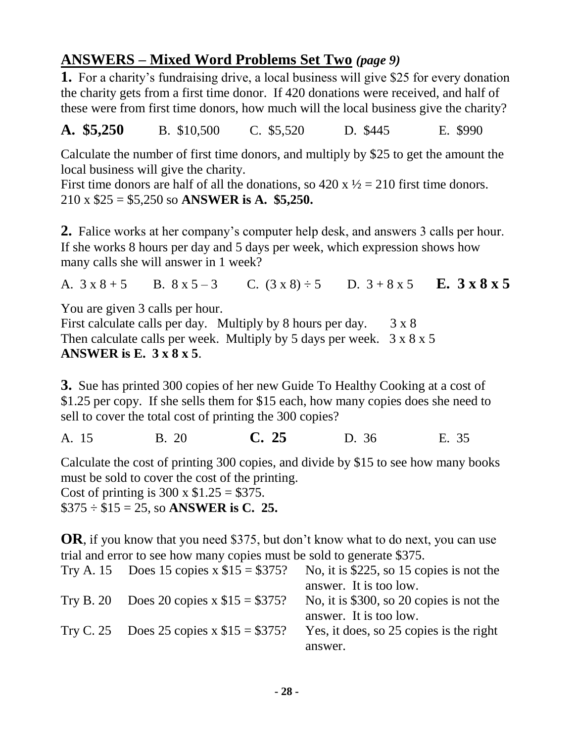## ANSWERS – Mixed Word Problems Set Two *(page 9)*

**1.** For a charity's fundraising drive, a local business will give \$25 for every donation the charity gets from a first time donor. If 420 donations were received, and half of these were from first time donors, how much will the local business give the charity?

**A. \$5,250** B. \$10,500 C. \$5,520 D. \$445 E. \$990

Calculate the number of first time donors, and multiply by \$25 to get the amount the local business will give the charity.
First time donors are half of all the donations, so 420 x ½ = 210 first time donors.
210 x \$25 = \$5,250 so **ANSWER is A. \$5,250.**

**2.** Falice works at her company's computer help desk, and answers 3 calls per hour. If she works 8 hours per day and 5 days per week, which expression shows how many calls she will answer in 1 week?

A. 3 x 8 + 5 B. 8 x 5 – 3 C. (3 x 8) ÷ 5 D. 3 + 8 x 5 **E. 3 x 8 x 5**

You are given 3 calls per hour.
First calculate calls per day. Multiply by 8 hours per day. 3 x 8
Then calculate calls per week. Multiply by 5 days per week. 3 x 8 x 5
**ANSWER is E. 3 x 8 x 5**.

**3.** Sue has printed 300 copies of her new Guide To Healthy Cooking at a cost of \$1.25 per copy. If she sells them for \$15 each, how many copies does she need to sell to cover the total cost of printing the 300 copies?

A. 15 B. 20 **C. 25** D. 36 E. 35

Calculate the cost of printing 300 copies, and divide by \$15 to see how many books must be sold to cover the cost of the printing.
Cost of printing is 300 x \$1.25 = \$375.
\$375 ÷ \$15 = 25, so **ANSWER is C. 25.**

**OR**, if you know that you need \$375, but don't know what to do next, you can use trial and error to see how many copies must be sold to generate \$375.

| | | |
|---|---|---|
| Try A. 15 | Does 15 copies x \$15 = \$375? | No, it is \$225, so 15 copies is not the answer. It is too low. |
| Try B. 20 | Does 20 copies x \$15 = \$375? | No, it is \$300, so 20 copies is not the answer. It is too low. |
| Try C. 25 | Does 25 copies x \$15 = \$375? | Yes, it does, so 25 copies is the right answer. |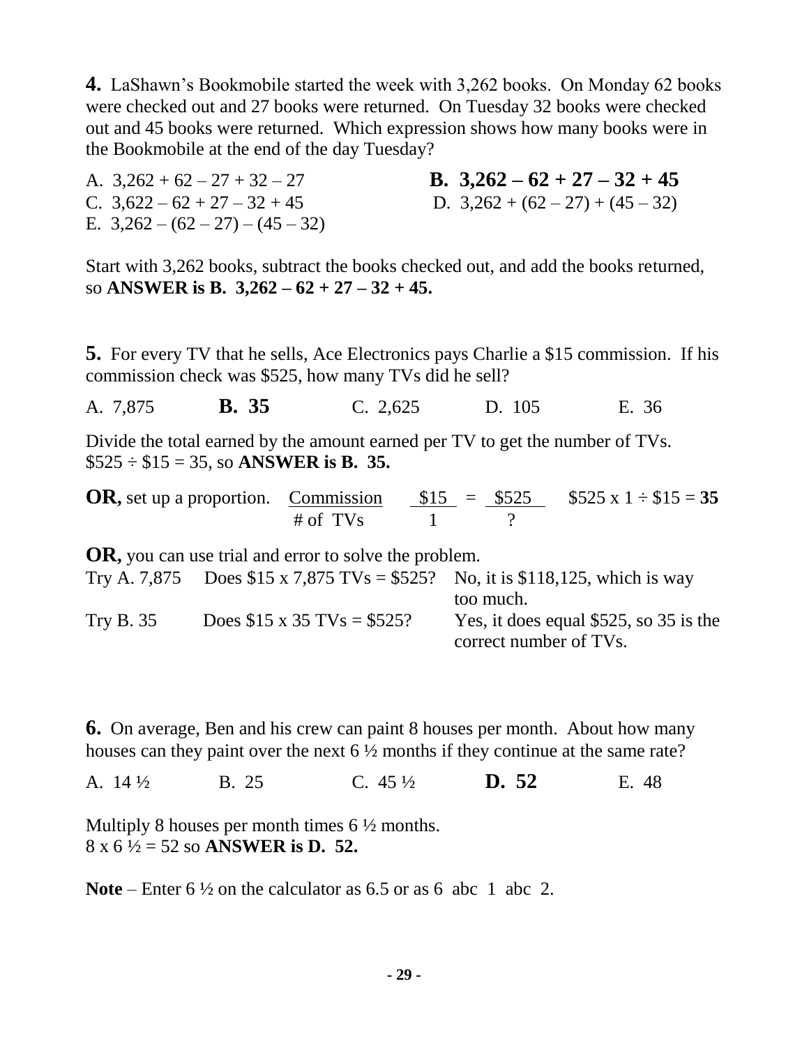**4.** LaShawn's Bookmobile started the week with 3,262 books. On Monday 62 books were checked out and 27 books were returned. On Tuesday 32 books were checked out and 45 books were returned. Which expression shows how many books were in the Bookmobile at the end of the day Tuesday?

A. 3,262 + 62 – 27 + 32 – 27

**B. 3,262 – 62 + 27 – 32 + 45**

C. 3,622 – 62 + 27 – 32 + 45

D. 3,262 + (62 – 27) + (45 – 32)

E. 3,262 – (62 – 27) – (45 – 32)

Start with 3,262 books, subtract the books checked out, and add the books returned, so **ANSWER is B. 3,262 – 62 + 27 – 32 + 45.**

**5.** For every TV that he sells, Ace Electronics pays Charlie a \$15 commission. If his commission check was \$525, how many TVs did he sell?

A. 7,875 **B. 35** C. 2,625 D. 105 E. 36

Divide the total earned by the amount earned per TV to get the number of TVs.
\$525 ÷ \$15 = 35, so **ANSWER is B. 35.**

**OR,** set up a proportion. $\frac{\text{Commission}}{\text{\# of TVs}}$ $\frac{\$15}{1} = \frac{\$525}{?}$ \$525 x 1 ÷ \$15 = **35**

**OR,** you can use trial and error to solve the problem.

Try A. 7,875 Does \$15 x 7,875 TVs = \$525? No, it is \$118,125, which is way too much.

Try B. 35 Does \$15 x 35 TVs = \$525? Yes, it does equal \$525, so 35 is the correct number of TVs.

**6.** On average, Ben and his crew can paint 8 houses per month. About how many houses can they paint over the next 6 ½ months if they continue at the same rate?

A. 14 ½ B. 25 C. 45 ½ **D. 52** E. 48

Multiply 8 houses per month times 6 ½ months.
8 x 6 ½ = 52 so **ANSWER is D. 52.**

**Note** – Enter 6 ½ on the calculator as 6.5 or as 6 abc 1 abc 2.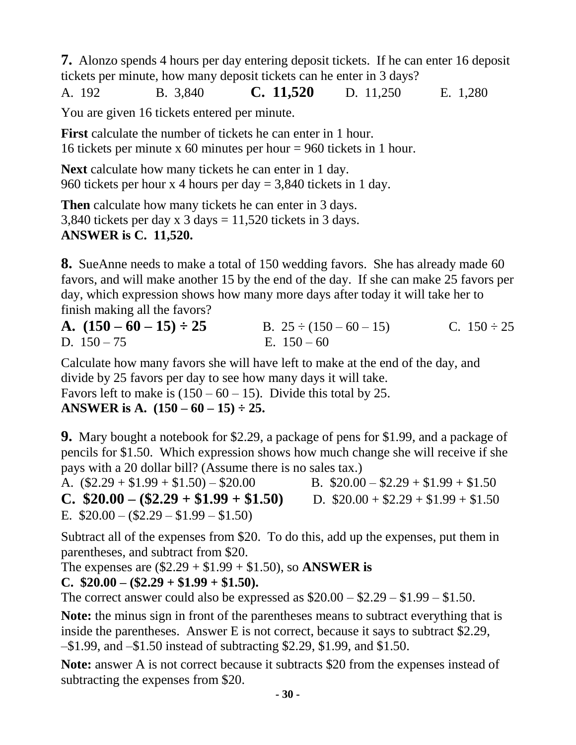**7.** Alonzo spends 4 hours per day entering deposit tickets. If he can enter 16 deposit tickets per minute, how many deposit tickets can he enter in 3 days?

A. 192 B. 3,840 **C. 11,520** D. 11,250 E. 1,280

You are given 16 tickets entered per minute.

**First** calculate the number of tickets he can enter in 1 hour.
16 tickets per minute x 60 minutes per hour = 960 tickets in 1 hour.

**Next** calculate how many tickets he can enter in 1 day.
960 tickets per hour x 4 hours per day = 3,840 tickets in 1 day.

**Then** calculate how many tickets he can enter in 3 days.
3,840 tickets per day x 3 days = 11,520 tickets in 3 days.
**ANSWER is C. 11,520.**

**8.** SueAnne needs to make a total of 150 wedding favors. She has already made 60 favors, and will make another 15 by the end of the day. If she can make 25 favors per day, which expression shows how many more days after today it will take her to finish making all the favors?

**A. (150 – 60 – 15) ÷ 25** B. 25 ÷ (150 – 60 – 15) C. 150 ÷ 25
D. 150 – 75 E. 150 – 60

Calculate how many favors she will have left to make at the end of the day, and divide by 25 favors per day to see how many days it will take.
Favors left to make is (150 – 60 – 15). Divide this total by 25.
**ANSWER is A. (150 – 60 – 15) ÷ 25.**

**9.** Mary bought a notebook for \$2.29, a package of pens for \$1.99, and a package of pencils for \$1.50. Which expression shows how much change she will receive if she pays with a 20 dollar bill? (Assume there is no sales tax.)

A. (\$2.29 + \$1.99 + \$1.50) – \$20.00 B. \$20.00 – \$2.29 + \$1.99 + \$1.50
**C. \$20.00 – (\$2.29 + \$1.99 + \$1.50)** D. \$20.00 + \$2.29 + \$1.99 + \$1.50
E. \$20.00 – (\$2.29 – \$1.99 – \$1.50)

Subtract all of the expenses from \$20. To do this, add up the expenses, put them in parentheses, and subtract from \$20.
The expenses are (\$2.29 + \$1.99 + \$1.50), so **ANSWER is**
**C. \$20.00 – (\$2.29 + \$1.99 + \$1.50).**
The correct answer could also be expressed as \$20.00 – \$2.29 – \$1.99 – \$1.50.

**Note:** the minus sign in front of the parentheses means to subtract everything that is inside the parentheses. Answer E is not correct, because it says to subtract \$2.29, –\$1.99, and –\$1.50 instead of subtracting \$2.29, \$1.99, and \$1.50.

**Note:** answer A is not correct because it subtracts \$20 from the expenses instead of subtracting the expenses from \$20.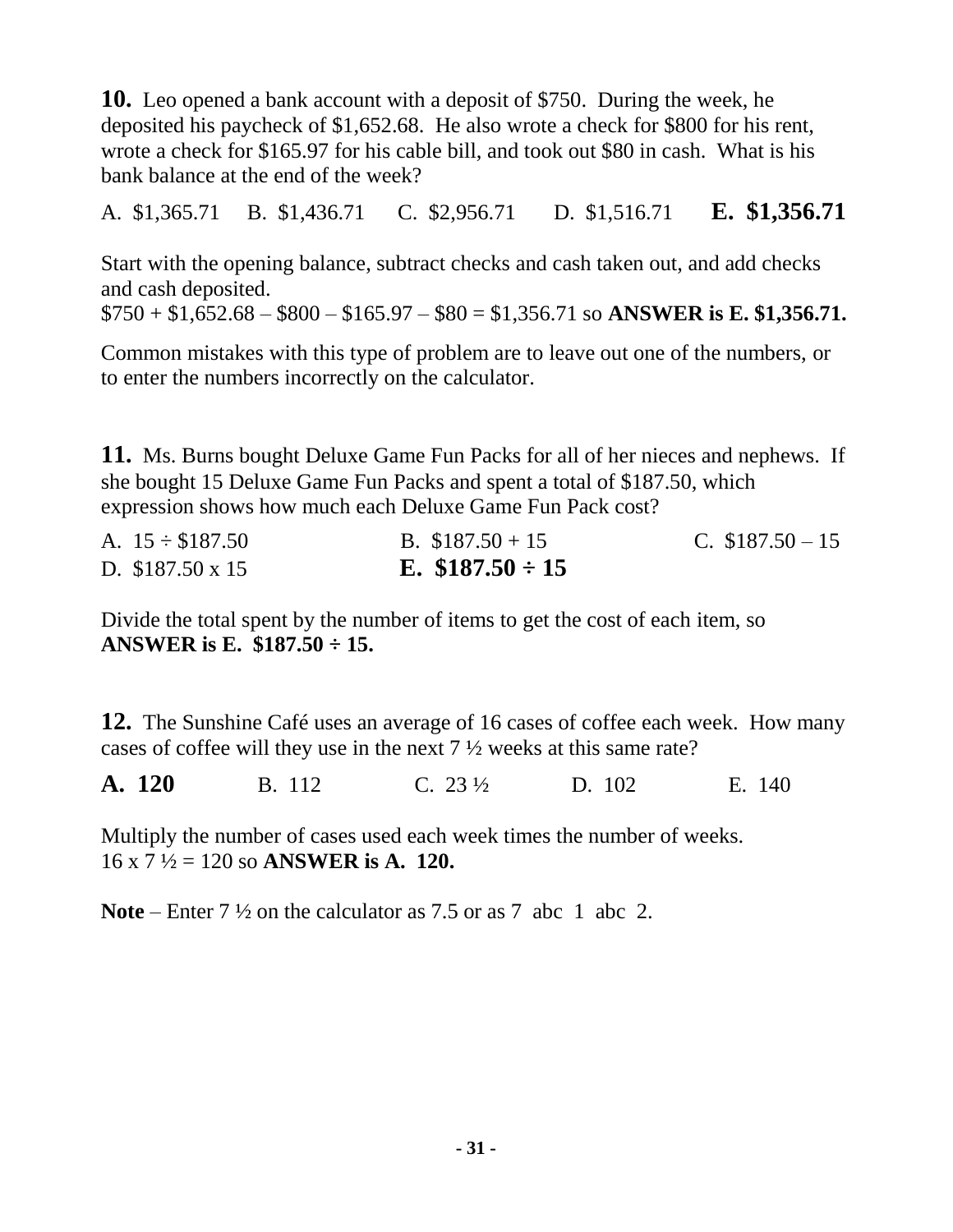**10.** Leo opened a bank account with a deposit of $750. During the week, he deposited his paycheck of $1,652.68. He also wrote a check for $800 for his rent, wrote a check for $165.97 for his cable bill, and took out $80 in cash. What is his bank balance at the end of the week?

A. $1,365.71 B. $1,436.71 C. $2,956.71 D. $1,516.71 **E. $1,356.71**

Start with the opening balance, subtract checks and cash taken out, and add checks and cash deposited.
$750 + $1,652.68 – $800 – $165.97 – $80 = $1,356.71 so **ANSWER is E. $1,356.71.**

Common mistakes with this type of problem are to leave out one of the numbers, or to enter the numbers incorrectly on the calculator.

**11.** Ms. Burns bought Deluxe Game Fun Packs for all of her nieces and nephews. If she bought 15 Deluxe Game Fun Packs and spent a total of $187.50, which expression shows how much each Deluxe Game Fun Pack cost?

A. 15 ÷ $187.50 B. $187.50 + 15 C. $187.50 – 15
D. $187.50 x 15 **E. $187.50 ÷ 15**

Divide the total spent by the number of items to get the cost of each item, so **ANSWER is E. $187.50 ÷ 15.**

**12.** The Sunshine Café uses an average of 16 cases of coffee each week. How many cases of coffee will they use in the next 7 ½ weeks at this same rate?

**A. 120** B. 112 C. 23 ½ D. 102 E. 140

Multiply the number of cases used each week times the number of weeks.
16 x 7 ½ = 120 so **ANSWER is A. 120.**

**Note** – Enter 7 ½ on the calculator as 7.5 or as 7 abc 1 abc 2.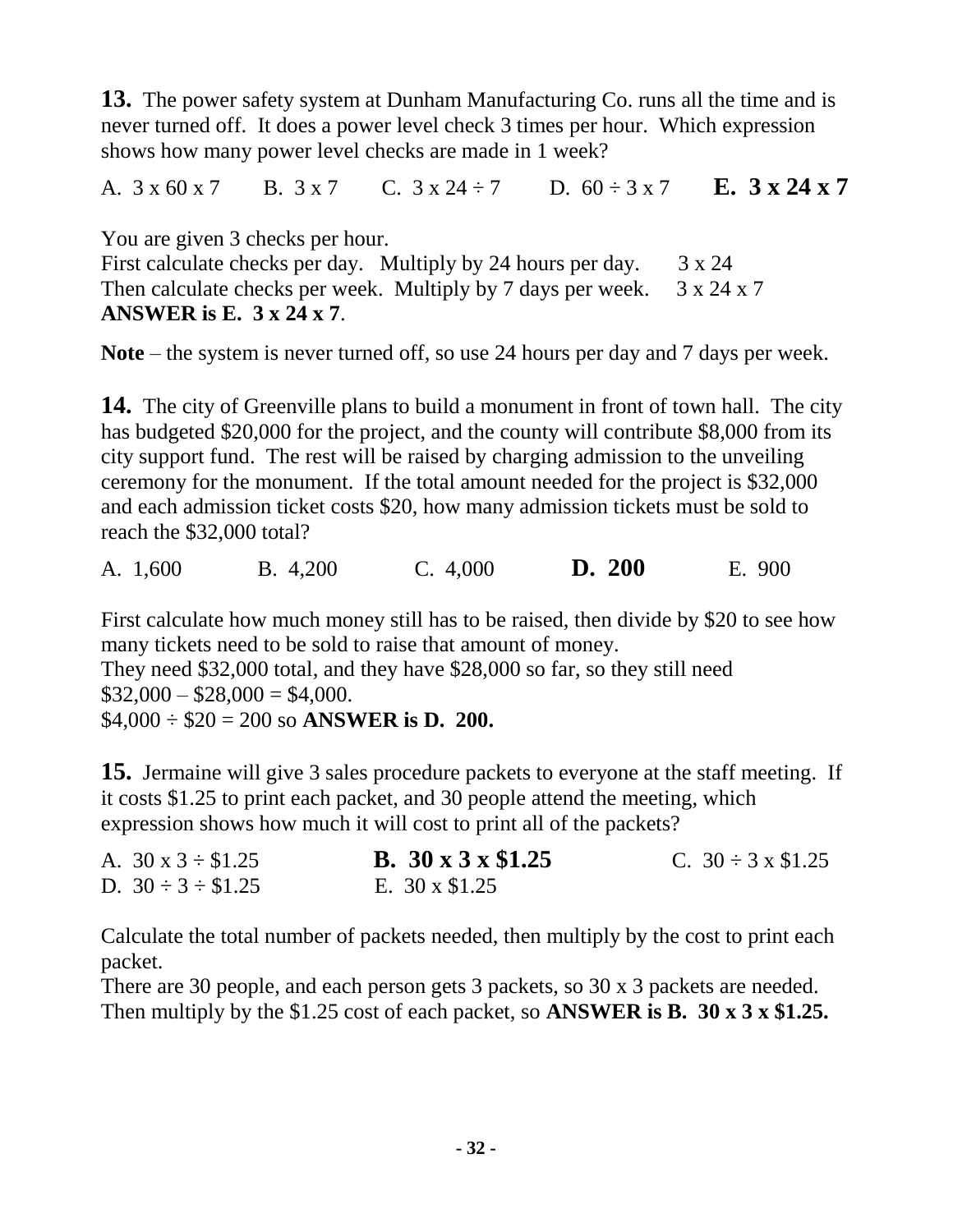**13.** The power safety system at Dunham Manufacturing Co. runs all the time and is never turned off. It does a power level check 3 times per hour. Which expression shows how many power level checks are made in 1 week?

A. 3 x 60 x 7 B. 3 x 7 C. 3 x 24 ÷ 7 D. 60 ÷ 3 x 7 **E. 3 x 24 x 7**

You are given 3 checks per hour.
First calculate checks per day. Multiply by 24 hours per day. 3 x 24
Then calculate checks per week. Multiply by 7 days per week. 3 x 24 x 7
**ANSWER is E. 3 x 24 x 7**.

**Note** – the system is never turned off, so use 24 hours per day and 7 days per week.

**14.** The city of Greenville plans to build a monument in front of town hall. The city has budgeted $20,000 for the project, and the county will contribute $8,000 from its city support fund. The rest will be raised by charging admission to the unveiling ceremony for the monument. If the total amount needed for the project is $32,000 and each admission ticket costs $20, how many admission tickets must be sold to reach the $32,000 total?

A. 1,600 B. 4,200 C. 4,000 **D. 200** E. 900

First calculate how much money still has to be raised, then divide by $20 to see how many tickets need to be sold to raise that amount of money.
They need $32,000 total, and they have $28,000 so far, so they still need
$32,000 – $28,000 = $4,000.
$4,000 ÷ $20 = 200 so **ANSWER is D. 200.**

**15.** Jermaine will give 3 sales procedure packets to everyone at the staff meeting. If it costs $1.25 to print each packet, and 30 people attend the meeting, which expression shows how much it will cost to print all of the packets?

A. 30 x 3 ÷ $1.25 **B. 30 x 3 x $1.25** C. 30 ÷ 3 x $1.25
D. 30 ÷ 3 ÷ $1.25 E. 30 x $1.25

Calculate the total number of packets needed, then multiply by the cost to print each packet.
There are 30 people, and each person gets 3 packets, so 30 x 3 packets are needed.
Then multiply by the $1.25 cost of each packet, so **ANSWER is B. 30 x 3 x $1.25.**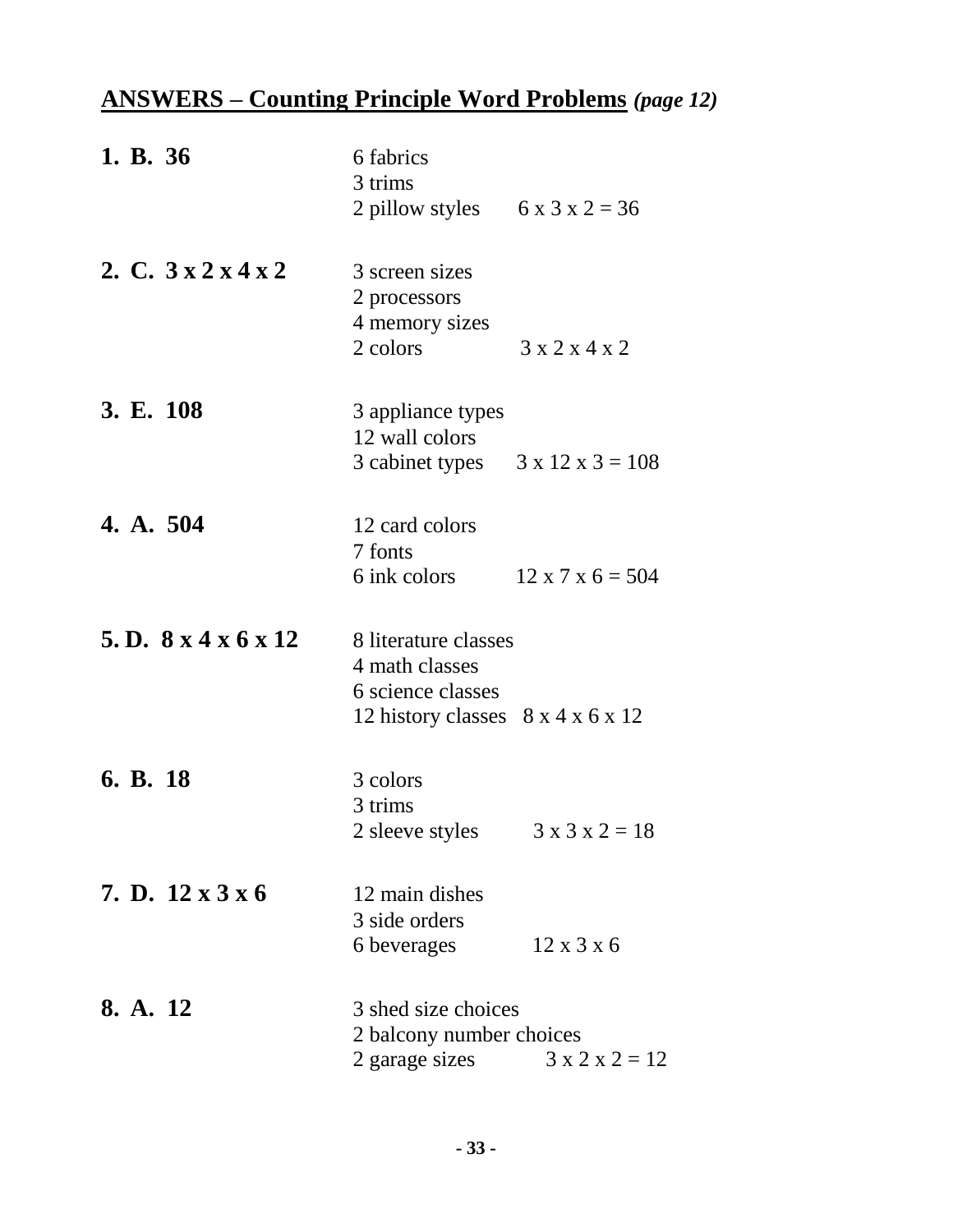## ANSWERS – Counting Principle Word Problems *(page 12)*

**1. B. 36**

6 fabrics
3 trims
2 pillow styles $6 \times 3 \times 2 = 36$

**2. C. 3 x 2 x 4 x 2**

3 screen sizes
2 processors
4 memory sizes
2 colors $3 \times 2 \times 4 \times 2$

**3. E. 108**

3 appliance types
12 wall colors
3 cabinet types $3 \times 12 \times 3 = 108$

**4. A. 504**

12 card colors
7 fonts
6 ink colors $12 \times 7 \times 6 = 504$

**5. D. 8 x 4 x 6 x 12**

8 literature classes
4 math classes
6 science classes
12 history classes $8 \times 4 \times 6 \times 12$

**6. B. 18**

3 colors
3 trims
2 sleeve styles $3 \times 3 \times 2 = 18$

**7. D. 12 x 3 x 6**

12 main dishes
3 side orders
6 beverages $12 \times 3 \times 6$

**8. A. 12**

3 shed size choices
2 balcony number choices
2 garage sizes $3 \times 2 \times 2 = 12$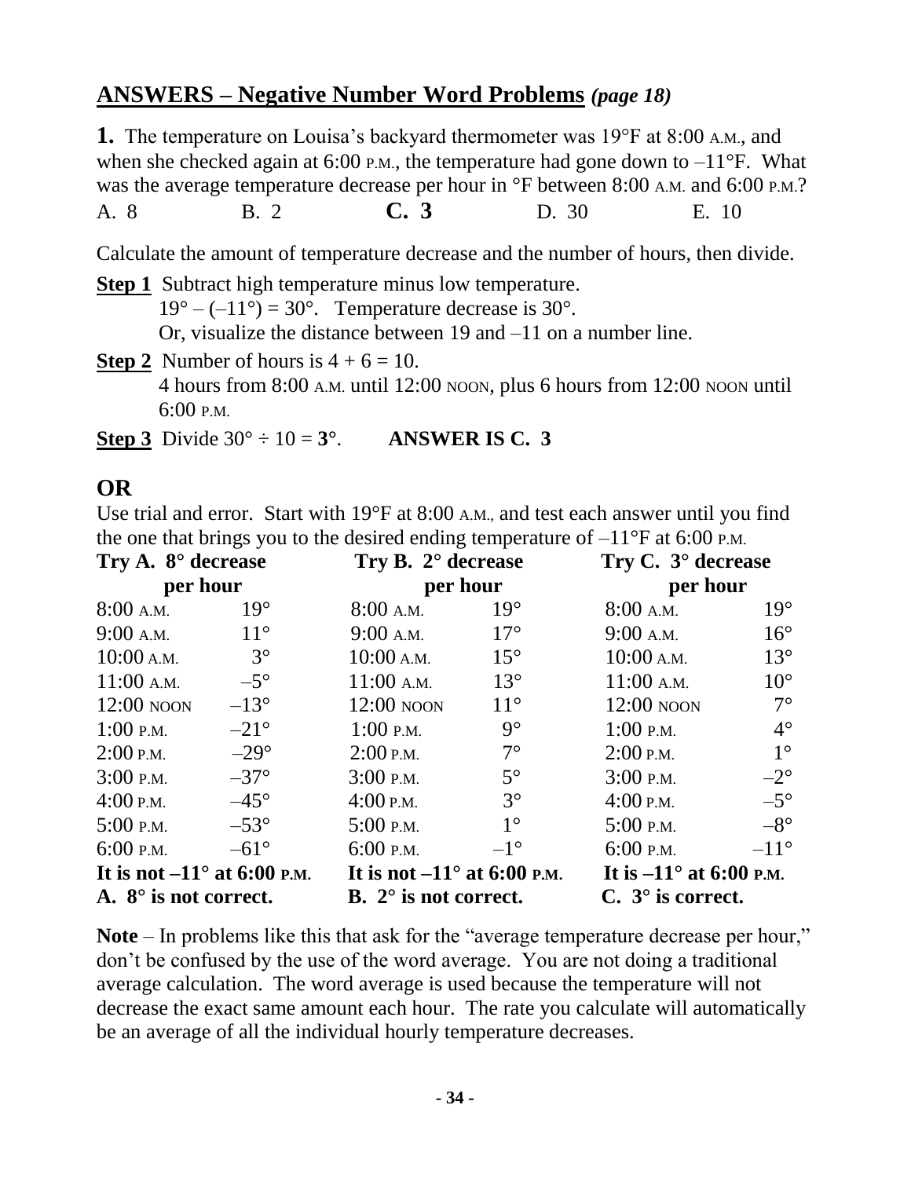## ANSWERS – Negative Number Word Problems *(page 18)*

**1.** The temperature on Louisa's backyard thermometer was 19°F at 8:00 A.M., and when she checked again at 6:00 P.M., the temperature had gone down to –11°F. What was the average temperature decrease per hour in °F between 8:00 A.M. and 6:00 P.M.?

A. 8 B. 2 **C. 3** D. 30 E. 10

Calculate the amount of temperature decrease and the number of hours, then divide.

**Step 1** Subtract high temperature minus low temperature.
$19° – (–11°) = 30°$. Temperature decrease is 30°.
Or, visualize the distance between 19 and –11 on a number line.

**Step 2** Number of hours is $4 + 6 = 10$.
4 hours from 8:00 A.M. until 12:00 NOON, plus 6 hours from 12:00 NOON until 6:00 P.M.

**Step 3** Divide $30° \div 10 =$ **3°**. **ANSWER IS C. 3**

## OR

Use trial and error. Start with 19°F at 8:00 A.M., and test each answer until you find the one that brings you to the desired ending temperature of –11°F at 6:00 P.M.

| **Try A. 8° decrease per hour** | | **Try B. 2° decrease per hour** | | **Try C. 3° decrease per hour** | |
|---|---|---|---|---|---|
| 8:00 A.M. | 19° | 8:00 A.M. | 19° | 8:00 A.M. | 19° |
| 9:00 A.M. | 11° | 9:00 A.M. | 17° | 9:00 A.M. | 16° |
| 10:00 A.M. | 3° | 10:00 A.M. | 15° | 10:00 A.M. | 13° |
| 11:00 A.M. | –5° | 11:00 A.M. | 13° | 11:00 A.M. | 10° |
| 12:00 NOON | –13° | 12:00 NOON | 11° | 12:00 NOON | 7° |
| 1:00 P.M. | –21° | 1:00 P.M. | 9° | 1:00 P.M. | 4° |
| 2:00 P.M. | –29° | 2:00 P.M. | 7° | 2:00 P.M. | 1° |
| 3:00 P.M. | –37° | 3:00 P.M. | 5° | 3:00 P.M. | –2° |
| 4:00 P.M. | –45° | 4:00 P.M. | 3° | 4:00 P.M. | –5° |
| 5:00 P.M. | –53° | 5:00 P.M. | 1° | 5:00 P.M. | –8° |
| 6:00 P.M. | –61° | 6:00 P.M. | –1° | 6:00 P.M. | –11° |
| **It is not –11° at 6:00 P.M.** | | **It is not –11° at 6:00 P.M.** | | **It is –11° at 6:00 P.M.** | |
| **A. 8° is not correct.** | | **B. 2° is not correct.** | | **C. 3° is correct.** | |

**Note** – In problems like this that ask for the "average temperature decrease per hour," don't be confused by the use of the word average. You are not doing a traditional average calculation. The word average is used because the temperature will not decrease the exact same amount each hour. The rate you calculate will automatically be an average of all the individual hourly temperature decreases.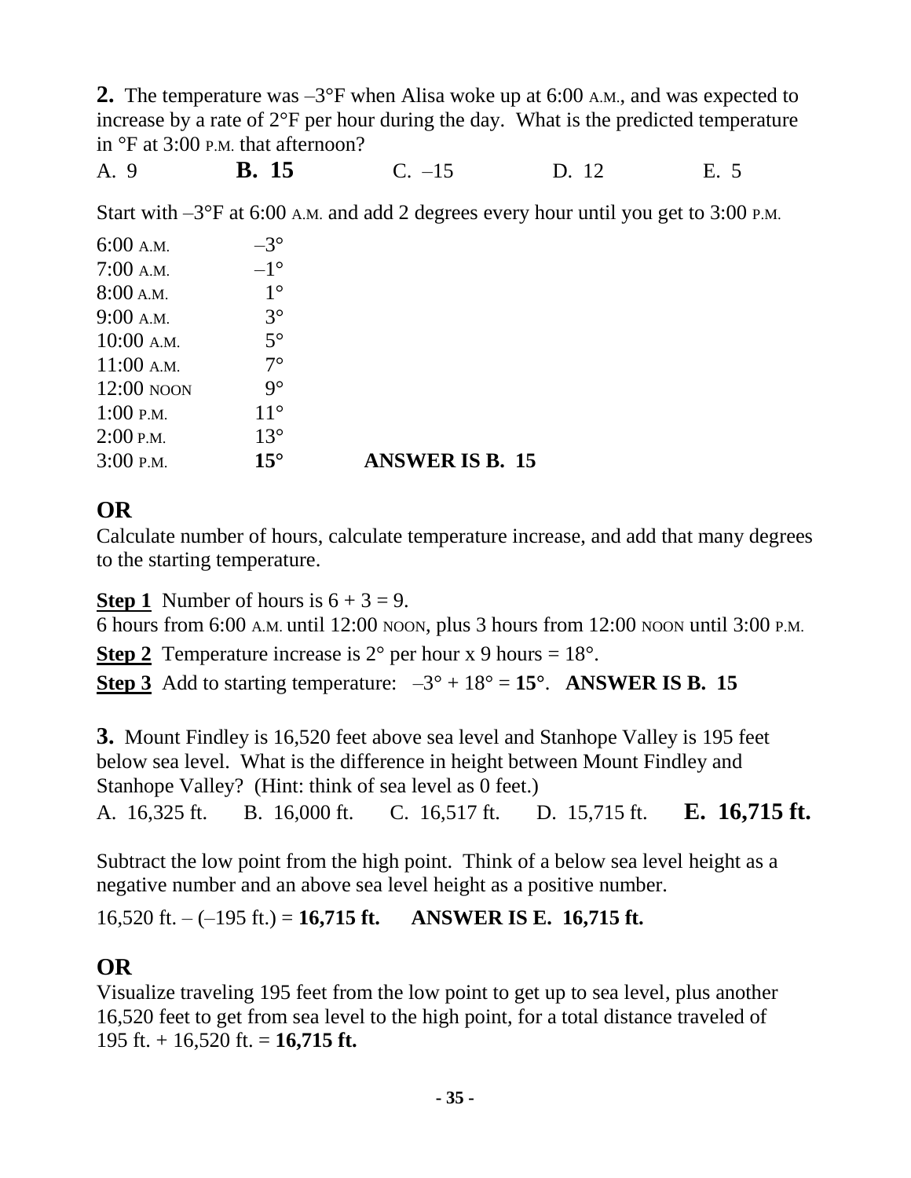**2.** The temperature was –3°F when Alisa woke up at 6:00 A.M., and was expected to increase by a rate of 2°F per hour during the day. What is the predicted temperature in °F at 3:00 P.M. that afternoon?

A. 9 **B. 15** C. –15 D. 12 E. 5

Start with –3°F at 6:00 A.M. and add 2 degrees every hour until you get to 3:00 P.M.

| | | |
|---|---|---|
| 6:00 A.M. | –3° | |
| 7:00 A.M. | –1° | |
| 8:00 A.M. | 1° | |
| 9:00 A.M. | 3° | |
| 10:00 A.M. | 5° | |
| 11:00 A.M. | 7° | |
| 12:00 NOON | 9° | |
| 1:00 P.M. | 11° | |
| 2:00 P.M. | 13° | |
| 3:00 P.M. | **15°** | **ANSWER IS B. 15** |

## OR

Calculate number of hours, calculate temperature increase, and add that many degrees to the starting temperature.

**Step 1** Number of hours is $6 + 3 = 9$.
6 hours from 6:00 A.M. until 12:00 NOON, plus 3 hours from 12:00 NOON until 3:00 P.M.

**Step 2** Temperature increase is 2° per hour x 9 hours = 18°.

**Step 3** Add to starting temperature: $-3° + 18° =$ **15°**. **ANSWER IS B. 15**

**3.** Mount Findley is 16,520 feet above sea level and Stanhope Valley is 195 feet below sea level. What is the difference in height between Mount Findley and Stanhope Valley? (Hint: think of sea level as 0 feet.)

A. 16,325 ft. B. 16,000 ft. C. 16,517 ft. D. 15,715 ft. **E. 16,715 ft.**

Subtract the low point from the high point. Think of a below sea level height as a negative number and an above sea level height as a positive number.

16,520 ft. – (–195 ft.) = **16,715 ft.** **ANSWER IS E. 16,715 ft.**

## OR

Visualize traveling 195 feet from the low point to get up to sea level, plus another 16,520 feet to get from sea level to the high point, for a total distance traveled of 195 ft. + 16,520 ft. = **16,715 ft.**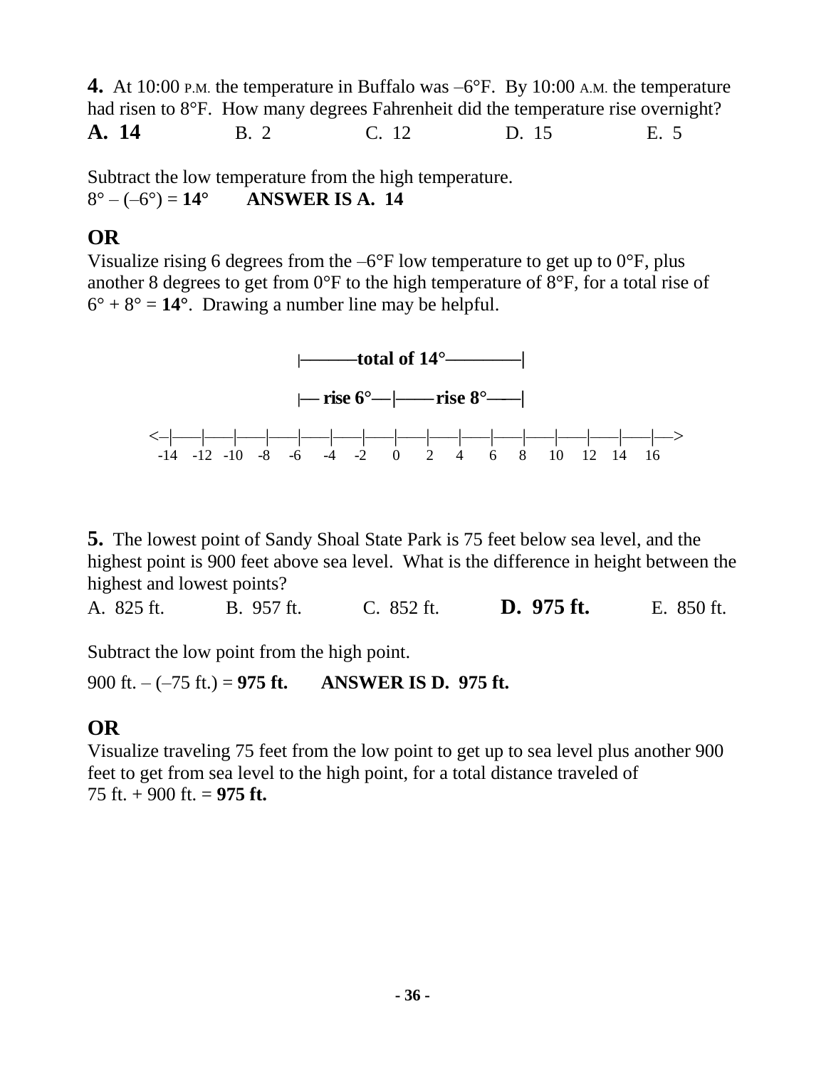**4.** At 10:00 P.M. the temperature in Buffalo was –6°F. By 10:00 A.M. the temperature had risen to 8°F. How many degrees Fahrenheit did the temperature rise overnight?

**A. 14** B. 2 C. 12 D. 15 E. 5

Subtract the low temperature from the high temperature.

8° – (–6°) = **14°** **ANSWER IS A. 14**

## OR

Visualize rising 6 degrees from the –6°F low temperature to get up to 0°F, plus another 8 degrees to get from 0°F to the high temperature of 8°F, for a total rise of 6° + 8° = **14°**. Drawing a number line may be helpful.

```
                      |———————total of 14°—————————|

                      |—— rise 6°——|——————rise 8°———|

  <–|———|———|———|———|———|———|———|———|———|———|———|———|———|———|———|———|—>
   -14  -12  -10  -8   -6   -4   -2   0    2    4    6    8   10   12   14   16
```

**5.** The lowest point of Sandy Shoal State Park is 75 feet below sea level, and the highest point is 900 feet above sea level. What is the difference in height between the highest and lowest points?

A. 825 ft. B. 957 ft. C. 852 ft. **D. 975 ft.** E. 850 ft.

Subtract the low point from the high point.

900 ft. – (–75 ft.) = **975 ft.** **ANSWER IS D. 975 ft.**

## OR

Visualize traveling 75 feet from the low point to get up to sea level plus another 900 feet to get from sea level to the high point, for a total distance traveled of 75 ft. + 900 ft. = **975 ft.**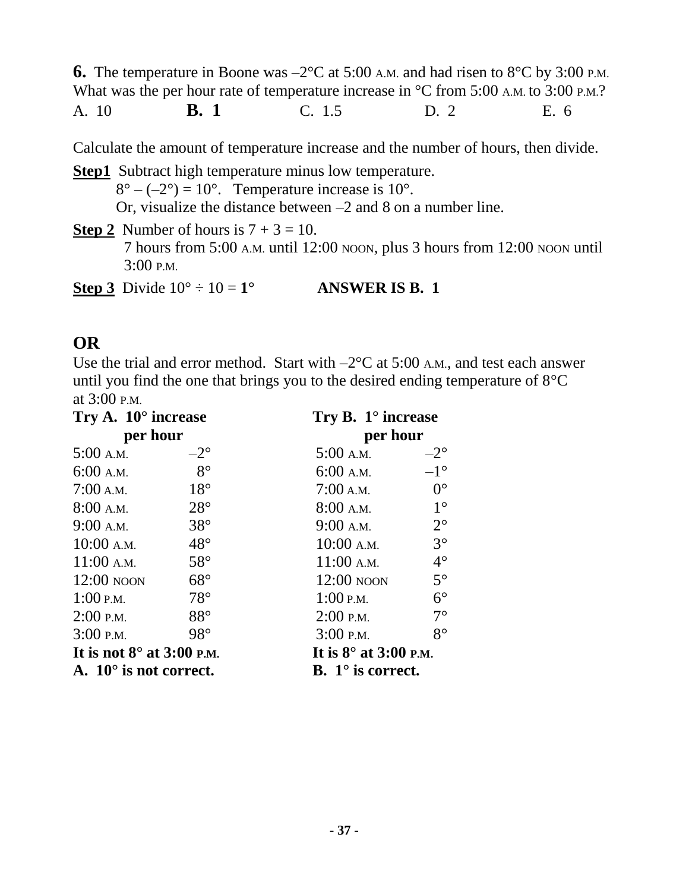**6.** The temperature in Boone was –2°C at 5:00 A.M. and had risen to 8°C by 3:00 P.M. What was the per hour rate of temperature increase in °C from 5:00 A.M. to 3:00 P.M.?

A. 10 **B. 1** C. 1.5 D. 2 E. 6

Calculate the amount of temperature increase and the number of hours, then divide.

**Step1** Subtract high temperature minus low temperature.
$8° – (–2°) = 10°$. Temperature increase is 10°.
Or, visualize the distance between –2 and 8 on a number line.

**Step 2** Number of hours is $7 + 3 = 10$.
7 hours from 5:00 A.M. until 12:00 NOON, plus 3 hours from 12:00 NOON until 3:00 P.M.

**Step 3** Divide $10° \div 10 =$ **1°** **ANSWER IS B. 1**

## OR

Use the trial and error method. Start with –2°C at 5:00 A.M., and test each answer until you find the one that brings you to the desired ending temperature of 8°C at 3:00 P.M.

**Try A. 10° increase per hour**

| | |
|---|---|
| 5:00 A.M. | –2° |
| 6:00 A.M. | 8° |
| 7:00 A.M. | 18° |
| 8:00 A.M. | 28° |
| 9:00 A.M. | 38° |
| 10:00 A.M. | 48° |
| 11:00 A.M. | 58° |
| 12:00 NOON | 68° |
| 1:00 P.M. | 78° |
| 2:00 P.M. | 88° |
| 3:00 P.M. | 98° |

**It is not 8° at 3:00 P.M.**
**A. 10° is not correct.**

**Try B. 1° increase per hour**

| | |
|---|---|
| 5:00 A.M. | –2° |
| 6:00 A.M. | –1° |
| 7:00 A.M. | 0° |
| 8:00 A.M. | 1° |
| 9:00 A.M. | 2° |
| 10:00 A.M. | 3° |
| 11:00 A.M. | 4° |
| 12:00 NOON | 5° |
| 1:00 P.M. | 6° |
| 2:00 P.M. | 7° |
| 3:00 P.M. | 8° |

**It is 8° at 3:00 P.M.**
**B. 1° is correct.**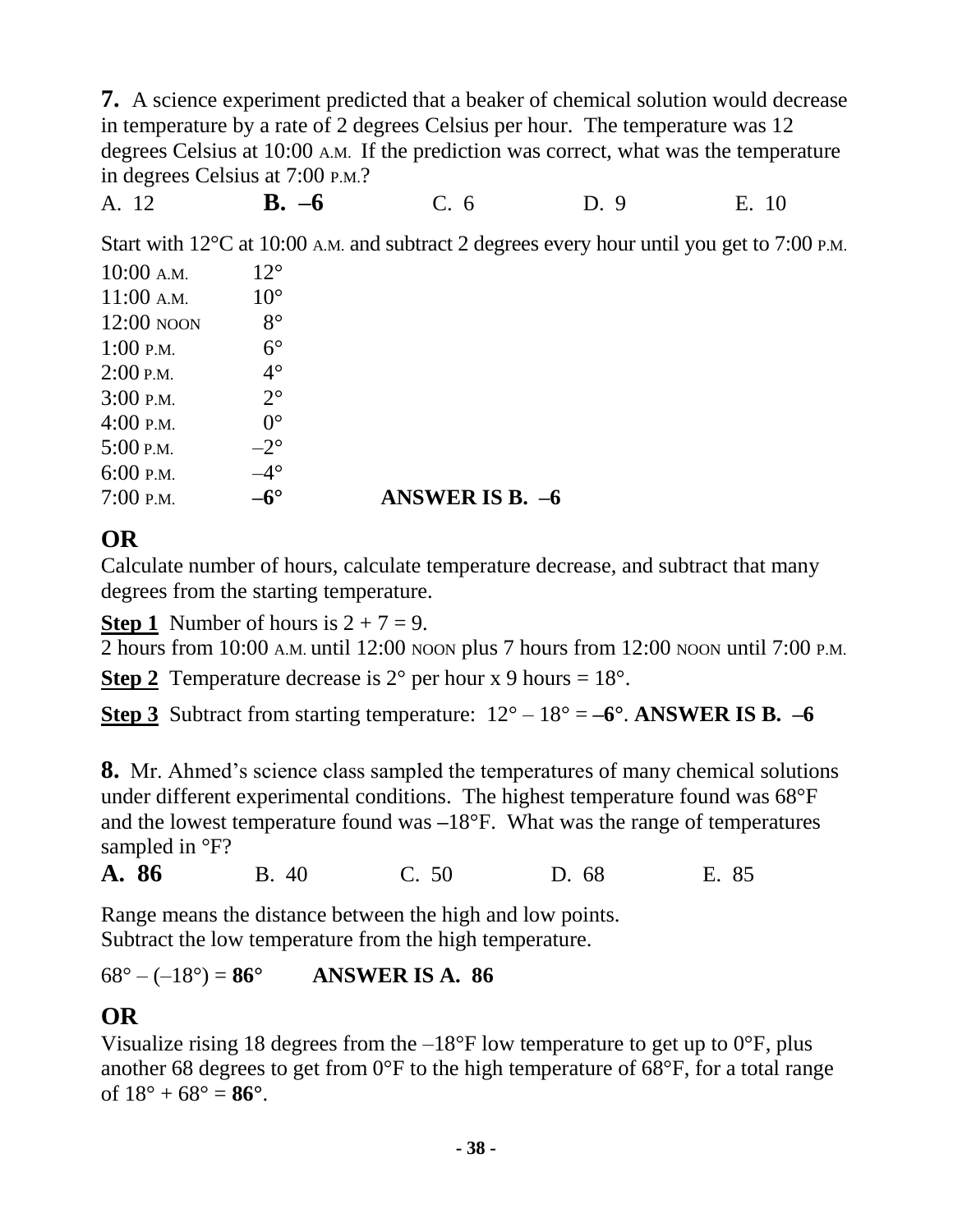**7.** A science experiment predicted that a beaker of chemical solution would decrease in temperature by a rate of 2 degrees Celsius per hour. The temperature was 12 degrees Celsius at 10:00 A.M. If the prediction was correct, what was the temperature in degrees Celsius at 7:00 P.M.?

A. 12 **B. –6** C. 6 D. 9 E. 10

Start with 12°C at 10:00 A.M. and subtract 2 degrees every hour until you get to 7:00 P.M.

| | | |
|---|---|---|
| 10:00 A.M. | 12° | |
| 11:00 A.M. | 10° | |
| 12:00 NOON | 8° | |
| 1:00 P.M. | 6° | |
| 2:00 P.M. | 4° | |
| 3:00 P.M. | 2° | |
| 4:00 P.M. | 0° | |
| 5:00 P.M. | –2° | |
| 6:00 P.M. | –4° | |
| 7:00 P.M. | **–6°** | **ANSWER IS B. –6** |

## OR

Calculate number of hours, calculate temperature decrease, and subtract that many degrees from the starting temperature.

**Step 1** Number of hours is $2 + 7 = 9$.
2 hours from 10:00 A.M. until 12:00 NOON plus 7 hours from 12:00 NOON until 7:00 P.M.

**Step 2** Temperature decrease is 2° per hour x 9 hours = 18°.

**Step 3** Subtract from starting temperature: 12° – 18° = **–6°**. **ANSWER IS B. –6**

**8.** Mr. Ahmed's science class sampled the temperatures of many chemical solutions under different experimental conditions. The highest temperature found was 68°F and the lowest temperature found was –18°F. What was the range of temperatures sampled in °F?

**A. 86** B. 40 C. 50 D. 68 E. 85

Range means the distance between the high and low points.
Subtract the low temperature from the high temperature.

68° – (–18°) = **86°** **ANSWER IS A. 86**

## OR

Visualize rising 18 degrees from the –18°F low temperature to get up to 0°F, plus another 68 degrees to get from 0°F to the high temperature of 68°F, for a total range of 18° + 68° = **86°**.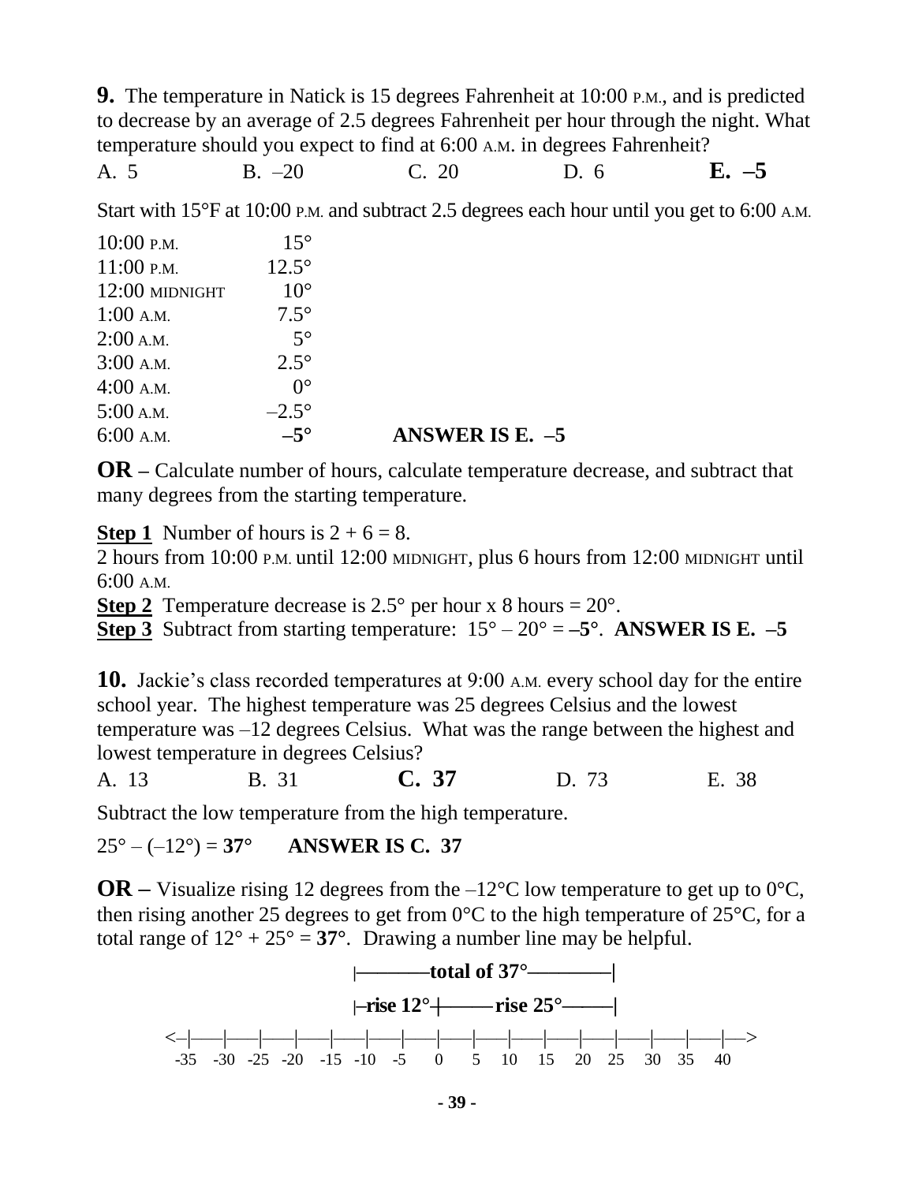**9.** The temperature in Natick is 15 degrees Fahrenheit at 10:00 P.M., and is predicted to decrease by an average of 2.5 degrees Fahrenheit per hour through the night. What temperature should you expect to find at 6:00 A.M. in degrees Fahrenheit?

A. 5 B. –20 C. 20 D. 6 **E. –5**

Start with 15°F at 10:00 P.M. and subtract 2.5 degrees each hour until you get to 6:00 A.M.

| | | |
|---|---|---|
| 10:00 P.M. | 15° | |
| 11:00 P.M. | 12.5° | |
| 12:00 MIDNIGHT | 10° | |
| 1:00 A.M. | 7.5° | |
| 2:00 A.M. | 5° | |
| 3:00 A.M. | 2.5° | |
| 4:00 A.M. | 0° | |
| 5:00 A.M. | –2.5° | |
| 6:00 A.M. | **–5°** | **ANSWER IS E. –5** |

**OR –** Calculate number of hours, calculate temperature decrease, and subtract that many degrees from the starting temperature.

**Step 1** Number of hours is $2 + 6 = 8$.
2 hours from 10:00 P.M. until 12:00 MIDNIGHT, plus 6 hours from 12:00 MIDNIGHT until 6:00 A.M.

**Step 2** Temperature decrease is 2.5° per hour x 8 hours = 20°.

**Step 3** Subtract from starting temperature: 15° – 20° = **–5°**. **ANSWER IS E. –5**

**10.** Jackie's class recorded temperatures at 9:00 A.M. every school day for the entire school year. The highest temperature was 25 degrees Celsius and the lowest temperature was –12 degrees Celsius. What was the range between the highest and lowest temperature in degrees Celsius?

A. 13 B. 31 **C. 37** D. 73 E. 38

Subtract the low temperature from the high temperature.

25° – (–12°) = **37°** **ANSWER IS C. 37**

**OR –** Visualize rising 12 degrees from the –12°C low temperature to get up to 0°C, then rising another 25 degrees to get from 0°C to the high temperature of 25°C, for a total range of 12° + 25° = **37°**. Drawing a number line may be helpful.

|———**total of 37°**————|

|–**rise 12°**+———**rise 25°**———|

<–|——|——|——|——|——|——|——|——|——|——|——|——|——|——|——|——>
-35 -30 -25 -20 -15 -10 -5 0 5 10 15 20 25 30 35 40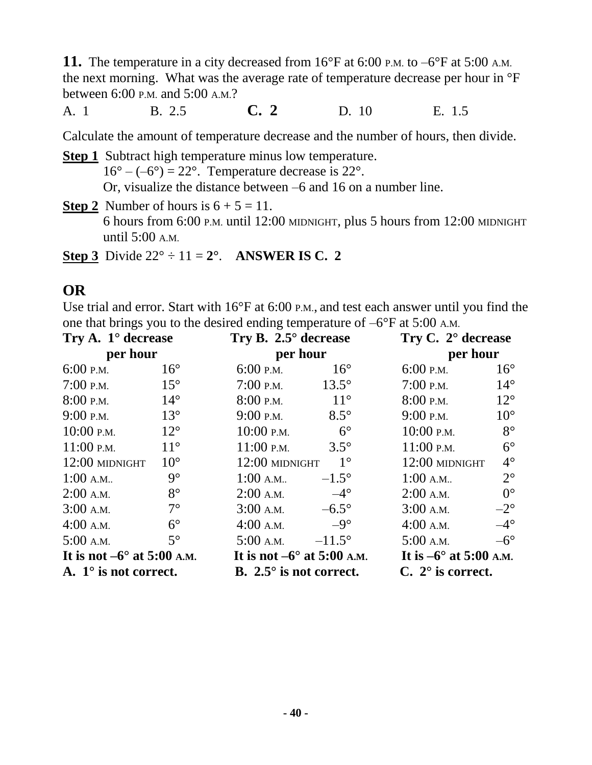**11.** The temperature in a city decreased from 16°F at 6:00 P.M. to –6°F at 5:00 A.M. the next morning. What was the average rate of temperature decrease per hour in °F between 6:00 P.M. and 5:00 A.M.?

A. 1 B. 2.5 **C. 2** D. 10 E. 1.5

Calculate the amount of temperature decrease and the number of hours, then divide.

**Step 1** Subtract high temperature minus low temperature.
$16° – (–6°) = 22°$. Temperature decrease is 22°.
Or, visualize the distance between –6 and 16 on a number line.

**Step 2** Number of hours is $6 + 5 = 11$.
6 hours from 6:00 P.M. until 12:00 MIDNIGHT, plus 5 hours from 12:00 MIDNIGHT until 5:00 A.M.

**Step 3** Divide $22° \div 11 =$ **2°**. **ANSWER IS C. 2**

## OR

Use trial and error. Start with 16°F at 6:00 P.M., and test each answer until you find the one that brings you to the desired ending temperature of –6°F at 5:00 A.M.

| **Try A. 1° decrease per hour** | | **Try B. 2.5° decrease per hour** | | **Try C. 2° decrease per hour** | |
|---|---|---|---|---|---|
| 6:00 P.M. | 16° | 6:00 P.M. | 16° | 6:00 P.M. | 16° |
| 7:00 P.M. | 15° | 7:00 P.M. | 13.5° | 7:00 P.M. | 14° |
| 8:00 P.M. | 14° | 8:00 P.M. | 11° | 8:00 P.M. | 12° |
| 9:00 P.M. | 13° | 9:00 P.M. | 8.5° | 9:00 P.M. | 10° |
| 10:00 P.M. | 12° | 10:00 P.M. | 6° | 10:00 P.M. | 8° |
| 11:00 P.M. | 11° | 11:00 P.M. | 3.5° | 11:00 P.M. | 6° |
| 12:00 MIDNIGHT | 10° | 12:00 MIDNIGHT | 1° | 12:00 MIDNIGHT | 4° |
| 1:00 A.M.. | 9° | 1:00 A.M.. | –1.5° | 1:00 A.M.. | 2° |
| 2:00 A.M. | 8° | 2:00 A.M. | –4° | 2:00 A.M. | 0° |
| 3:00 A.M. | 7° | 3:00 A.M. | –6.5° | 3:00 A.M. | –2° |
| 4:00 A.M. | 6° | 4:00 A.M. | –9° | 4:00 A.M. | –4° |
| 5:00 A.M. | 5° | 5:00 A.M. | –11.5° | 5:00 A.M. | –6° |
| **It is not –6° at 5:00 A.M.** | | **It is not –6° at 5:00 A.M.** | | **It is –6° at 5:00 A.M.** | |
| **A. 1° is not correct.** | | **B. 2.5° is not correct.** | | **C. 2° is correct.** | |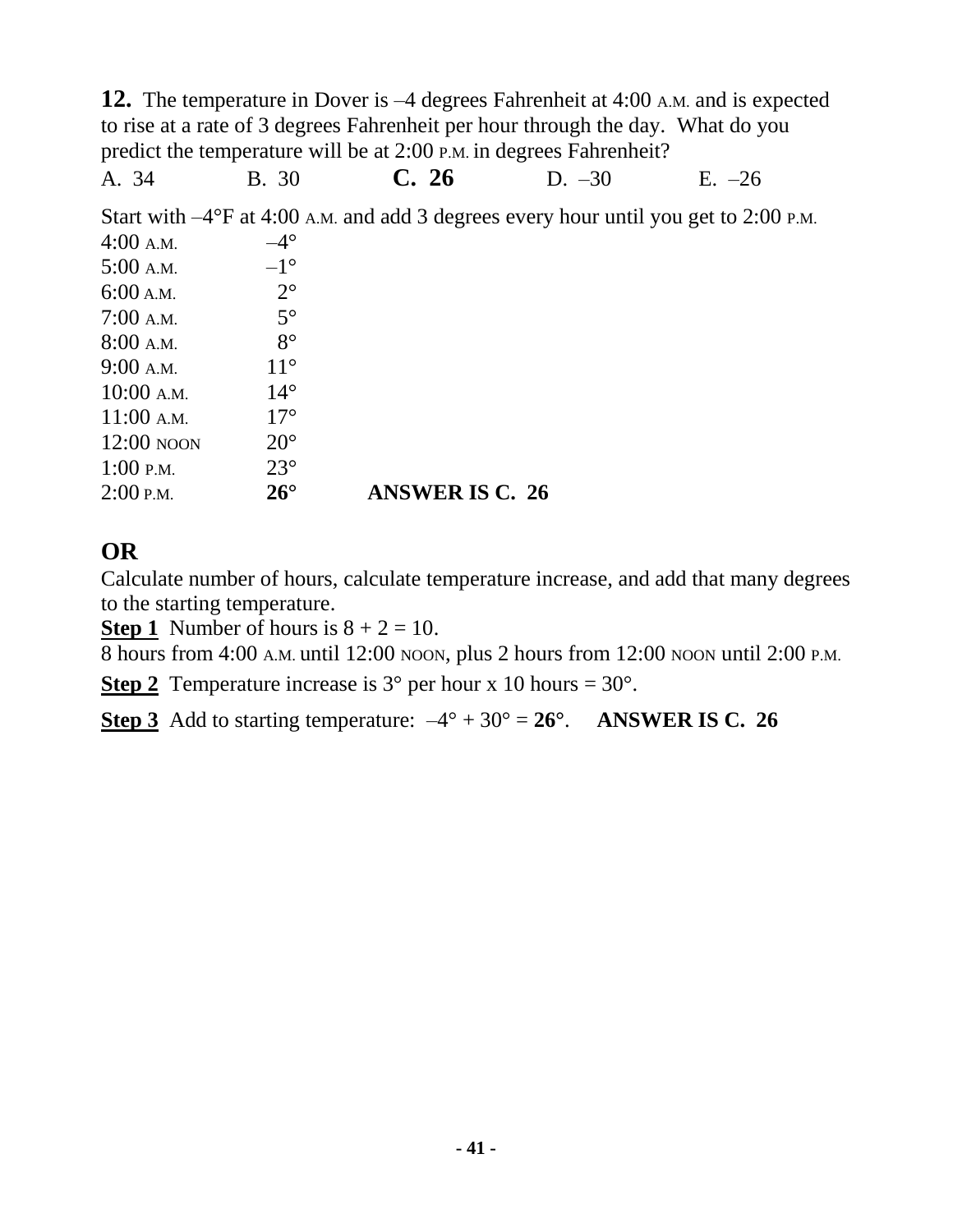**12.** The temperature in Dover is –4 degrees Fahrenheit at 4:00 A.M. and is expected to rise at a rate of 3 degrees Fahrenheit per hour through the day. What do you predict the temperature will be at 2:00 P.M. in degrees Fahrenheit?

A. 34 B. 30 **C. 26** D. –30 E. –26

Start with –4°F at 4:00 A.M. and add 3 degrees every hour until you get to 2:00 P.M.

| | | |
|---|---|---|
| 4:00 A.M. | –4° | |
| 5:00 A.M. | –1° | |
| 6:00 A.M. | 2° | |
| 7:00 A.M. | 5° | |
| 8:00 A.M. | 8° | |
| 9:00 A.M. | 11° | |
| 10:00 A.M. | 14° | |
| 11:00 A.M. | 17° | |
| 12:00 NOON | 20° | |
| 1:00 P.M. | 23° | |
| 2:00 P.M. | **26°** | **ANSWER IS C. 26** |

## OR

Calculate number of hours, calculate temperature increase, and add that many degrees to the starting temperature.

**Step 1** Number of hours is $8 + 2 = 10$.

8 hours from 4:00 A.M. until 12:00 NOON, plus 2 hours from 12:00 NOON until 2:00 P.M.

**Step 2** Temperature increase is 3° per hour x 10 hours = 30°.

**Step 3** Add to starting temperature: $-4° + 30° =$ **26°**. **ANSWER IS C. 26**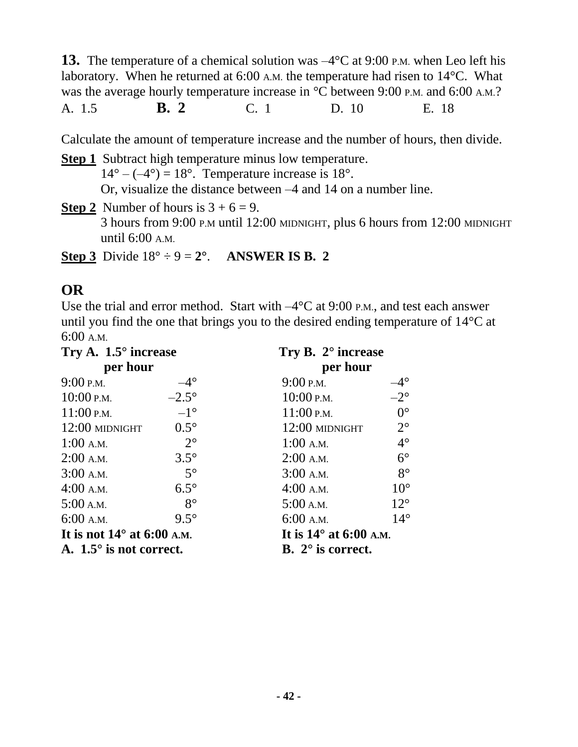**13.** The temperature of a chemical solution was –4°C at 9:00 P.M. when Leo left his laboratory. When he returned at 6:00 A.M. the temperature had risen to 14°C. What was the average hourly temperature increase in °C between 9:00 P.M. and 6:00 A.M.?

A. 1.5 **B. 2** C. 1 D. 10 E. 18

Calculate the amount of temperature increase and the number of hours, then divide.

**Step 1** Subtract high temperature minus low temperature.
$14° - (-4°) = 18°$. Temperature increase is 18°.
Or, visualize the distance between –4 and 14 on a number line.

**Step 2** Number of hours is $3 + 6 = 9$.
3 hours from 9:00 P.M until 12:00 MIDNIGHT, plus 6 hours from 12:00 MIDNIGHT until 6:00 A.M.

**Step 3** Divide $18° \div 9 =$ **2°**. **ANSWER IS B. 2**

## OR

Use the trial and error method. Start with –4°C at 9:00 P.M., and test each answer until you find the one that brings you to the desired ending temperature of 14°C at 6:00 A.M.

| **Try A. 1.5° increase per hour** | | **Try B. 2° increase per hour** | |
|---|---|---|---|
| 9:00 P.M. | –4° | 9:00 P.M. | –4° |
| 10:00 P.M. | –2.5° | 10:00 P.M. | –2° |
| 11:00 P.M. | –1° | 11:00 P.M. | 0° |
| 12:00 MIDNIGHT | 0.5° | 12:00 MIDNIGHT | 2° |
| 1:00 A.M. | 2° | 1:00 A.M. | 4° |
| 2:00 A.M. | 3.5° | 2:00 A.M. | 6° |
| 3:00 A.M. | 5° | 3:00 A.M. | 8° |
| 4:00 A.M. | 6.5° | 4:00 A.M. | 10° |
| 5:00 A.M. | 8° | 5:00 A.M. | 12° |
| 6:00 A.M. | 9.5° | 6:00 A.M. | 14° |
| **It is not 14° at 6:00 A.M.** | | **It is 14° at 6:00 A.M.** | |
| **A. 1.5° is not correct.** | | **B. 2° is correct.** | |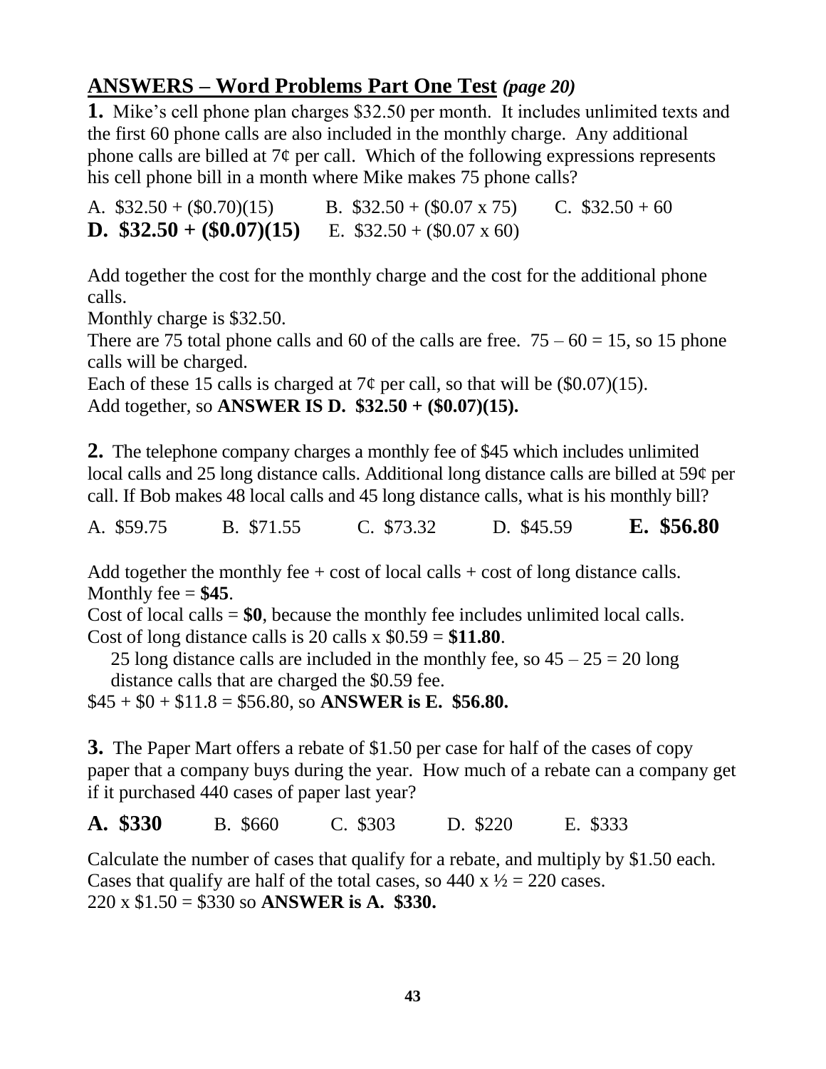## ANSWERS – Word Problems Part One Test *(page 20)*

**1.** Mike's cell phone plan charges $32.50 per month. It includes unlimited texts and the first 60 phone calls are also included in the monthly charge. Any additional phone calls are billed at 7¢ per call. Which of the following expressions represents his cell phone bill in a month where Mike makes 75 phone calls?

A. $32.50 + ($0.70)(15) B. $32.50 + ($0.07 x 75) C. $32.50 + 60
**D. $32.50 + ($0.07)(15)** E. $32.50 + ($0.07 x 60)

Add together the cost for the monthly charge and the cost for the additional phone calls.
Monthly charge is $32.50.
There are 75 total phone calls and 60 of the calls are free. 75 – 60 = 15, so 15 phone calls will be charged.
Each of these 15 calls is charged at 7¢ per call, so that will be ($0.07)(15).
Add together, so **ANSWER IS D. $32.50 + ($0.07)(15).**

**2.** The telephone company charges a monthly fee of $45 which includes unlimited local calls and 25 long distance calls. Additional long distance calls are billed at 59¢ per call. If Bob makes 48 local calls and 45 long distance calls, what is his monthly bill?

A. $59.75 B. $71.55 C. $73.32 D. $45.59 **E. $56.80**

Add together the monthly fee + cost of local calls + cost of long distance calls.
Monthly fee = **$45**.
Cost of local calls = **$0**, because the monthly fee includes unlimited local calls.
Cost of long distance calls is 20 calls x $0.59 = **$11.80**.
25 long distance calls are included in the monthly fee, so 45 – 25 = 20 long distance calls that are charged the $0.59 fee.
$45 + $0 + $11.8 = $56.80, so **ANSWER is E. $56.80.**

**3.** The Paper Mart offers a rebate of $1.50 per case for half of the cases of copy paper that a company buys during the year. How much of a rebate can a company get if it purchased 440 cases of paper last year?

**A. $330** B. $660 C. $303 D. $220 E. $333

Calculate the number of cases that qualify for a rebate, and multiply by $1.50 each.
Cases that qualify are half of the total cases, so 440 x ½ = 220 cases.
220 x $1.50 = $330 so **ANSWER is A. $330.**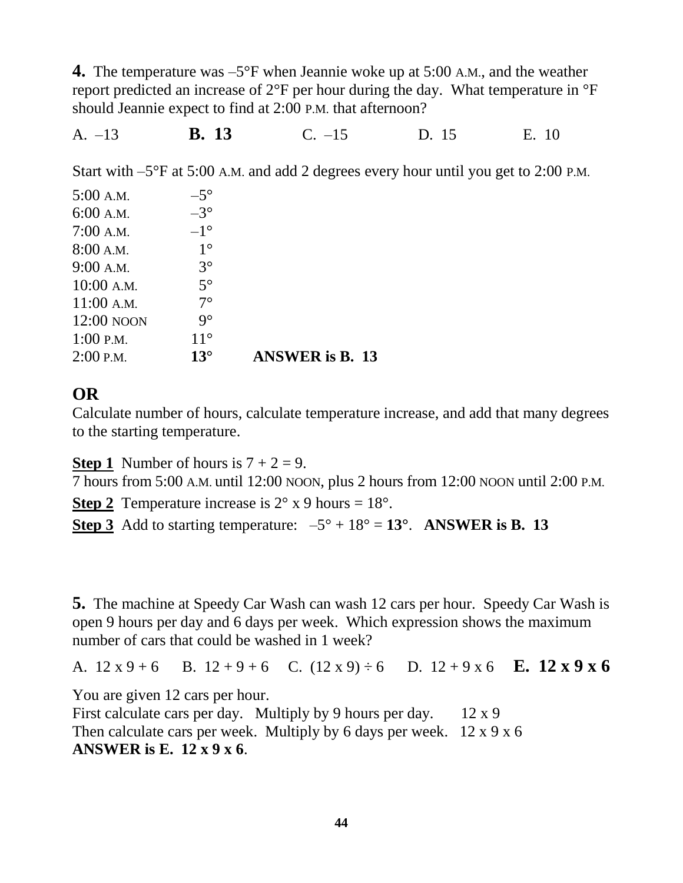**4.** The temperature was –5°F when Jeannie woke up at 5:00 A.M., and the weather report predicted an increase of 2°F per hour during the day. What temperature in °F should Jeannie expect to find at 2:00 P.M. that afternoon?

A. –13 **B. 13** C. –15 D. 15 E. 10

Start with –5°F at 5:00 A.M. and add 2 degrees every hour until you get to 2:00 P.M.

| | | |
|---|---|---|
| 5:00 A.M. | –5° | |
| 6:00 A.M. | –3° | |
| 7:00 A.M. | –1° | |
| 8:00 A.M. | 1° | |
| 9:00 A.M. | 3° | |
| 10:00 A.M. | 5° | |
| 11:00 A.M. | 7° | |
| 12:00 NOON | 9° | |
| 1:00 P.M. | 11° | |
| 2:00 P.M. | **13°** | **ANSWER is B. 13** |

## OR

Calculate number of hours, calculate temperature increase, and add that many degrees to the starting temperature.

**Step 1** Number of hours is $7 + 2 = 9$.
7 hours from 5:00 A.M. until 12:00 NOON, plus 2 hours from 12:00 NOON until 2:00 P.M.

**Step 2** Temperature increase is $2° \times 9$ hours $= 18°$.

**Step 3** Add to starting temperature: $–5° + 18° =$ **13°**. **ANSWER is B. 13**

**5.** The machine at Speedy Car Wash can wash 12 cars per hour. Speedy Car Wash is open 9 hours per day and 6 days per week. Which expression shows the maximum number of cars that could be washed in 1 week?

A. 12 x 9 + 6 B. 12 + 9 + 6 C. (12 x 9) ÷ 6 D. 12 + 9 x 6 **E. 12 x 9 x 6**

You are given 12 cars per hour.
First calculate cars per day. Multiply by 9 hours per day. 12 x 9
Then calculate cars per week. Multiply by 6 days per week. 12 x 9 x 6
**ANSWER is E. 12 x 9 x 6**.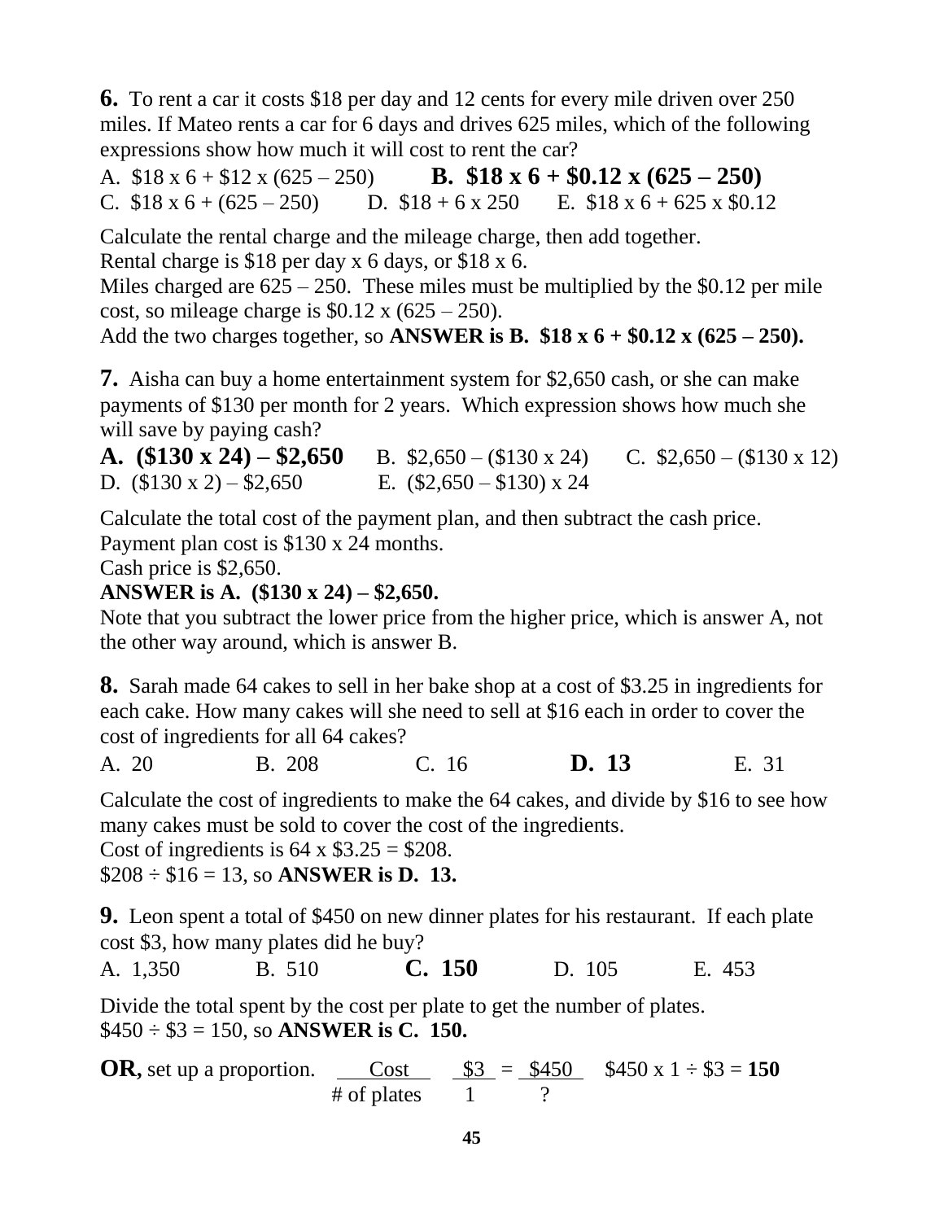**6.** To rent a car it costs \$18 per day and 12 cents for every mile driven over 250 miles. If Mateo rents a car for 6 days and drives 625 miles, which of the following expressions show how much it will cost to rent the car?

A. \$18 x 6 + \$12 x (625 – 250) **B. \$18 x 6 + \$0.12 x (625 – 250)**
C. \$18 x 6 + (625 – 250) D. \$18 + 6 x 250 E. \$18 x 6 + 625 x \$0.12

Calculate the rental charge and the mileage charge, then add together.
Rental charge is \$18 per day x 6 days, or \$18 x 6.
Miles charged are 625 – 250. These miles must be multiplied by the \$0.12 per mile cost, so mileage charge is \$0.12 x (625 – 250).
Add the two charges together, so **ANSWER is B. \$18 x 6 + \$0.12 x (625 – 250).**

**7.** Aisha can buy a home entertainment system for \$2,650 cash, or she can make payments of \$130 per month for 2 years. Which expression shows how much she will save by paying cash?

**A. (\$130 x 24) – \$2,650** B. \$2,650 – (\$130 x 24) C. \$2,650 – (\$130 x 12)
D. (\$130 x 2) – \$2,650 E. (\$2,650 – \$130) x 24

Calculate the total cost of the payment plan, and then subtract the cash price.
Payment plan cost is \$130 x 24 months.
Cash price is \$2,650.
**ANSWER is A. (\$130 x 24) – \$2,650.**
Note that you subtract the lower price from the higher price, which is answer A, not the other way around, which is answer B.

**8.** Sarah made 64 cakes to sell in her bake shop at a cost of \$3.25 in ingredients for each cake. How many cakes will she need to sell at \$16 each in order to cover the cost of ingredients for all 64 cakes?

A. 20 B. 208 C. 16 **D. 13** E. 31

Calculate the cost of ingredients to make the 64 cakes, and divide by \$16 to see how many cakes must be sold to cover the cost of the ingredients.
Cost of ingredients is 64 x \$3.25 = \$208.
\$208 ÷ \$16 = 13, so **ANSWER is D. 13.**

**9.** Leon spent a total of \$450 on new dinner plates for his restaurant. If each plate cost \$3, how many plates did he buy?

A. 1,350 B. 510 **C. 150** D. 105 E. 453

Divide the total spent by the cost per plate to get the number of plates.
\$450 ÷ \$3 = 150, so **ANSWER is C. 150.**

**OR,** set up a proportion. $\frac{\text{Cost}}{\text{\# of plates}} \quad \frac{\$3}{1} = \frac{\$450}{?}$ \$450 x 1 ÷ \$3 = **150**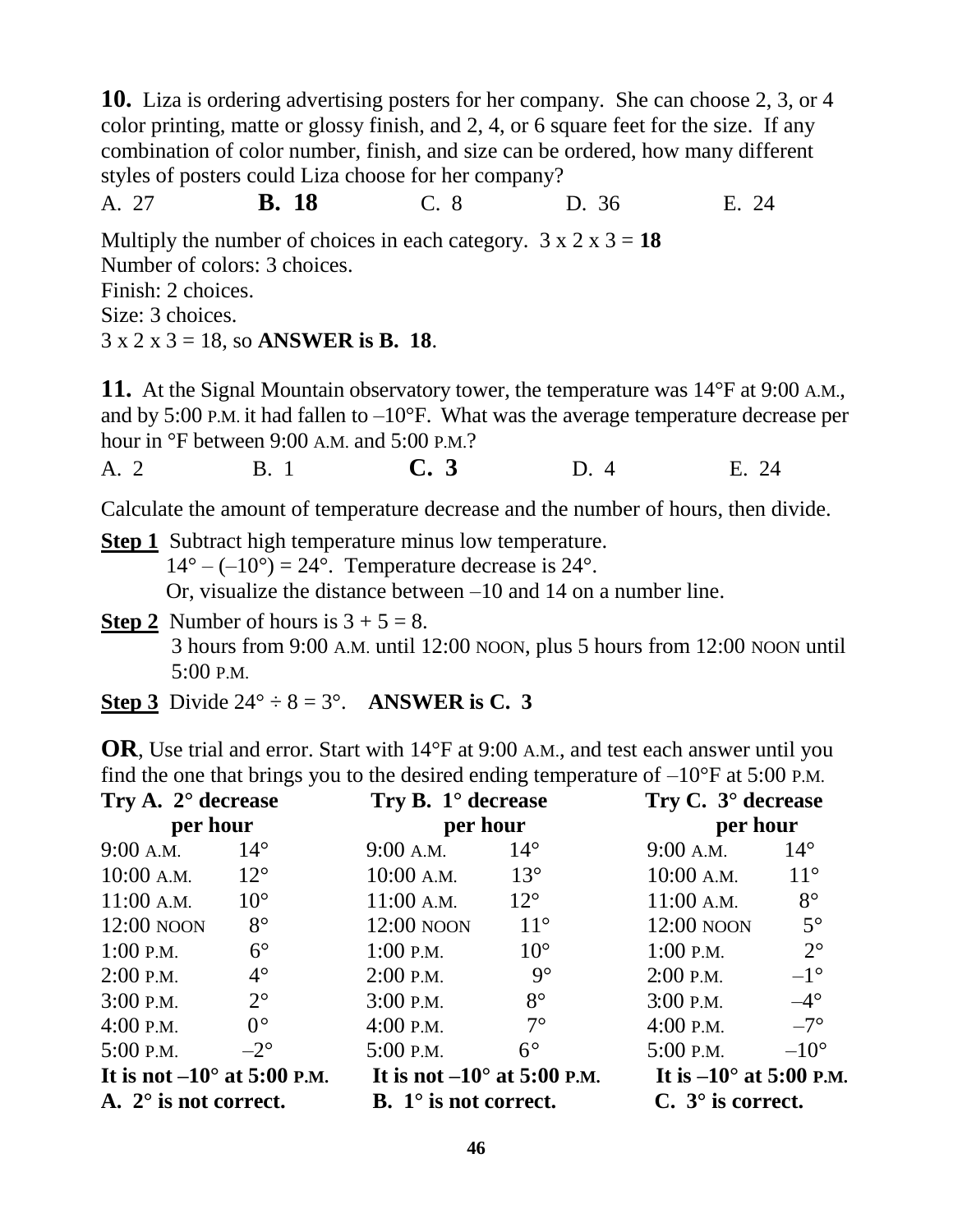**10.** Liza is ordering advertising posters for her company. She can choose 2, 3, or 4 color printing, matte or glossy finish, and 2, 4, or 6 square feet for the size. If any combination of color number, finish, and size can be ordered, how many different styles of posters could Liza choose for her company?

A. 27 **B. 18** C. 8 D. 36 E. 24

Multiply the number of choices in each category. 3 x 2 x 3 = **18**
Number of colors: 3 choices.
Finish: 2 choices.
Size: 3 choices.
3 x 2 x 3 = 18, so **ANSWER is B. 18**.

**11.** At the Signal Mountain observatory tower, the temperature was 14°F at 9:00 A.M., and by 5:00 P.M. it had fallen to –10°F. What was the average temperature decrease per hour in °F between 9:00 A.M. and 5:00 P.M.?

A. 2 B. 1 **C. 3** D. 4 E. 24

Calculate the amount of temperature decrease and the number of hours, then divide.

**Step 1** Subtract high temperature minus low temperature.
14° – (–10°) = 24°. Temperature decrease is 24°.
Or, visualize the distance between –10 and 14 on a number line.

**Step 2** Number of hours is 3 + 5 = 8.
3 hours from 9:00 A.M. until 12:00 NOON, plus 5 hours from 12:00 NOON until 5:00 P.M.

**Step 3** Divide 24° ÷ 8 = 3°. **ANSWER is C. 3**

**OR**, Use trial and error. Start with 14°F at 9:00 A.M., and test each answer until you find the one that brings you to the desired ending temperature of –10°F at 5:00 P.M.

| **Try A. 2° decrease per hour** | | **Try B. 1° decrease per hour** | | **Try C. 3° decrease per hour** | |
|---|---|---|---|---|---|
| 9:00 A.M. | 14° | 9:00 A.M. | 14° | 9:00 A.M. | 14° |
| 10:00 A.M. | 12° | 10:00 A.M. | 13° | 10:00 A.M. | 11° |
| 11:00 A.M. | 10° | 11:00 A.M. | 12° | 11:00 A.M. | 8° |
| 12:00 NOON | 8° | 12:00 NOON | 11° | 12:00 NOON | 5° |
| 1:00 P.M. | 6° | 1:00 P.M. | 10° | 1:00 P.M. | 2° |
| 2:00 P.M. | 4° | 2:00 P.M. | 9° | 2:00 P.M. | –1° |
| 3:00 P.M. | 2° | 3:00 P.M. | 8° | 3:00 P.M. | –4° |
| 4:00 P.M. | 0° | 4:00 P.M. | 7° | 4:00 P.M. | –7° |
| 5:00 P.M. | –2° | 5:00 P.M. | 6° | 5:00 P.M. | –10° |
| **It is not –10° at 5:00 P.M.** | | **It is not –10° at 5:00 P.M.** | | **It is –10° at 5:00 P.M.** | |
| **A. 2° is not correct.** | | **B. 1° is not correct.** | | **C. 3° is correct.** | |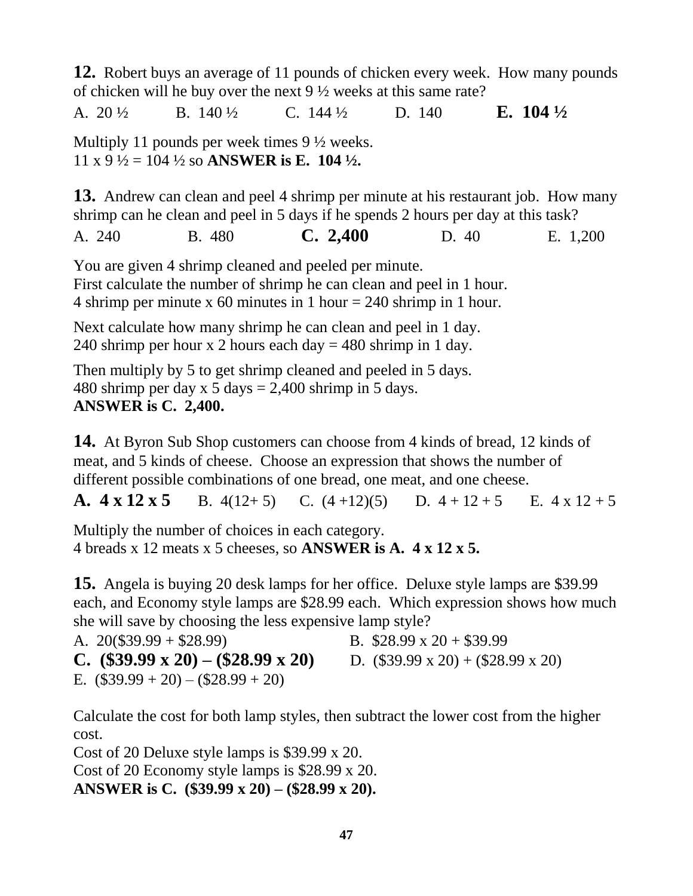**12.** Robert buys an average of 11 pounds of chicken every week. How many pounds of chicken will he buy over the next 9 ½ weeks at this same rate?

A. 20 ½ B. 140 ½ C. 144 ½ D. 140 **E. 104 ½**

Multiply 11 pounds per week times 9 ½ weeks.
11 x 9 ½ = 104 ½ so **ANSWER is E. 104 ½.**

**13.** Andrew can clean and peel 4 shrimp per minute at his restaurant job. How many shrimp can he clean and peel in 5 days if he spends 2 hours per day at this task?

A. 240 B. 480 **C. 2,400** D. 40 E. 1,200

You are given 4 shrimp cleaned and peeled per minute.
First calculate the number of shrimp he can clean and peel in 1 hour.
4 shrimp per minute x 60 minutes in 1 hour = 240 shrimp in 1 hour.

Next calculate how many shrimp he can clean and peel in 1 day.
240 shrimp per hour x 2 hours each day = 480 shrimp in 1 day.

Then multiply by 5 to get shrimp cleaned and peeled in 5 days.
480 shrimp per day x 5 days = 2,400 shrimp in 5 days.
**ANSWER is C. 2,400.**

**14.** At Byron Sub Shop customers can choose from 4 kinds of bread, 12 kinds of meat, and 5 kinds of cheese. Choose an expression that shows the number of different possible combinations of one bread, one meat, and one cheese.

**A. 4 x 12 x 5** B. 4(12+ 5) C. (4 +12)(5) D. 4 + 12 + 5 E. 4 x 12 + 5

Multiply the number of choices in each category.
4 breads x 12 meats x 5 cheeses, so **ANSWER is A. 4 x 12 x 5.**

**15.** Angela is buying 20 desk lamps for her office. Deluxe style lamps are $39.99 each, and Economy style lamps are $28.99 each. Which expression shows how much she will save by choosing the less expensive lamp style?

A. 20($39.99 + $28.99)
B. $28.99 x 20 + $39.99
**C. ($39.99 x 20) – ($28.99 x 20)**
D. ($39.99 x 20) + ($28.99 x 20)
E. ($39.99 + 20) – ($28.99 + 20)

Calculate the cost for both lamp styles, then subtract the lower cost from the higher cost.
Cost of 20 Deluxe style lamps is $39.99 x 20.
Cost of 20 Economy style lamps is $28.99 x 20.
**ANSWER is C. ($39.99 x 20) – ($28.99 x 20).**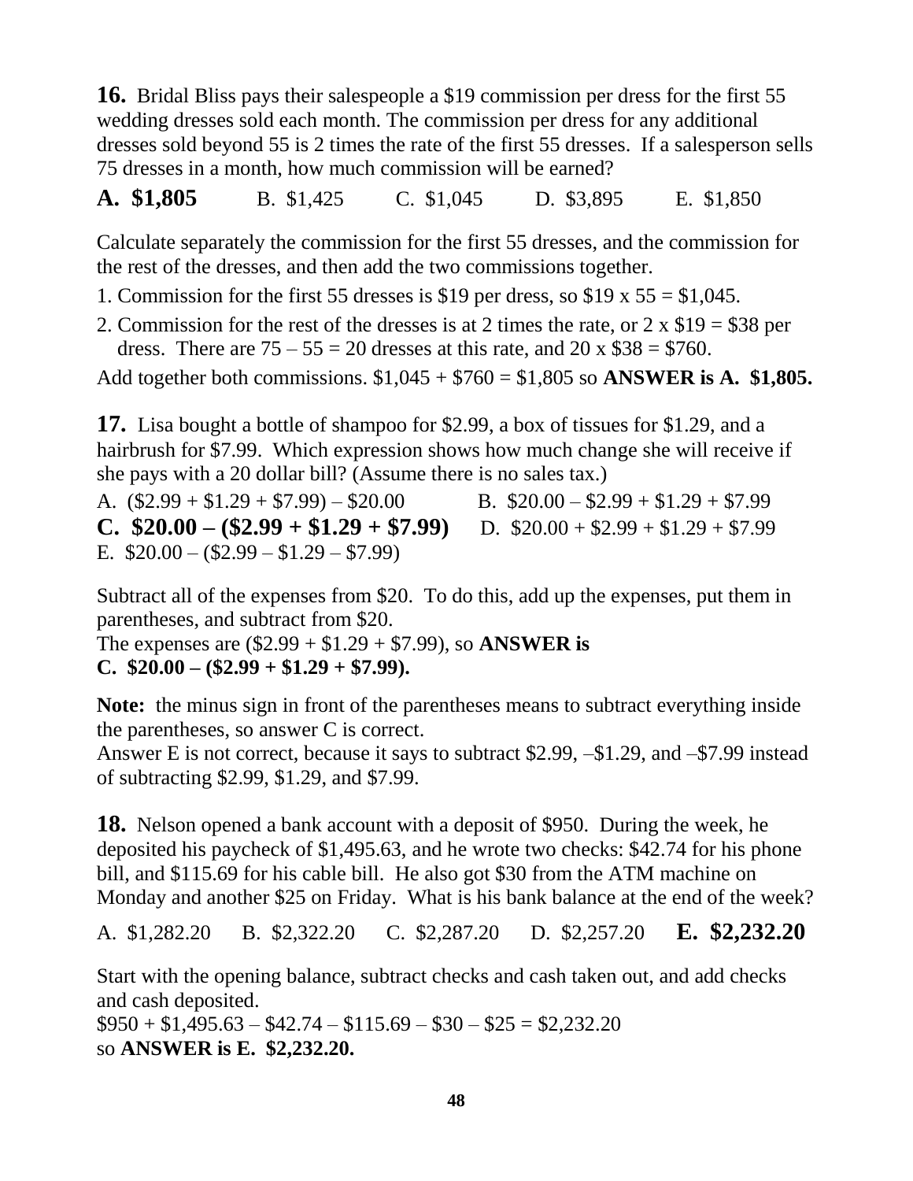**16.** Bridal Bliss pays their salespeople a \$19 commission per dress for the first 55 wedding dresses sold each month. The commission per dress for any additional dresses sold beyond 55 is 2 times the rate of the first 55 dresses. If a salesperson sells 75 dresses in a month, how much commission will be earned?

**A. \$1,805** B. \$1,425 C. \$1,045 D. \$3,895 E. \$1,850

Calculate separately the commission for the first 55 dresses, and the commission for the rest of the dresses, and then add the two commissions together.

1. Commission for the first 55 dresses is \$19 per dress, so \$19 x 55 = \$1,045.
2. Commission for the rest of the dresses is at 2 times the rate, or 2 x \$19 = \$38 per dress. There are 75 – 55 = 20 dresses at this rate, and 20 x \$38 = \$760.

Add together both commissions. \$1,045 + \$760 = \$1,805 so **ANSWER is A. \$1,805.**

**17.** Lisa bought a bottle of shampoo for \$2.99, a box of tissues for \$1.29, and a hairbrush for \$7.99. Which expression shows how much change she will receive if she pays with a 20 dollar bill? (Assume there is no sales tax.)

A. (\$2.99 + \$1.29 + \$7.99) – \$20.00 B. \$20.00 – \$2.99 + \$1.29 + \$7.99
**C. \$20.00 – (\$2.99 + \$1.29 + \$7.99)** D. \$20.00 + \$2.99 + \$1.29 + \$7.99
E. \$20.00 – (\$2.99 – \$1.29 – \$7.99)

Subtract all of the expenses from \$20. To do this, add up the expenses, put them in parentheses, and subtract from \$20.
The expenses are (\$2.99 + \$1.29 + \$7.99), so **ANSWER is C. \$20.00 – (\$2.99 + \$1.29 + \$7.99).**

**Note:** the minus sign in front of the parentheses means to subtract everything inside the parentheses, so answer C is correct.
Answer E is not correct, because it says to subtract \$2.99, –\$1.29, and –\$7.99 instead of subtracting \$2.99, \$1.29, and \$7.99.

**18.** Nelson opened a bank account with a deposit of \$950. During the week, he deposited his paycheck of \$1,495.63, and he wrote two checks: \$42.74 for his phone bill, and \$115.69 for his cable bill. He also got \$30 from the ATM machine on Monday and another \$25 on Friday. What is his bank balance at the end of the week?

A. \$1,282.20 B. \$2,322.20 C. \$2,287.20 D. \$2,257.20 **E. \$2,232.20**

Start with the opening balance, subtract checks and cash taken out, and add checks and cash deposited.
\$950 + \$1,495.63 – \$42.74 – \$115.69 – \$30 – \$25 = \$2,232.20
so **ANSWER is E. \$2,232.20.**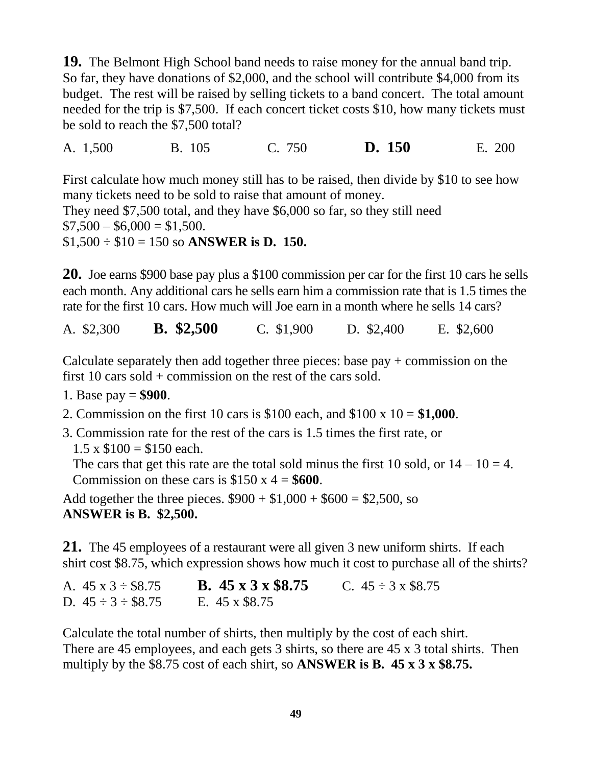**19.** The Belmont High School band needs to raise money for the annual band trip. So far, they have donations of $2,000, and the school will contribute $4,000 from its budget. The rest will be raised by selling tickets to a band concert. The total amount needed for the trip is $7,500. If each concert ticket costs $10, how many tickets must be sold to reach the $7,500 total?

A. 1,500    B. 105    C. 750    **D. 150**    E. 200

First calculate how much money still has to be raised, then divide by $10 to see how many tickets need to be sold to raise that amount of money.
They need $7,500 total, and they have $6,000 so far, so they still need
$7,500 – $6,000 = $1,500.
$1,500 ÷ $10 = 150 so **ANSWER is D. 150.**

**20.** Joe earns $900 base pay plus a $100 commission per car for the first 10 cars he sells each month. Any additional cars he sells earn him a commission rate that is 1.5 times the rate for the first 10 cars. How much will Joe earn in a month where he sells 14 cars?

A. $2,300    **B. $2,500**    C. $1,900    D. $2,400    E. $2,600

Calculate separately then add together three pieces: base pay + commission on the first 10 cars sold + commission on the rest of the cars sold.

1. Base pay = **$900**.
2. Commission on the first 10 cars is $100 each, and $100 x 10 = **$1,000**.
3. Commission rate for the rest of the cars is 1.5 times the first rate, or 1.5 x $100 = $150 each.
   The cars that get this rate are the total sold minus the first 10 sold, or 14 – 10 = 4.
   Commission on these cars is $150 x 4 = **$600**.

Add together the three pieces. $900 + $1,000 + $600 = $2,500, so
**ANSWER is B. $2,500.**

**21.** The 45 employees of a restaurant were all given 3 new uniform shirts. If each shirt cost $8.75, which expression shows how much it cost to purchase all of the shirts?

A. 45 x 3 ÷ $8.75    **B. 45 x 3 x $8.75**    C. 45 ÷ 3 x $8.75
D. 45 ÷ 3 ÷ $8.75    E. 45 x $8.75

Calculate the total number of shirts, then multiply by the cost of each shirt.
There are 45 employees, and each gets 3 shirts, so there are 45 x 3 total shirts. Then multiply by the $8.75 cost of each shirt, so **ANSWER is B. 45 x 3 x $8.75.**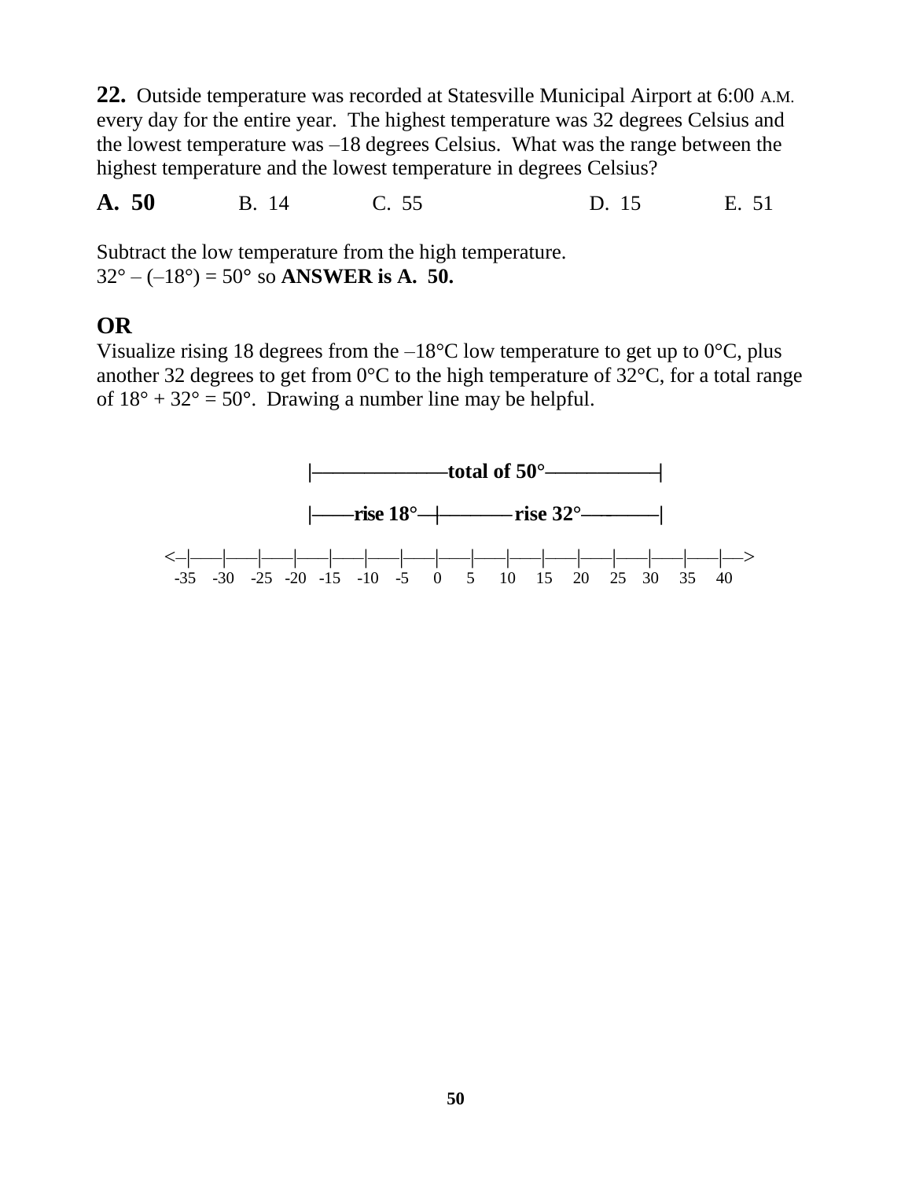**22.** Outside temperature was recorded at Statesville Municipal Airport at 6:00 A.M. every day for the entire year. The highest temperature was 32 degrees Celsius and the lowest temperature was –18 degrees Celsius. What was the range between the highest temperature and the lowest temperature in degrees Celsius?

**A. 50** B. 14 C. 55 D. 15 E. 51

Subtract the low temperature from the high temperature.
$32° – (–18°) = 50°$ so **ANSWER is A. 50.**

## OR

Visualize rising 18 degrees from the –18°C low temperature to get up to 0°C, plus another 32 degrees to get from 0°C to the high temperature of 32°C, for a total range of $18° + 32° = 50°$. Drawing a number line may be helpful.

**total of 50°**

**rise 18°** **rise 32°**

-35 -30 -25 -20 -15 -10 -5 0 5 10 15 20 25 30 35 40